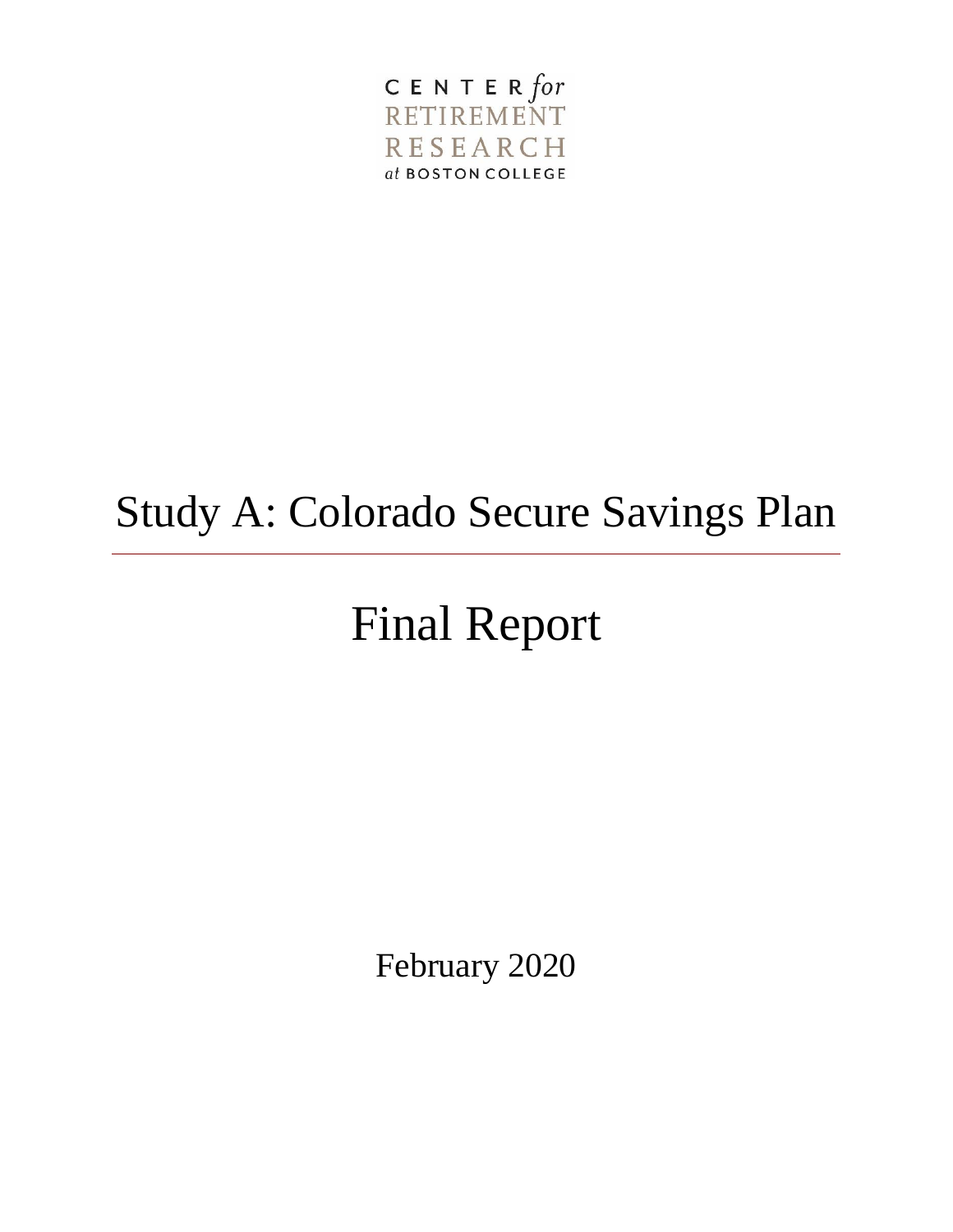CENTER *for* RETIREMENT RESEARCH *at* BOSTON COLLEGE

# Study A: Colorado Secure Savings Plan

# Final Report

February 2020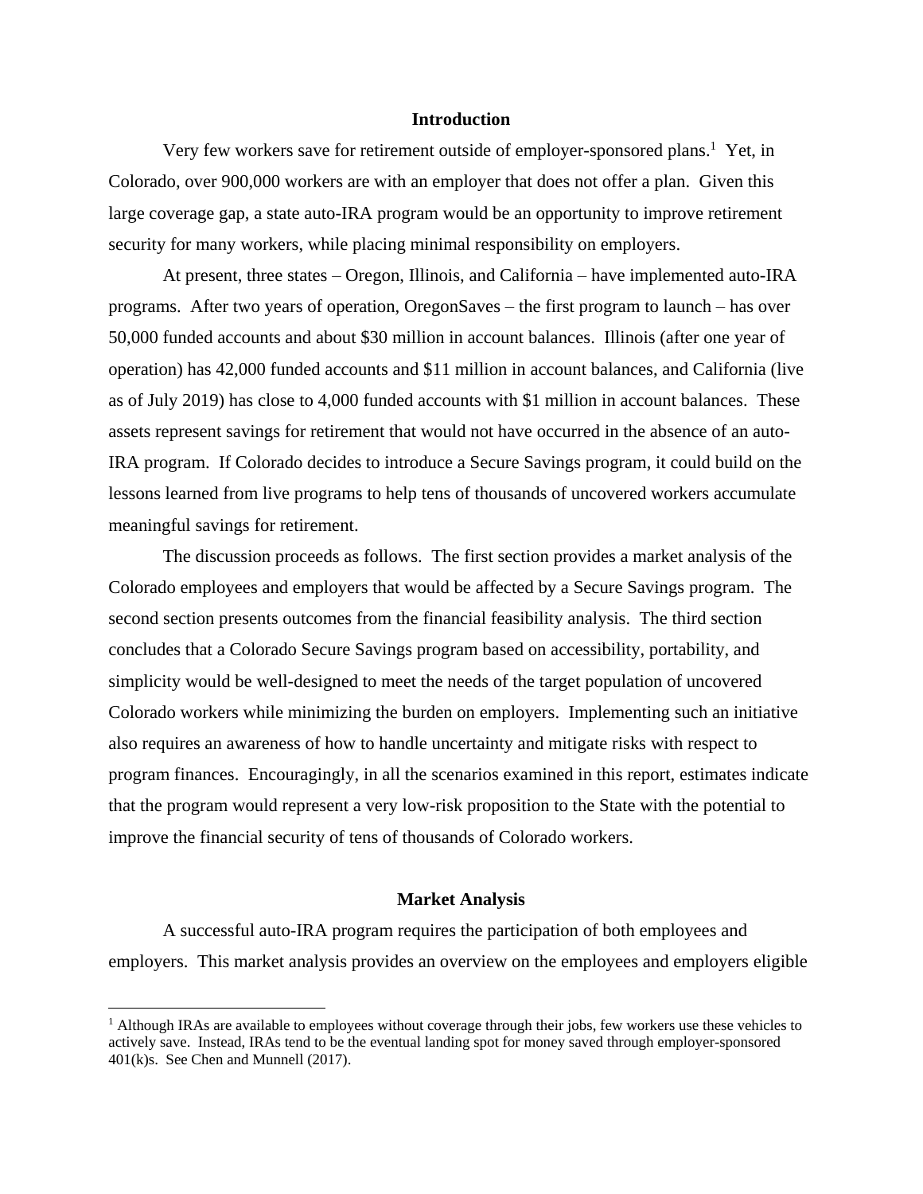## Introduction

Very few workers save for retirement outside of employer-sponsored plans.[1] Yet, in Colorado, over 900,000 workers are with an employer that does not offer a plan. Given this large coverage gap, a state auto-IRA program would be an opportunity to improve retirement security for many workers, while placing minimal responsibility on employers.

At present, three states – Oregon, Illinois, and California – have implemented auto-IRA programs. After two years of operation, OregonSaves – the first program to launch – has over 50,000 funded accounts and about $30 million in account balances. Illinois (after one year of operation) has 42,000 funded accounts and $11 million in account balances, and California (live as of July 2019) has close to 4,000 funded accounts with $1 million in account balances. These assets represent savings for retirement that would not have occurred in the absence of an auto-IRA program. If Colorado decides to introduce a Secure Savings program, it could build on the lessons learned from live programs to help tens of thousands of uncovered workers accumulate meaningful savings for retirement.

The discussion proceeds as follows. The first section provides a market analysis of the Colorado employees and employers that would be affected by a Secure Savings program. The second section presents outcomes from the financial feasibility analysis. The third section concludes that a Colorado Secure Savings program based on accessibility, portability, and simplicity would be well-designed to meet the needs of the target population of uncovered Colorado workers while minimizing the burden on employers. Implementing such an initiative also requires an awareness of how to handle uncertainty and mitigate risks with respect to program finances. Encouragingly, in all the scenarios examined in this report, estimates indicate that the program would represent a very low-risk proposition to the State with the potential to improve the financial security of tens of thousands of Colorado workers.

## Market Analysis

A successful auto-IRA program requires the participation of both employees and employers. This market analysis provides an overview on the employees and employers eligible

[1] Although IRAs are available to employees without coverage through their jobs, few workers use these vehicles to actively save. Instead, IRAs tend to be the eventual landing spot for money saved through employer-sponsored 401(k)s. See Chen and Munnell (2017).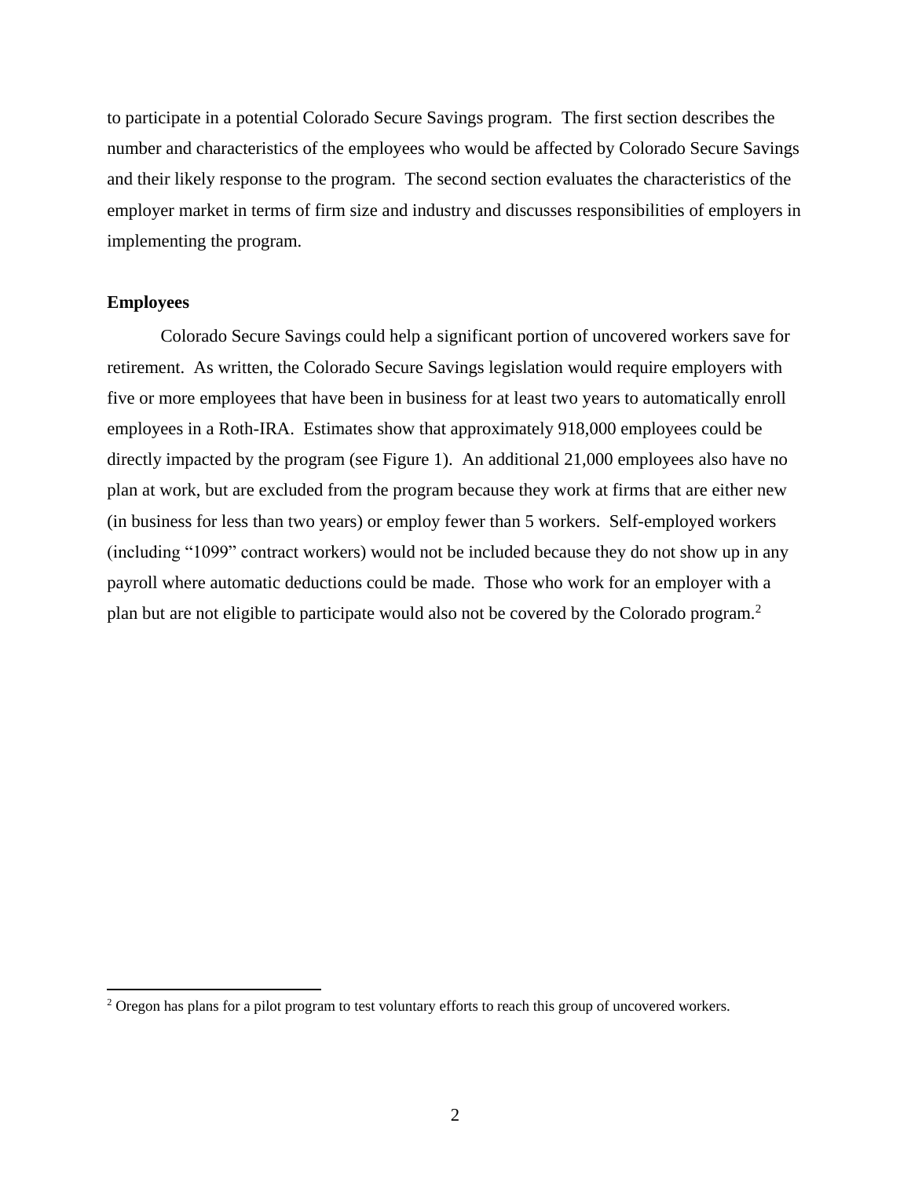to participate in a potential Colorado Secure Savings program. The first section describes the number and characteristics of the employees who would be affected by Colorado Secure Savings and their likely response to the program. The second section evaluates the characteristics of the employer market in terms of firm size and industry and discusses responsibilities of employers in implementing the program.

**Employees**

Colorado Secure Savings could help a significant portion of uncovered workers save for retirement. As written, the Colorado Secure Savings legislation would require employers with five or more employees that have been in business for at least two years to automatically enroll employees in a Roth-IRA. Estimates show that approximately 918,000 employees could be directly impacted by the program (see Figure 1). An additional 21,000 employees also have no plan at work, but are excluded from the program because they work at firms that are either new (in business for less than two years) or employ fewer than 5 workers. Self-employed workers (including "1099" contract workers) would not be included because they do not show up in any payroll where automatic deductions could be made. Those who work for an employer with a plan but are not eligible to participate would also not be covered by the Colorado program.[2]

[2] Oregon has plans for a pilot program to test voluntary efforts to reach this group of uncovered workers.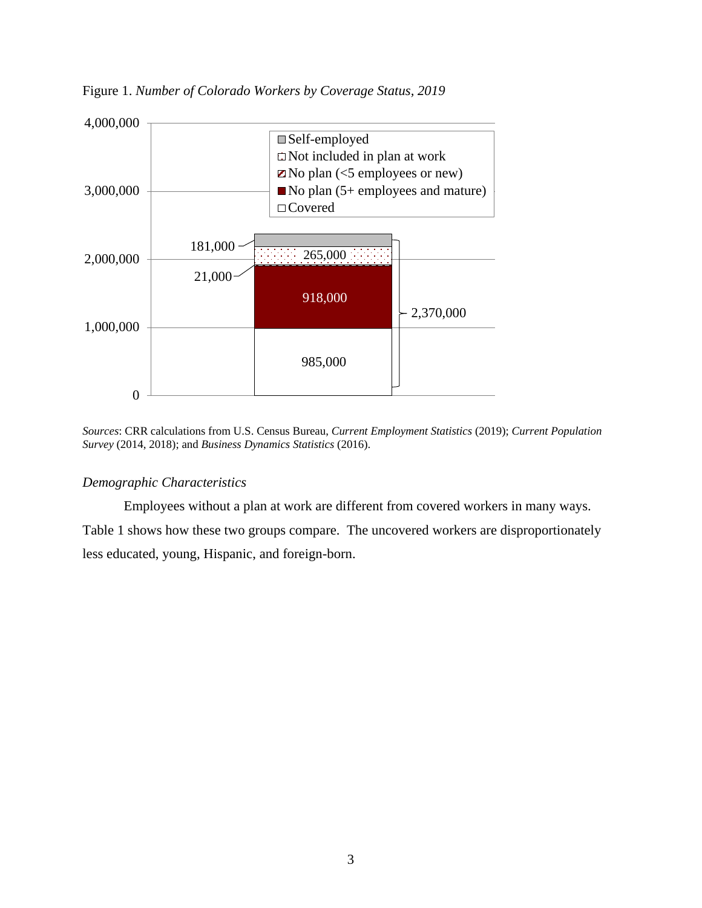Figure 1. *Number of Colorado Workers by Coverage Status, 2019*

*Sources*: CRR calculations from U.S. Census Bureau, *Current Employment Statistics* (2019); *Current Population Survey* (2014, 2018); and *Business Dynamics Statistics* (2016).

*Demographic Characteristics*

Employees without a plan at work are different from covered workers in many ways. Table 1 shows how these two groups compare. The uncovered workers are disproportionately less educated, young, Hispanic, and foreign-born.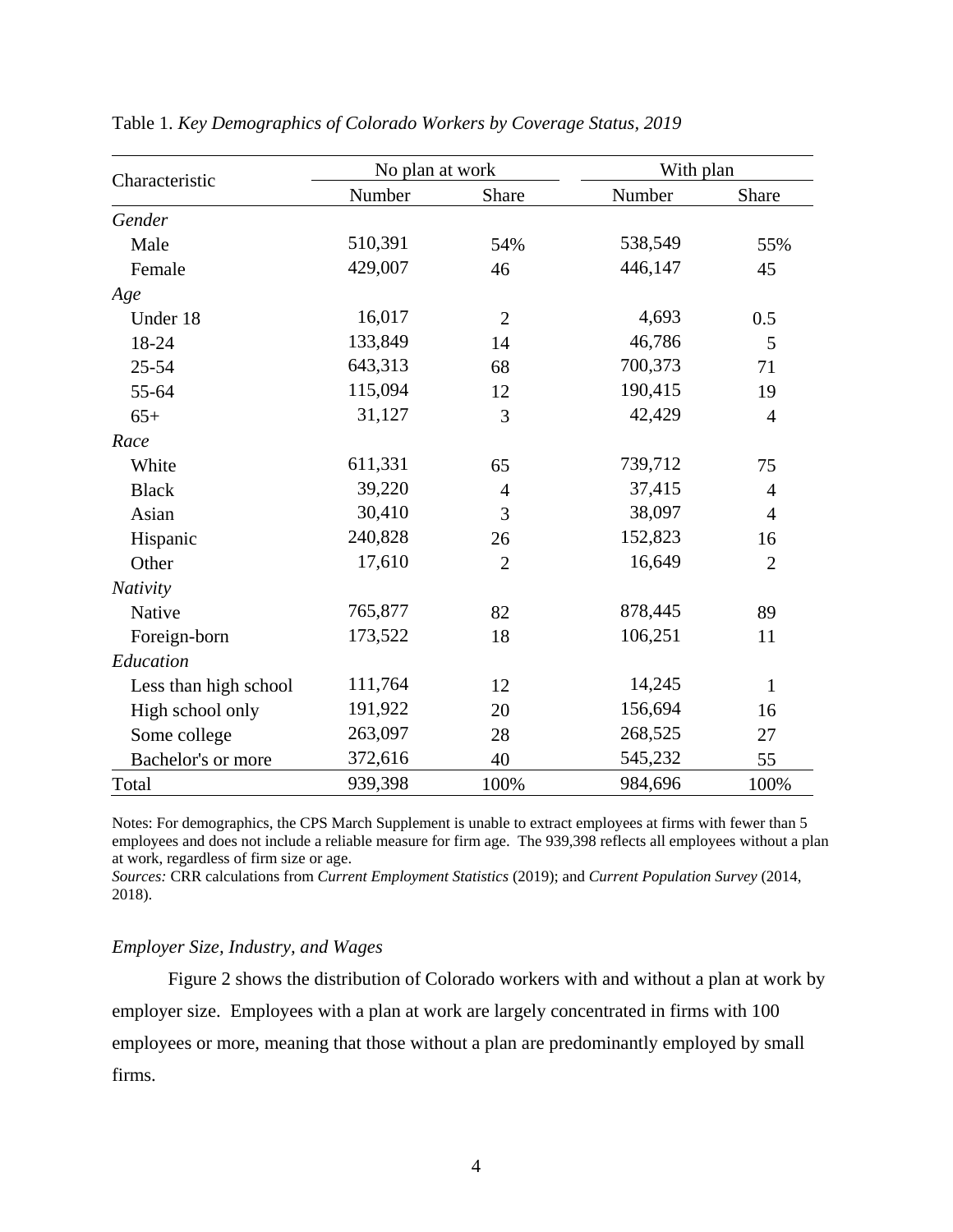Table 1. *Key Demographics of Colorado Workers by Coverage Status, 2019*

| Characteristic | No plan at work | | With plan | |
|---|---|---|---|---|
| | Number | Share | Number | Share |
| *Gender* | | | | |
| Male | 510,391 | 54% | 538,549 | 55% |
| Female | 429,007 | 46 | 446,147 | 45 |
| *Age* | | | | |
| Under 18 | 16,017 | 2 | 4,693 | 0.5 |
| 18-24 | 133,849 | 14 | 46,786 | 5 |
| 25-54 | 643,313 | 68 | 700,373 | 71 |
| 55-64 | 115,094 | 12 | 190,415 | 19 |
| 65+ | 31,127 | 3 | 42,429 | 4 |
| *Race* | | | | |
| White | 611,331 | 65 | 739,712 | 75 |
| Black | 39,220 | 4 | 37,415 | 4 |
| Asian | 30,410 | 3 | 38,097 | 4 |
| Hispanic | 240,828 | 26 | 152,823 | 16 |
| Other | 17,610 | 2 | 16,649 | 2 |
| *Nativity* | | | | |
| Native | 765,877 | 82 | 878,445 | 89 |
| Foreign-born | 173,522 | 18 | 106,251 | 11 |
| *Education* | | | | |
| Less than high school | 111,764 | 12 | 14,245 | 1 |
| High school only | 191,922 | 20 | 156,694 | 16 |
| Some college | 263,097 | 28 | 268,525 | 27 |
| Bachelor's or more | 372,616 | 40 | 545,232 | 55 |
| Total | 939,398 | 100% | 984,696 | 100% |

Notes: For demographics, the CPS March Supplement is unable to extract employees at firms with fewer than 5 employees and does not include a reliable measure for firm age. The 939,398 reflects all employees without a plan at work, regardless of firm size or age.
*Sources:* CRR calculations from *Current Employment Statistics* (2019); and *Current Population Survey* (2014, 2018).

### *Employer Size, Industry, and Wages*

Figure 2 shows the distribution of Colorado workers with and without a plan at work by employer size. Employees with a plan at work are largely concentrated in firms with 100 employees or more, meaning that those without a plan are predominantly employed by small firms.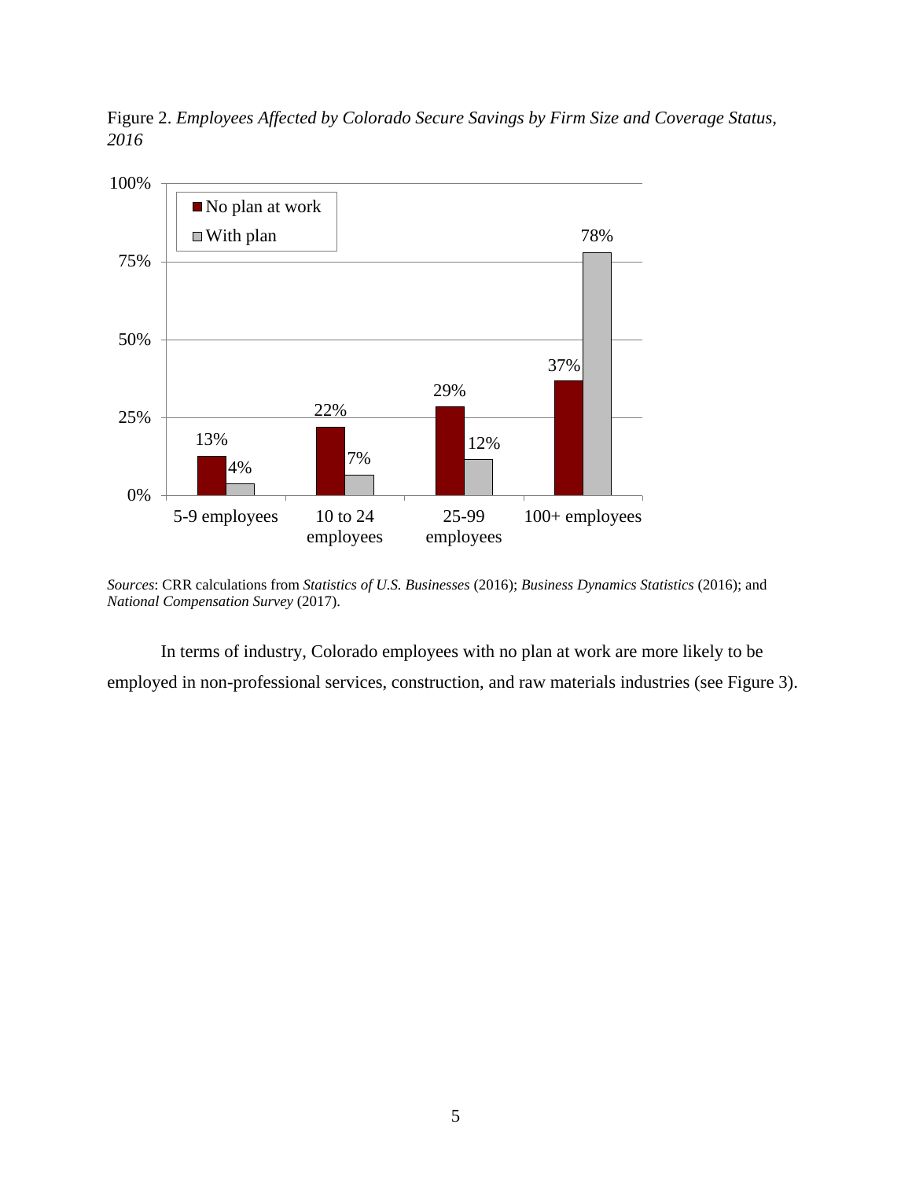Figure 2. *Employees Affected by Colorado Secure Savings by Firm Size and Coverage Status, 2016*

| | No plan at work | With plan |
|---|---|---|
| 5-9 employees | 13% | 4% |
| 10 to 24 employees | 22% | 7% |
| 25-99 employees | 29% | 12% |
| 100+ employees | 37% | 78% |

*Sources*: CRR calculations from *Statistics of U.S. Businesses* (2016); *Business Dynamics Statistics* (2016); and *National Compensation Survey* (2017).

In terms of industry, Colorado employees with no plan at work are more likely to be employed in non-professional services, construction, and raw materials industries (see Figure 3).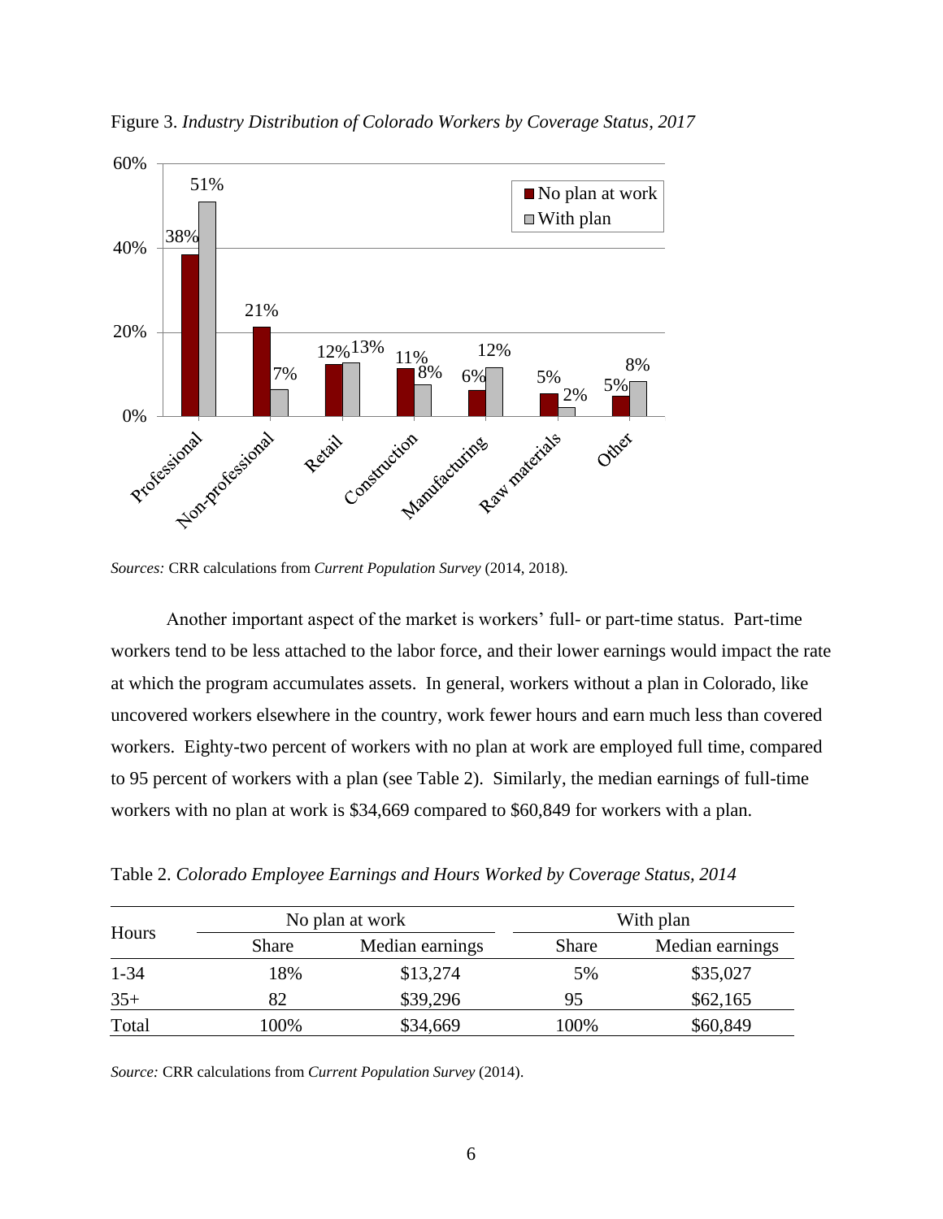Figure 3. *Industry Distribution of Colorado Workers by Coverage Status, 2017*

*Sources:* CRR calculations from *Current Population Survey* (2014, 2018).

Another important aspect of the market is workers' full- or part-time status. Part-time workers tend to be less attached to the labor force, and their lower earnings would impact the rate at which the program accumulates assets. In general, workers without a plan in Colorado, like uncovered workers elsewhere in the country, work fewer hours and earn much less than covered workers. Eighty-two percent of workers with no plan at work are employed full time, compared to 95 percent of workers with a plan (see Table 2). Similarly, the median earnings of full-time workers with no plan at work is $34,669 compared to $60,849 for workers with a plan.

Table 2. *Colorado Employee Earnings and Hours Worked by Coverage Status, 2014*

| Hours | No plan at work | | With plan | |
|---|---|---|---|---|
| | Share | Median earnings | Share | Median earnings |
| 1-34 | 18% | $13,274 | 5% | $35,027 |
| 35+ | 82 | $39,296 | 95 | $62,165 |
| Total | 100% | $34,669 | 100% | $60,849 |

*Source:* CRR calculations from *Current Population Survey* (2014).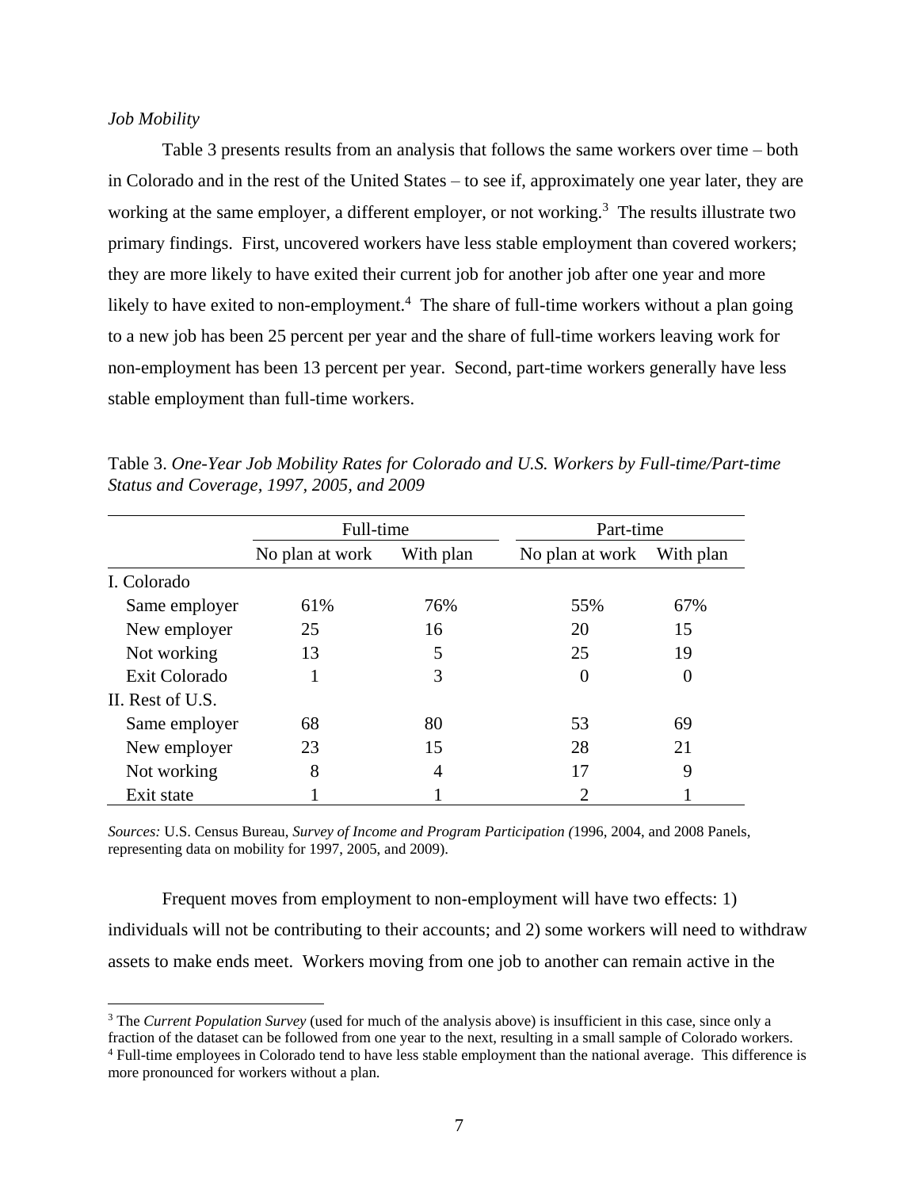*Job Mobility*

Table 3 presents results from an analysis that follows the same workers over time – both in Colorado and in the rest of the United States – to see if, approximately one year later, they are working at the same employer, a different employer, or not working.[3] The results illustrate two primary findings. First, uncovered workers have less stable employment than covered workers; they are more likely to have exited their current job for another job after one year and more likely to have exited to non-employment.[4] The share of full-time workers without a plan going to a new job has been 25 percent per year and the share of full-time workers leaving work for non-employment has been 13 percent per year. Second, part-time workers generally have less stable employment than full-time workers.

Table 3. *One-Year Job Mobility Rates for Colorado and U.S. Workers by Full-time/Part-time Status and Coverage, 1997, 2005, and 2009*

| | Full-time | | Part-time | |
|---|---|---|---|---|
| | No plan at work | With plan | No plan at work | With plan |
| I. Colorado | | | | |
| Same employer | 61% | 76% | 55% | 67% |
| New employer | 25 | 16 | 20 | 15 |
| Not working | 13 | 5 | 25 | 19 |
| Exit Colorado | 1 | 3 | 0 | 0 |
| II. Rest of U.S. | | | | |
| Same employer | 68 | 80 | 53 | 69 |
| New employer | 23 | 15 | 28 | 21 |
| Not working | 8 | 4 | 17 | 9 |
| Exit state | 1 | 1 | 2 | 1 |

*Sources:* U.S. Census Bureau, *Survey of Income and Program Participation (*1996, 2004, and 2008 Panels, representing data on mobility for 1997, 2005, and 2009).

Frequent moves from employment to non-employment will have two effects: 1) individuals will not be contributing to their accounts; and 2) some workers will need to withdraw assets to make ends meet. Workers moving from one job to another can remain active in the

[3] The *Current Population Survey* (used for much of the analysis above) is insufficient in this case, since only a fraction of the dataset can be followed from one year to the next, resulting in a small sample of Colorado workers.

[4] Full-time employees in Colorado tend to have less stable employment than the national average. This difference is more pronounced for workers without a plan.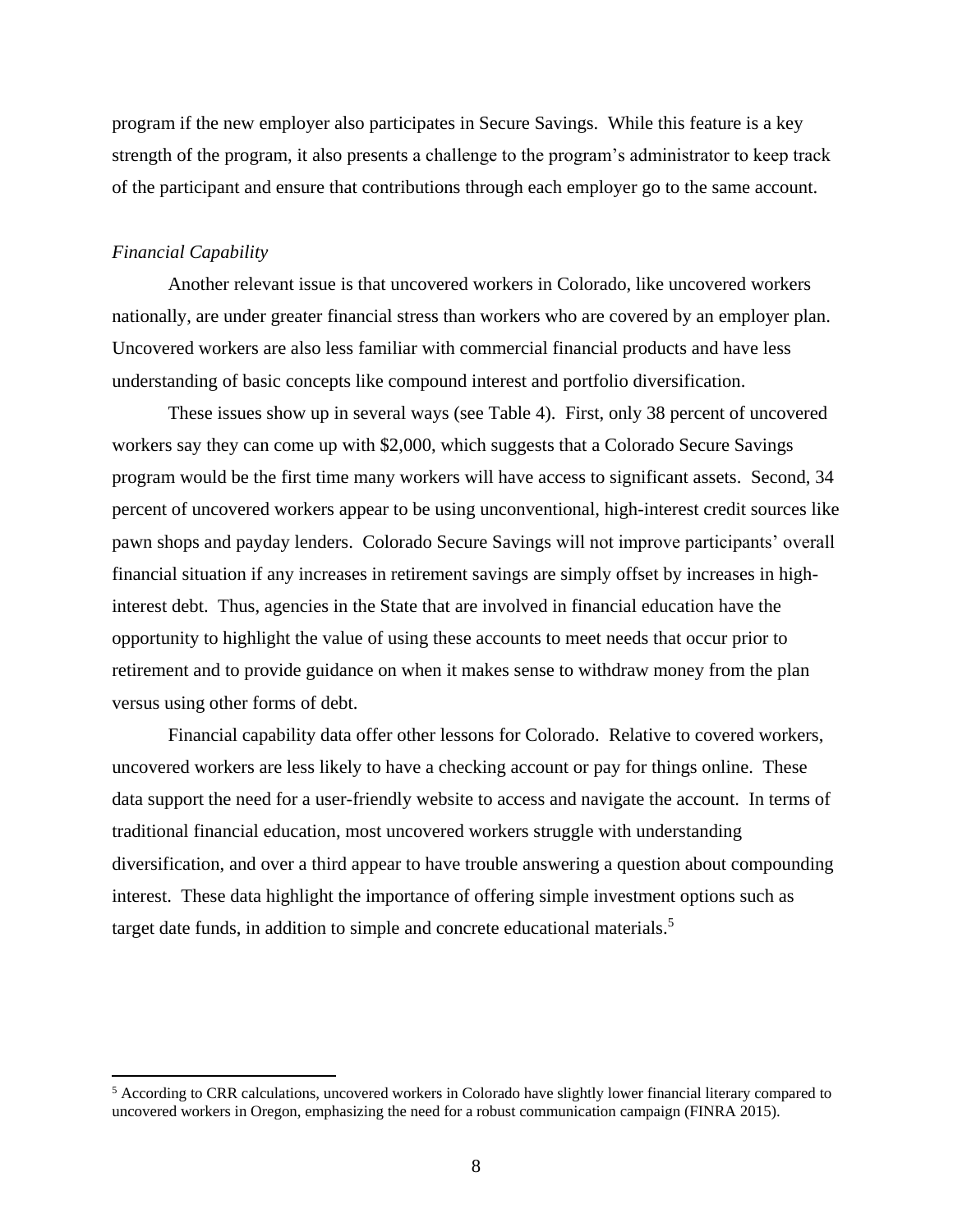program if the new employer also participates in Secure Savings. While this feature is a key strength of the program, it also presents a challenge to the program's administrator to keep track of the participant and ensure that contributions through each employer go to the same account.

*Financial Capability*

Another relevant issue is that uncovered workers in Colorado, like uncovered workers nationally, are under greater financial stress than workers who are covered by an employer plan. Uncovered workers are also less familiar with commercial financial products and have less understanding of basic concepts like compound interest and portfolio diversification.

These issues show up in several ways (see Table 4). First, only 38 percent of uncovered workers say they can come up with $2,000, which suggests that a Colorado Secure Savings program would be the first time many workers will have access to significant assets. Second, 34 percent of uncovered workers appear to be using unconventional, high-interest credit sources like pawn shops and payday lenders. Colorado Secure Savings will not improve participants' overall financial situation if any increases in retirement savings are simply offset by increases in high-interest debt. Thus, agencies in the State that are involved in financial education have the opportunity to highlight the value of using these accounts to meet needs that occur prior to retirement and to provide guidance on when it makes sense to withdraw money from the plan versus using other forms of debt.

Financial capability data offer other lessons for Colorado. Relative to covered workers, uncovered workers are less likely to have a checking account or pay for things online. These data support the need for a user-friendly website to access and navigate the account. In terms of traditional financial education, most uncovered workers struggle with understanding diversification, and over a third appear to have trouble answering a question about compounding interest. These data highlight the importance of offering simple investment options such as target date funds, in addition to simple and concrete educational materials.[5]

---

[5] According to CRR calculations, uncovered workers in Colorado have slightly lower financial literary compared to uncovered workers in Oregon, emphasizing the need for a robust communication campaign (FINRA 2015).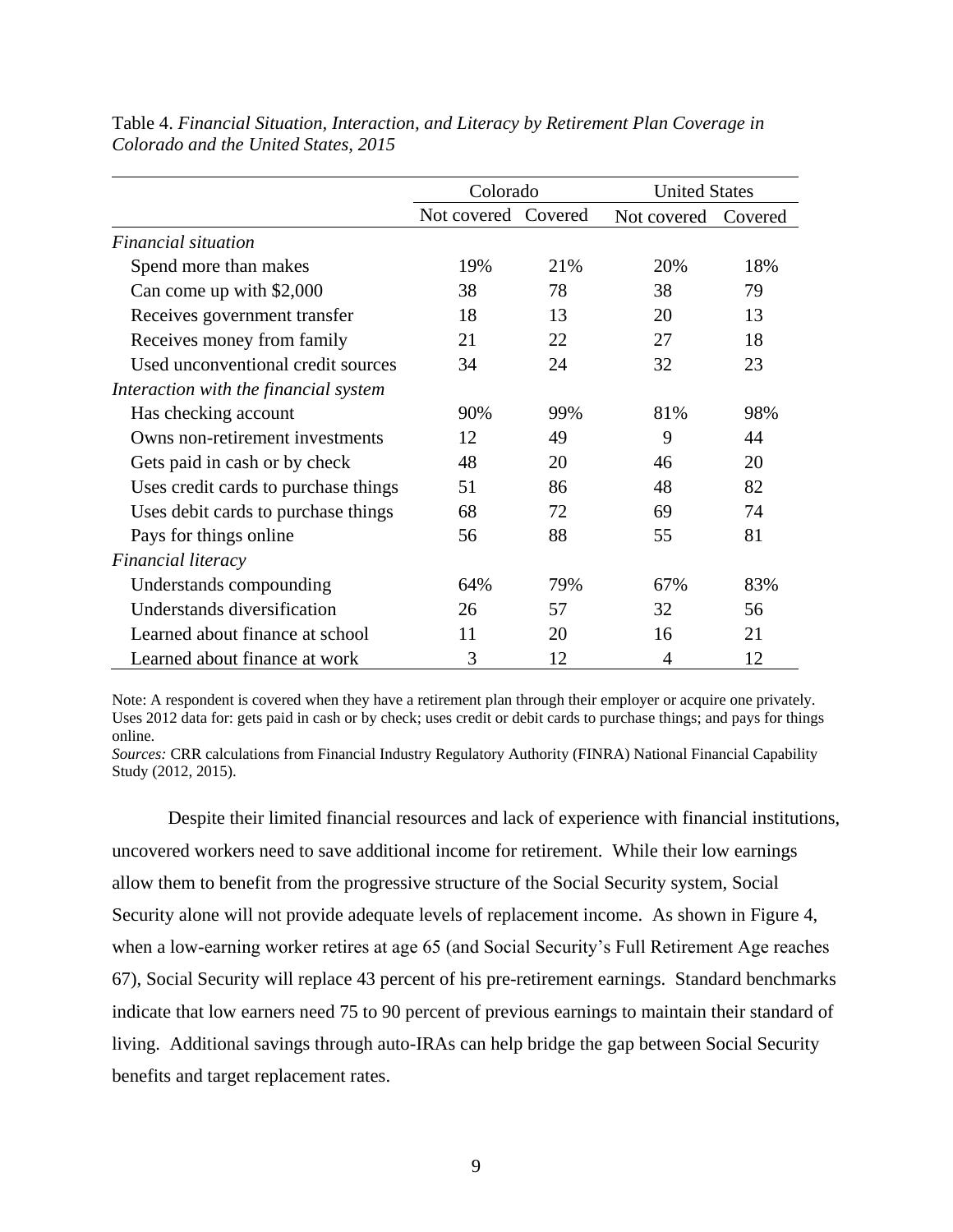Table 4. *Financial Situation, Interaction, and Literacy by Retirement Plan Coverage in Colorado and the United States, 2015*

| | Colorado | | United States | |
|---|---|---|---|---|
| | Not covered | Covered | Not covered | Covered |
| *Financial situation* | | | | |
| Spend more than makes | 19% | 21% | 20% | 18% |
| Can come up with $2,000 | 38 | 78 | 38 | 79 |
| Receives government transfer | 18 | 13 | 20 | 13 |
| Receives money from family | 21 | 22 | 27 | 18 |
| Used unconventional credit sources | 34 | 24 | 32 | 23 |
| *Interaction with the financial system* | | | | |
| Has checking account | 90% | 99% | 81% | 98% |
| Owns non-retirement investments | 12 | 49 | 9 | 44 |
| Gets paid in cash or by check | 48 | 20 | 46 | 20 |
| Uses credit cards to purchase things | 51 | 86 | 48 | 82 |
| Uses debit cards to purchase things | 68 | 72 | 69 | 74 |
| Pays for things online | 56 | 88 | 55 | 81 |
| *Financial literacy* | | | | |
| Understands compounding | 64% | 79% | 67% | 83% |
| Understands diversification | 26 | 57 | 32 | 56 |
| Learned about finance at school | 11 | 20 | 16 | 21 |
| Learned about finance at work | 3 | 12 | 4 | 12 |

Note: A respondent is covered when they have a retirement plan through their employer or acquire one privately. Uses 2012 data for: gets paid in cash or by check; uses credit or debit cards to purchase things; and pays for things online.
*Sources:* CRR calculations from Financial Industry Regulatory Authority (FINRA) National Financial Capability Study (2012, 2015).

Despite their limited financial resources and lack of experience with financial institutions, uncovered workers need to save additional income for retirement. While their low earnings allow them to benefit from the progressive structure of the Social Security system, Social Security alone will not provide adequate levels of replacement income. As shown in Figure 4, when a low-earning worker retires at age 65 (and Social Security's Full Retirement Age reaches 67), Social Security will replace 43 percent of his pre-retirement earnings. Standard benchmarks indicate that low earners need 75 to 90 percent of previous earnings to maintain their standard of living. Additional savings through auto-IRAs can help bridge the gap between Social Security benefits and target replacement rates.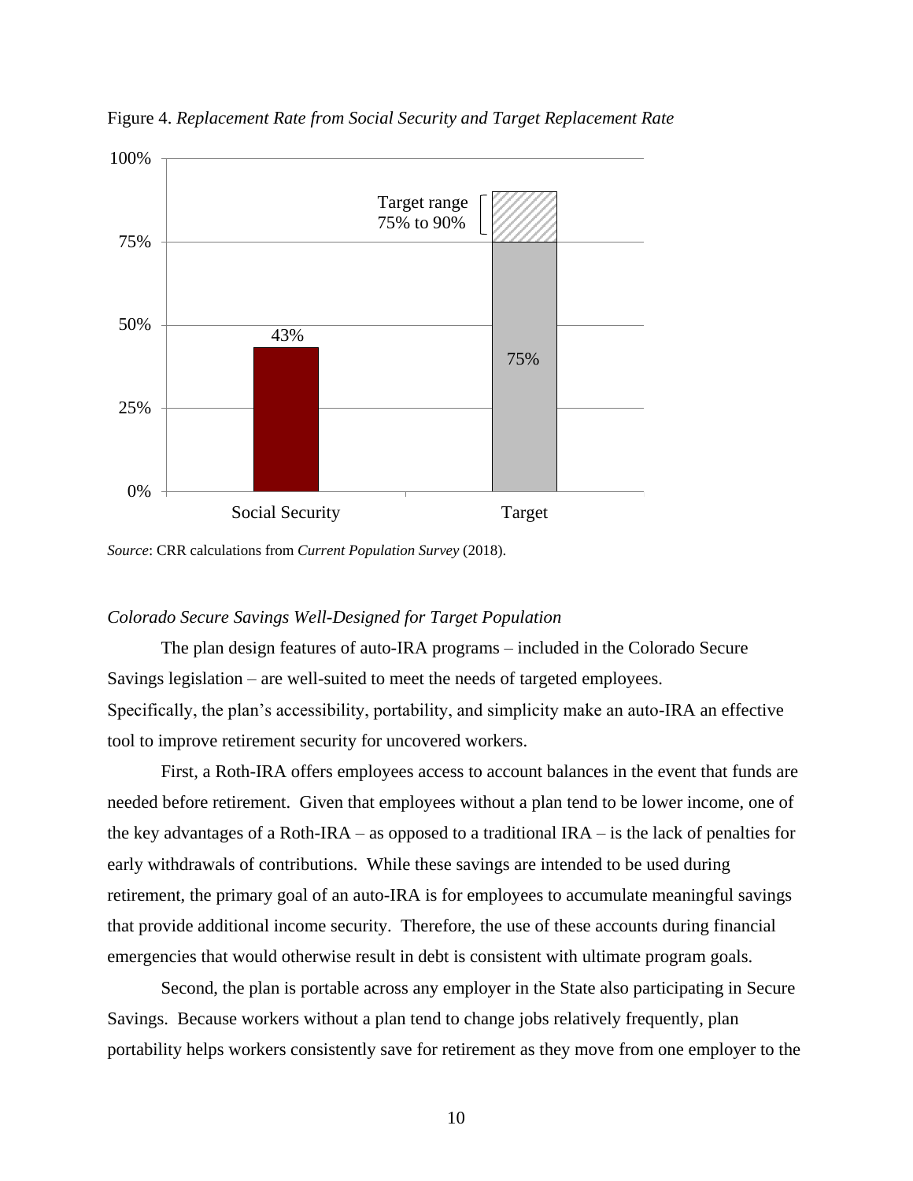Figure 4. *Replacement Rate from Social Security and Target Replacement Rate*

*Source*: CRR calculations from *Current Population Survey* (2018).

*Colorado Secure Savings Well-Designed for Target Population*

The plan design features of auto-IRA programs – included in the Colorado Secure Savings legislation – are well-suited to meet the needs of targeted employees. Specifically, the plan's accessibility, portability, and simplicity make an auto-IRA an effective tool to improve retirement security for uncovered workers.

First, a Roth-IRA offers employees access to account balances in the event that funds are needed before retirement. Given that employees without a plan tend to be lower income, one of the key advantages of a Roth-IRA – as opposed to a traditional IRA – is the lack of penalties for early withdrawals of contributions. While these savings are intended to be used during retirement, the primary goal of an auto-IRA is for employees to accumulate meaningful savings that provide additional income security. Therefore, the use of these accounts during financial emergencies that would otherwise result in debt is consistent with ultimate program goals.

Second, the plan is portable across any employer in the State also participating in Secure Savings. Because workers without a plan tend to change jobs relatively frequently, plan portability helps workers consistently save for retirement as they move from one employer to the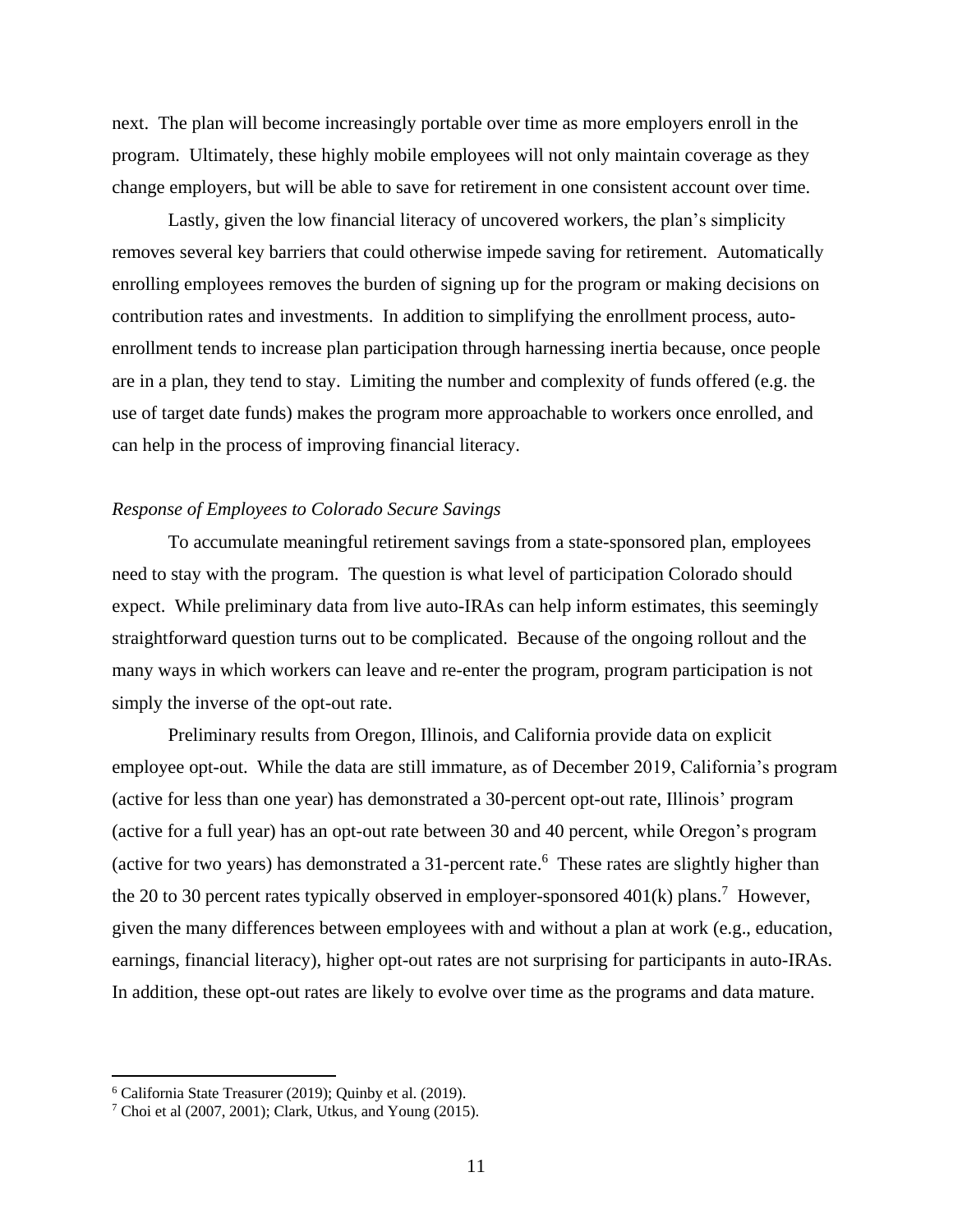next. The plan will become increasingly portable over time as more employers enroll in the program. Ultimately, these highly mobile employees will not only maintain coverage as they change employers, but will be able to save for retirement in one consistent account over time.

Lastly, given the low financial literacy of uncovered workers, the plan's simplicity removes several key barriers that could otherwise impede saving for retirement. Automatically enrolling employees removes the burden of signing up for the program or making decisions on contribution rates and investments. In addition to simplifying the enrollment process, auto-enrollment tends to increase plan participation through harnessing inertia because, once people are in a plan, they tend to stay. Limiting the number and complexity of funds offered (e.g. the use of target date funds) makes the program more approachable to workers once enrolled, and can help in the process of improving financial literacy.

*Response of Employees to Colorado Secure Savings*

To accumulate meaningful retirement savings from a state-sponsored plan, employees need to stay with the program. The question is what level of participation Colorado should expect. While preliminary data from live auto-IRAs can help inform estimates, this seemingly straightforward question turns out to be complicated. Because of the ongoing rollout and the many ways in which workers can leave and re-enter the program, program participation is not simply the inverse of the opt-out rate.

Preliminary results from Oregon, Illinois, and California provide data on explicit employee opt-out. While the data are still immature, as of December 2019, California's program (active for less than one year) has demonstrated a 30-percent opt-out rate, Illinois' program (active for a full year) has an opt-out rate between 30 and 40 percent, while Oregon's program (active for two years) has demonstrated a 31-percent rate.[6] These rates are slightly higher than the 20 to 30 percent rates typically observed in employer-sponsored 401(k) plans.[7] However, given the many differences between employees with and without a plan at work (e.g., education, earnings, financial literacy), higher opt-out rates are not surprising for participants in auto-IRAs. In addition, these opt-out rates are likely to evolve over time as the programs and data mature.

---

[6] California State Treasurer (2019); Quinby et al. (2019).

[7] Choi et al (2007, 2001); Clark, Utkus, and Young (2015).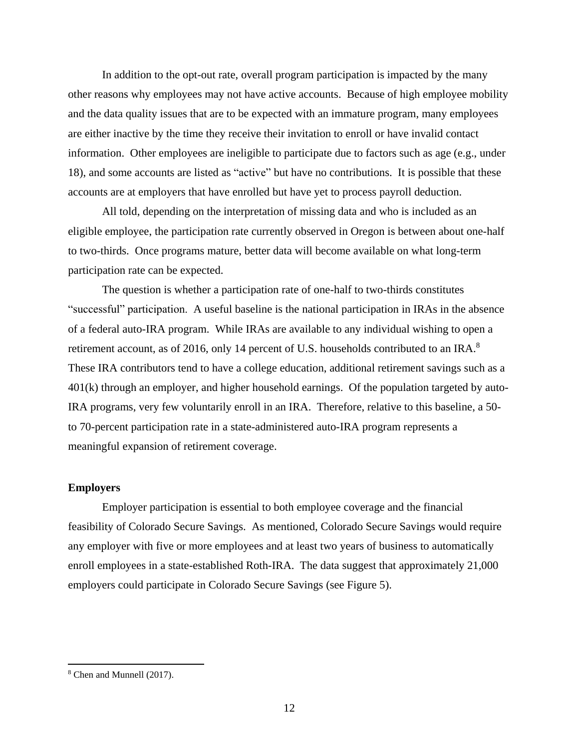In addition to the opt-out rate, overall program participation is impacted by the many other reasons why employees may not have active accounts. Because of high employee mobility and the data quality issues that are to be expected with an immature program, many employees are either inactive by the time they receive their invitation to enroll or have invalid contact information. Other employees are ineligible to participate due to factors such as age (e.g., under 18), and some accounts are listed as "active" but have no contributions. It is possible that these accounts are at employers that have enrolled but have yet to process payroll deduction.

All told, depending on the interpretation of missing data and who is included as an eligible employee, the participation rate currently observed in Oregon is between about one-half to two-thirds. Once programs mature, better data will become available on what long-term participation rate can be expected.

The question is whether a participation rate of one-half to two-thirds constitutes "successful" participation. A useful baseline is the national participation in IRAs in the absence of a federal auto-IRA program. While IRAs are available to any individual wishing to open a retirement account, as of 2016, only 14 percent of U.S. households contributed to an IRA.[8] These IRA contributors tend to have a college education, additional retirement savings such as a 401(k) through an employer, and higher household earnings. Of the population targeted by auto-IRA programs, very few voluntarily enroll in an IRA. Therefore, relative to this baseline, a 50- to 70-percent participation rate in a state-administered auto-IRA program represents a meaningful expansion of retirement coverage.

**Employers**

Employer participation is essential to both employee coverage and the financial feasibility of Colorado Secure Savings. As mentioned, Colorado Secure Savings would require any employer with five or more employees and at least two years of business to automatically enroll employees in a state-established Roth-IRA. The data suggest that approximately 21,000 employers could participate in Colorado Secure Savings (see Figure 5).

---

[8] Chen and Munnell (2017).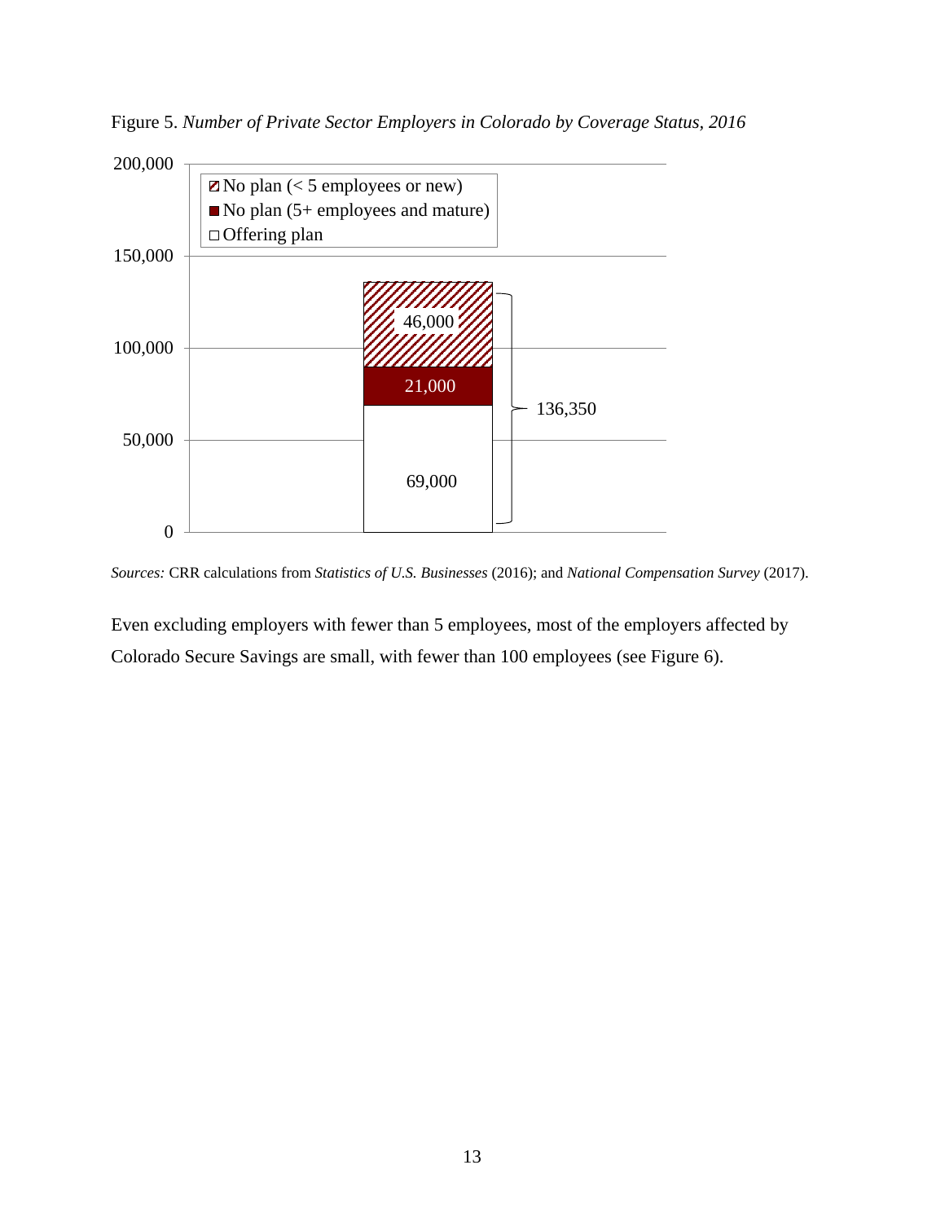Figure 5. *Number of Private Sector Employers in Colorado by Coverage Status, 2016*

*Sources:* CRR calculations from *Statistics of U.S. Businesses* (2016); and *National Compensation Survey* (2017).

Even excluding employers with fewer than 5 employees, most of the employers affected by Colorado Secure Savings are small, with fewer than 100 employees (see Figure 6).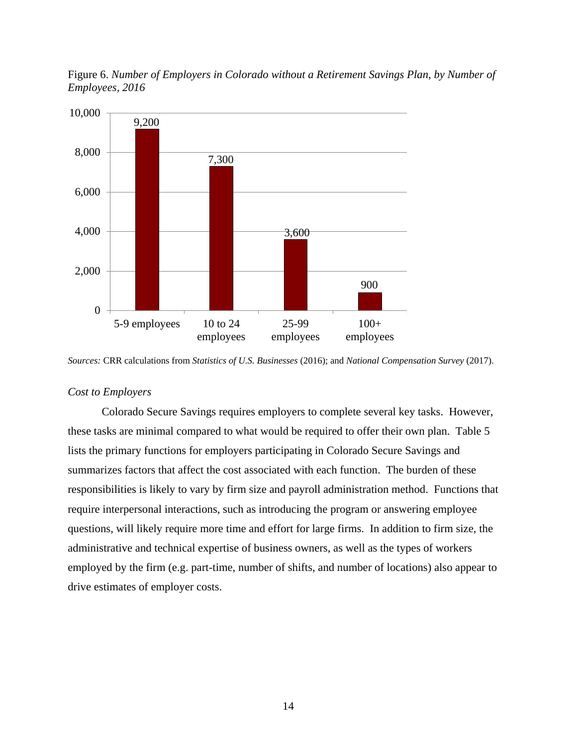Figure 6. *Number of Employers in Colorado without a Retirement Savings Plan, by Number of Employees, 2016*

| Number of employees | Employers |
|---|---|
| 5-9 employees | 9,200 |
| 10 to 24 employees | 7,300 |
| 25-99 employees | 3,600 |
| 100+ employees | 900 |

*Sources:* CRR calculations from *Statistics of U.S. Businesses* (2016); and *National Compensation Survey* (2017).

*Cost to Employers*

Colorado Secure Savings requires employers to complete several key tasks. However, these tasks are minimal compared to what would be required to offer their own plan. Table 5 lists the primary functions for employers participating in Colorado Secure Savings and summarizes factors that affect the cost associated with each function. The burden of these responsibilities is likely to vary by firm size and payroll administration method. Functions that require interpersonal interactions, such as introducing the program or answering employee questions, will likely require more time and effort for large firms. In addition to firm size, the administrative and technical expertise of business owners, as well as the types of workers employed by the firm (e.g. part-time, number of shifts, and number of locations) also appear to drive estimates of employer costs.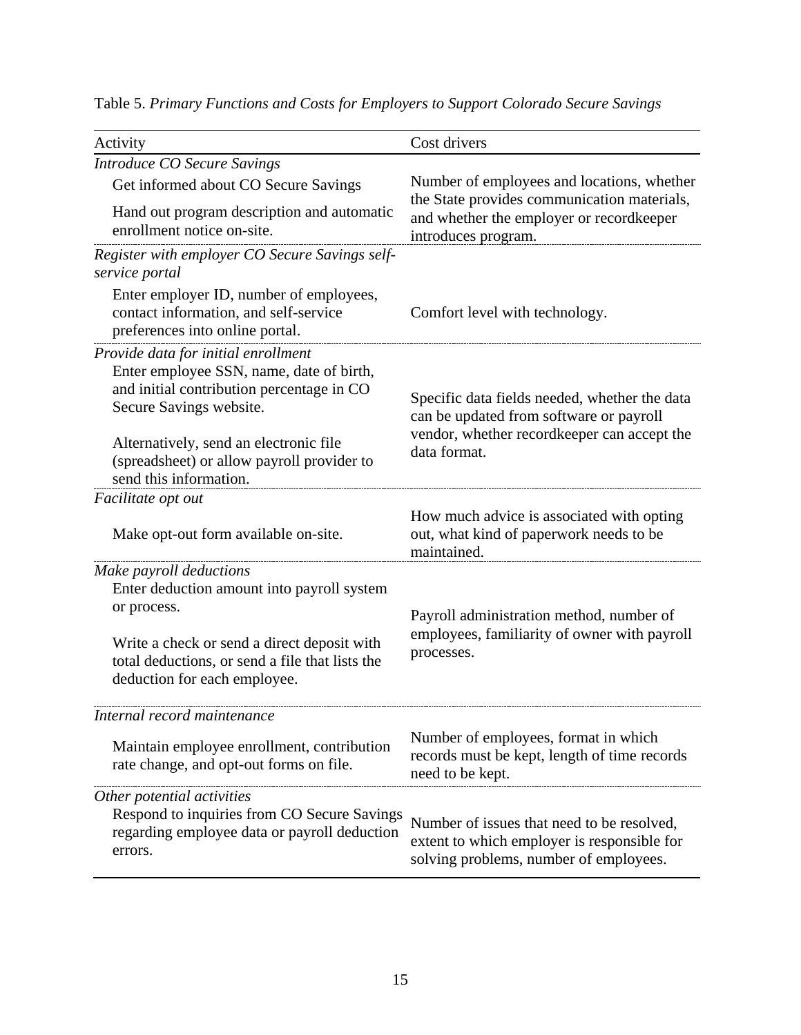Table 5. *Primary Functions and Costs for Employers to Support Colorado Secure Savings*

| Activity | Cost drivers |
| --- | --- |
| *Introduce CO Secure Savings* | |
| Get informed about CO Secure Savings<br><br>Hand out program description and automatic enrollment notice on-site. | Number of employees and locations, whether the State provides communication materials, and whether the employer or recordkeeper introduces program. |
| *Register with employer CO Secure Savings self-service portal* | |
| Enter employer ID, number of employees, contact information, and self-service preferences into online portal. | Comfort level with technology. |
| *Provide data for initial enrollment* | |
| Enter employee SSN, name, date of birth, and initial contribution percentage in CO Secure Savings website.<br><br>Alternatively, send an electronic file (spreadsheet) or allow payroll provider to send this information. | Specific data fields needed, whether the data can be updated from software or payroll vendor, whether recordkeeper can accept the data format. |
| *Facilitate opt out* | |
| Make opt-out form available on-site. | How much advice is associated with opting out, what kind of paperwork needs to be maintained. |
| *Make payroll deductions* | |
| Enter deduction amount into payroll system or process.<br><br>Write a check or send a direct deposit with total deductions, or send a file that lists the deduction for each employee. | Payroll administration method, number of employees, familiarity of owner with payroll processes. |
| *Internal record maintenance* | |
| Maintain employee enrollment, contribution rate change, and opt-out forms on file. | Number of employees, format in which records must be kept, length of time records need to be kept. |
| *Other potential activities* | |
| Respond to inquiries from CO Secure Savings regarding employee data or payroll deduction errors. | Number of issues that need to be resolved, extent to which employer is responsible for solving problems, number of employees. |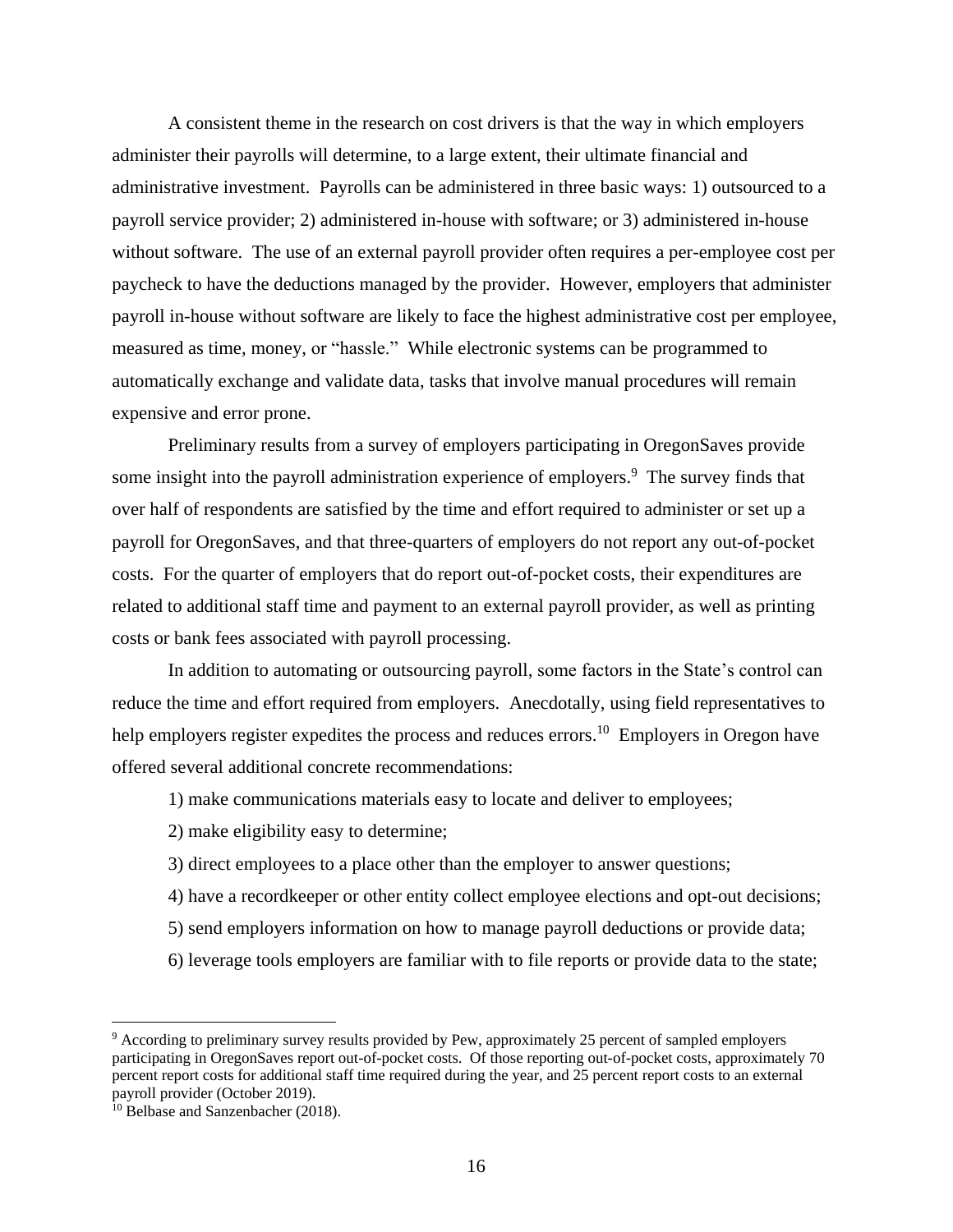A consistent theme in the research on cost drivers is that the way in which employers administer their payrolls will determine, to a large extent, their ultimate financial and administrative investment. Payrolls can be administered in three basic ways: 1) outsourced to a payroll service provider; 2) administered in-house with software; or 3) administered in-house without software. The use of an external payroll provider often requires a per-employee cost per paycheck to have the deductions managed by the provider. However, employers that administer payroll in-house without software are likely to face the highest administrative cost per employee, measured as time, money, or "hassle." While electronic systems can be programmed to automatically exchange and validate data, tasks that involve manual procedures will remain expensive and error prone.

Preliminary results from a survey of employers participating in OregonSaves provide some insight into the payroll administration experience of employers.[9] The survey finds that over half of respondents are satisfied by the time and effort required to administer or set up a payroll for OregonSaves, and that three-quarters of employers do not report any out-of-pocket costs. For the quarter of employers that do report out-of-pocket costs, their expenditures are related to additional staff time and payment to an external payroll provider, as well as printing costs or bank fees associated with payroll processing.

In addition to automating or outsourcing payroll, some factors in the State's control can reduce the time and effort required from employers. Anecdotally, using field representatives to help employers register expedites the process and reduces errors.[10] Employers in Oregon have offered several additional concrete recommendations:

1) make communications materials easy to locate and deliver to employees;

2) make eligibility easy to determine;

3) direct employees to a place other than the employer to answer questions;

4) have a recordkeeper or other entity collect employee elections and opt-out decisions;

5) send employers information on how to manage payroll deductions or provide data;

6) leverage tools employers are familiar with to file reports or provide data to the state;

---

[9] According to preliminary survey results provided by Pew, approximately 25 percent of sampled employers participating in OregonSaves report out-of-pocket costs. Of those reporting out-of-pocket costs, approximately 70 percent report costs for additional staff time required during the year, and 25 percent report costs to an external payroll provider (October 2019).

[10] Belbase and Sanzenbacher (2018).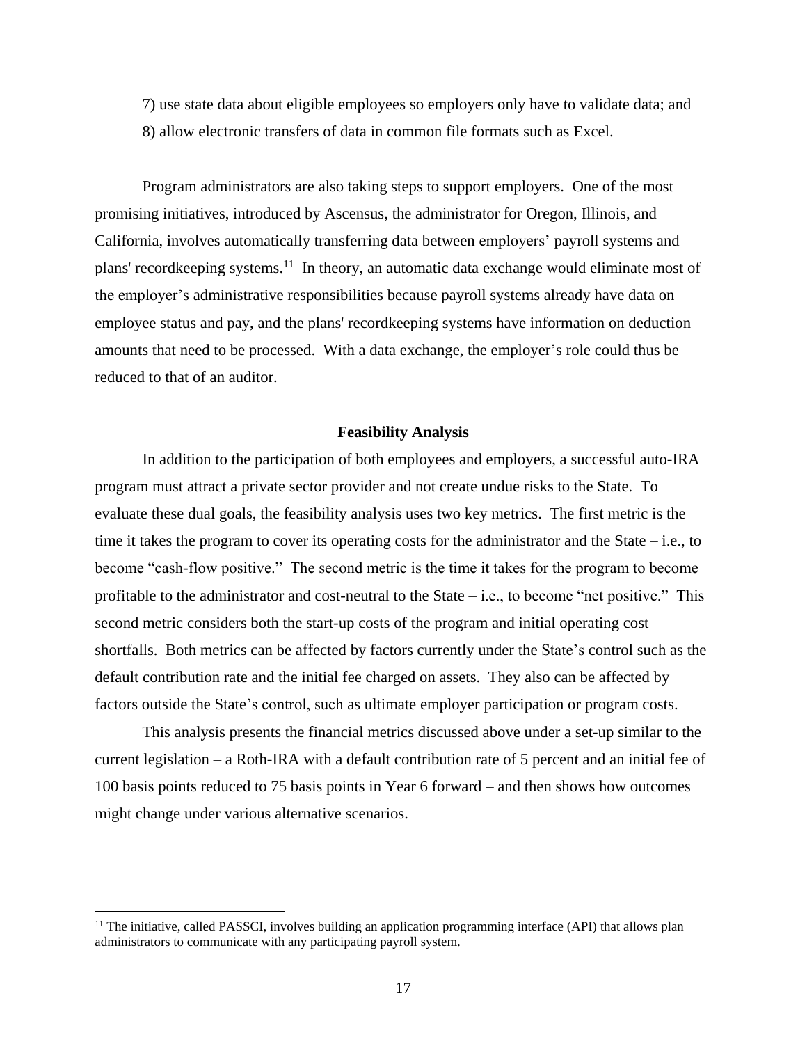7) use state data about eligible employees so employers only have to validate data; and

8) allow electronic transfers of data in common file formats such as Excel.

Program administrators are also taking steps to support employers. One of the most promising initiatives, introduced by Ascensus, the administrator for Oregon, Illinois, and California, involves automatically transferring data between employers' payroll systems and plans' recordkeeping systems.[11] In theory, an automatic data exchange would eliminate most of the employer's administrative responsibilities because payroll systems already have data on employee status and pay, and the plans' recordkeeping systems have information on deduction amounts that need to be processed. With a data exchange, the employer's role could thus be reduced to that of an auditor.

## Feasibility Analysis

In addition to the participation of both employees and employers, a successful auto-IRA program must attract a private sector provider and not create undue risks to the State. To evaluate these dual goals, the feasibility analysis uses two key metrics. The first metric is the time it takes the program to cover its operating costs for the administrator and the State – i.e., to become "cash-flow positive." The second metric is the time it takes for the program to become profitable to the administrator and cost-neutral to the State – i.e., to become "net positive." This second metric considers both the start-up costs of the program and initial operating cost shortfalls. Both metrics can be affected by factors currently under the State's control such as the default contribution rate and the initial fee charged on assets. They also can be affected by factors outside the State's control, such as ultimate employer participation or program costs.

This analysis presents the financial metrics discussed above under a set-up similar to the current legislation – a Roth-IRA with a default contribution rate of 5 percent and an initial fee of 100 basis points reduced to 75 basis points in Year 6 forward – and then shows how outcomes might change under various alternative scenarios.

[11] The initiative, called PASSCI, involves building an application programming interface (API) that allows plan administrators to communicate with any participating payroll system.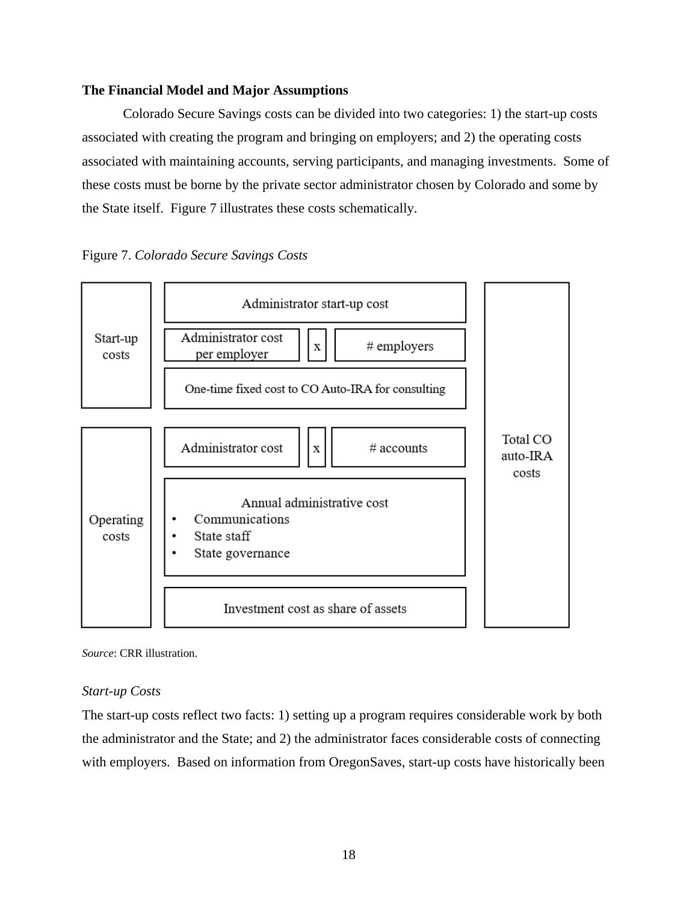**The Financial Model and Major Assumptions**

Colorado Secure Savings costs can be divided into two categories: 1) the start-up costs associated with creating the program and bringing on employers; and 2) the operating costs associated with maintaining accounts, serving participants, and managing investments. Some of these costs must be borne by the private sector administrator chosen by Colorado and some by the State itself. Figure 7 illustrates these costs schematically.

Figure 7. *Colorado Secure Savings Costs*

| | | |
|---|---|---|
| Start-up costs | Administrator start-up cost | Total CO auto-IRA costs |
| | Administrator cost per employer x # employers | |
| | One-time fixed cost to CO Auto-IRA for consulting | |
| Operating costs | Administrator cost x # accounts | |
| | Annual administrative cost<br>• Communications<br>• State staff<br>• State governance | |
| | Investment cost as share of assets | |

*Source*: CRR illustration.

*Start-up Costs*

The start-up costs reflect two facts: 1) setting up a program requires considerable work by both the administrator and the State; and 2) the administrator faces considerable costs of connecting with employers. Based on information from OregonSaves, start-up costs have historically been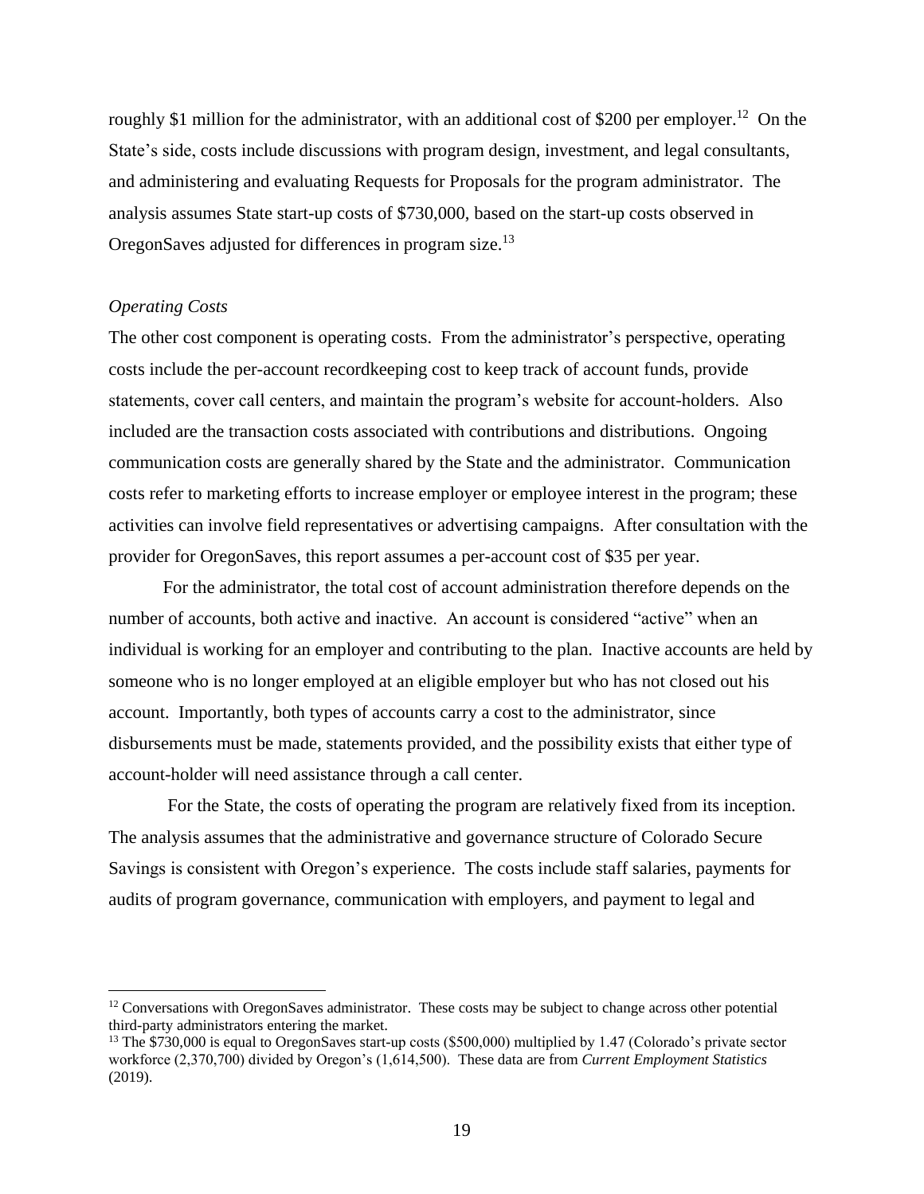roughly $1 million for the administrator, with an additional cost of $200 per employer.[12] On the State's side, costs include discussions with program design, investment, and legal consultants, and administering and evaluating Requests for Proposals for the program administrator. The analysis assumes State start-up costs of $730,000, based on the start-up costs observed in OregonSaves adjusted for differences in program size.[13]

*Operating Costs*

The other cost component is operating costs. From the administrator's perspective, operating costs include the per-account recordkeeping cost to keep track of account funds, provide statements, cover call centers, and maintain the program's website for account-holders. Also included are the transaction costs associated with contributions and distributions. Ongoing communication costs are generally shared by the State and the administrator. Communication costs refer to marketing efforts to increase employer or employee interest in the program; these activities can involve field representatives or advertising campaigns. After consultation with the provider for OregonSaves, this report assumes a per-account cost of $35 per year.

For the administrator, the total cost of account administration therefore depends on the number of accounts, both active and inactive. An account is considered "active" when an individual is working for an employer and contributing to the plan. Inactive accounts are held by someone who is no longer employed at an eligible employer but who has not closed out his account. Importantly, both types of accounts carry a cost to the administrator, since disbursements must be made, statements provided, and the possibility exists that either type of account-holder will need assistance through a call center.

For the State, the costs of operating the program are relatively fixed from its inception. The analysis assumes that the administrative and governance structure of Colorado Secure Savings is consistent with Oregon's experience. The costs include staff salaries, payments for audits of program governance, communication with employers, and payment to legal and

---

[12] Conversations with OregonSaves administrator. These costs may be subject to change across other potential third-party administrators entering the market.

[13] The $730,000 is equal to OregonSaves start-up costs ($500,000) multiplied by 1.47 (Colorado's private sector workforce (2,370,700) divided by Oregon's (1,614,500). These data are from *Current Employment Statistics* (2019).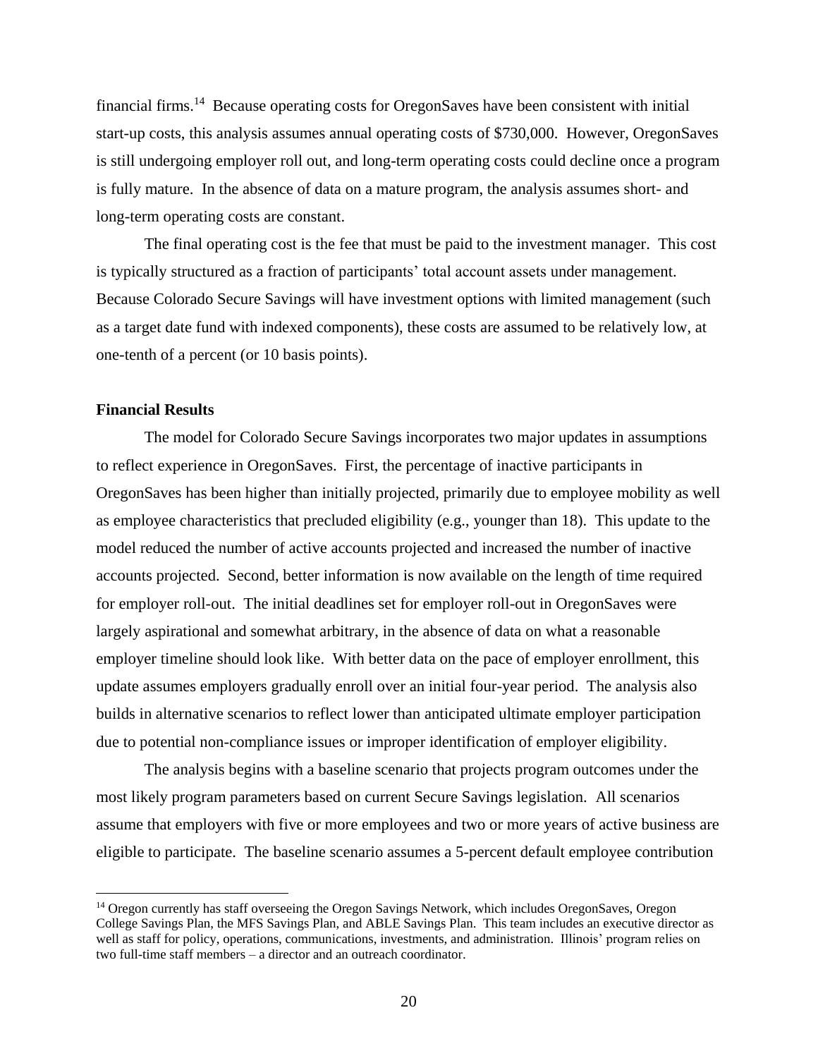financial firms.[14] Because operating costs for OregonSaves have been consistent with initial start-up costs, this analysis assumes annual operating costs of $730,000. However, OregonSaves is still undergoing employer roll out, and long-term operating costs could decline once a program is fully mature. In the absence of data on a mature program, the analysis assumes short- and long-term operating costs are constant.

The final operating cost is the fee that must be paid to the investment manager. This cost is typically structured as a fraction of participants' total account assets under management. Because Colorado Secure Savings will have investment options with limited management (such as a target date fund with indexed components), these costs are assumed to be relatively low, at one-tenth of a percent (or 10 basis points).

**Financial Results**

The model for Colorado Secure Savings incorporates two major updates in assumptions to reflect experience in OregonSaves. First, the percentage of inactive participants in OregonSaves has been higher than initially projected, primarily due to employee mobility as well as employee characteristics that precluded eligibility (e.g., younger than 18). This update to the model reduced the number of active accounts projected and increased the number of inactive accounts projected. Second, better information is now available on the length of time required for employer roll-out. The initial deadlines set for employer roll-out in OregonSaves were largely aspirational and somewhat arbitrary, in the absence of data on what a reasonable employer timeline should look like. With better data on the pace of employer enrollment, this update assumes employers gradually enroll over an initial four-year period. The analysis also builds in alternative scenarios to reflect lower than anticipated ultimate employer participation due to potential non-compliance issues or improper identification of employer eligibility.

The analysis begins with a baseline scenario that projects program outcomes under the most likely program parameters based on current Secure Savings legislation. All scenarios assume that employers with five or more employees and two or more years of active business are eligible to participate. The baseline scenario assumes a 5-percent default employee contribution

[14] Oregon currently has staff overseeing the Oregon Savings Network, which includes OregonSaves, Oregon College Savings Plan, the MFS Savings Plan, and ABLE Savings Plan. This team includes an executive director as well as staff for policy, operations, communications, investments, and administration. Illinois' program relies on two full-time staff members – a director and an outreach coordinator.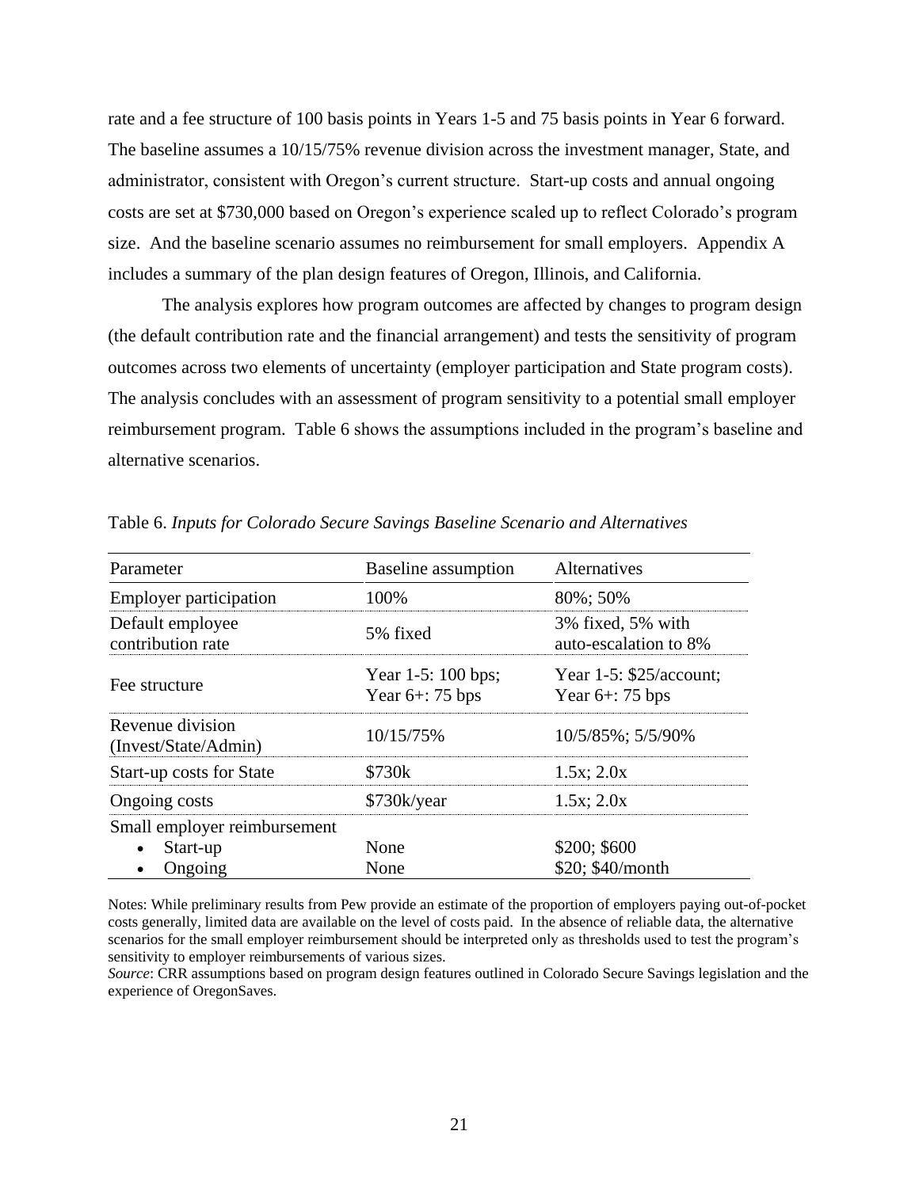rate and a fee structure of 100 basis points in Years 1-5 and 75 basis points in Year 6 forward. The baseline assumes a 10/15/75% revenue division across the investment manager, State, and administrator, consistent with Oregon's current structure. Start-up costs and annual ongoing costs are set at $730,000 based on Oregon's experience scaled up to reflect Colorado's program size. And the baseline scenario assumes no reimbursement for small employers. Appendix A includes a summary of the plan design features of Oregon, Illinois, and California.

The analysis explores how program outcomes are affected by changes to program design (the default contribution rate and the financial arrangement) and tests the sensitivity of program outcomes across two elements of uncertainty (employer participation and State program costs). The analysis concludes with an assessment of program sensitivity to a potential small employer reimbursement program. Table 6 shows the assumptions included in the program's baseline and alternative scenarios.

Table 6. *Inputs for Colorado Secure Savings Baseline Scenario and Alternatives*

| Parameter | Baseline assumption | Alternatives |
|---|---|---|
| Employer participation | 100% | 80%; 50% |
| Default employee contribution rate | 5% fixed | 3% fixed, 5% with auto-escalation to 8% |
| Fee structure | Year 1-5: 100 bps; Year 6+: 75 bps | Year 1-5: $25/account; Year 6+: 75 bps |
| Revenue division (Invest/State/Admin) | 10/15/75% | 10/5/85%; 5/5/90% |
| Start-up costs for State | $730k | 1.5x; 2.0x |
| Ongoing costs | $730k/year | 1.5x; 2.0x |
| Small employer reimbursement | | |
| • Start-up | None | $200; $600 |
| • Ongoing | None | $20; $40/month |

Notes: While preliminary results from Pew provide an estimate of the proportion of employers paying out-of-pocket costs generally, limited data are available on the level of costs paid. In the absence of reliable data, the alternative scenarios for the small employer reimbursement should be interpreted only as thresholds used to test the program's sensitivity to employer reimbursements of various sizes.

*Source*: CRR assumptions based on program design features outlined in Colorado Secure Savings legislation and the experience of OregonSaves.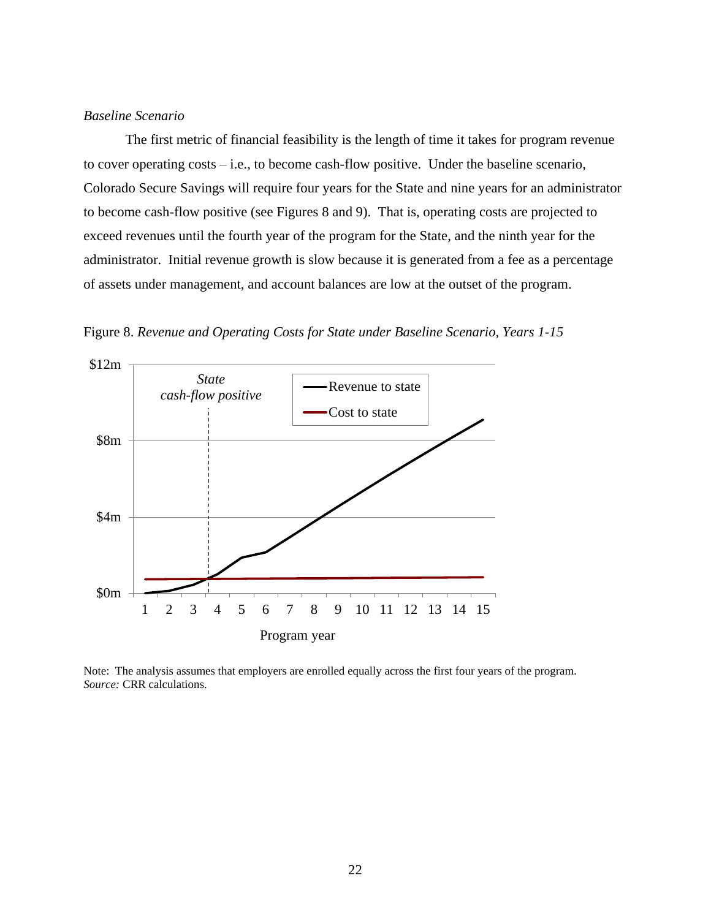*Baseline Scenario*

The first metric of financial feasibility is the length of time it takes for program revenue to cover operating costs – i.e., to become cash-flow positive. Under the baseline scenario, Colorado Secure Savings will require four years for the State and nine years for an administrator to become cash-flow positive (see Figures 8 and 9). That is, operating costs are projected to exceed revenues until the fourth year of the program for the State, and the ninth year for the administrator. Initial revenue growth is slow because it is generated from a fee as a percentage of assets under management, and account balances are low at the outset of the program.

Figure 8. *Revenue and Operating Costs for State under Baseline Scenario, Years 1-15*

Note: The analysis assumes that employers are enrolled equally across the first four years of the program.
*Source:* CRR calculations.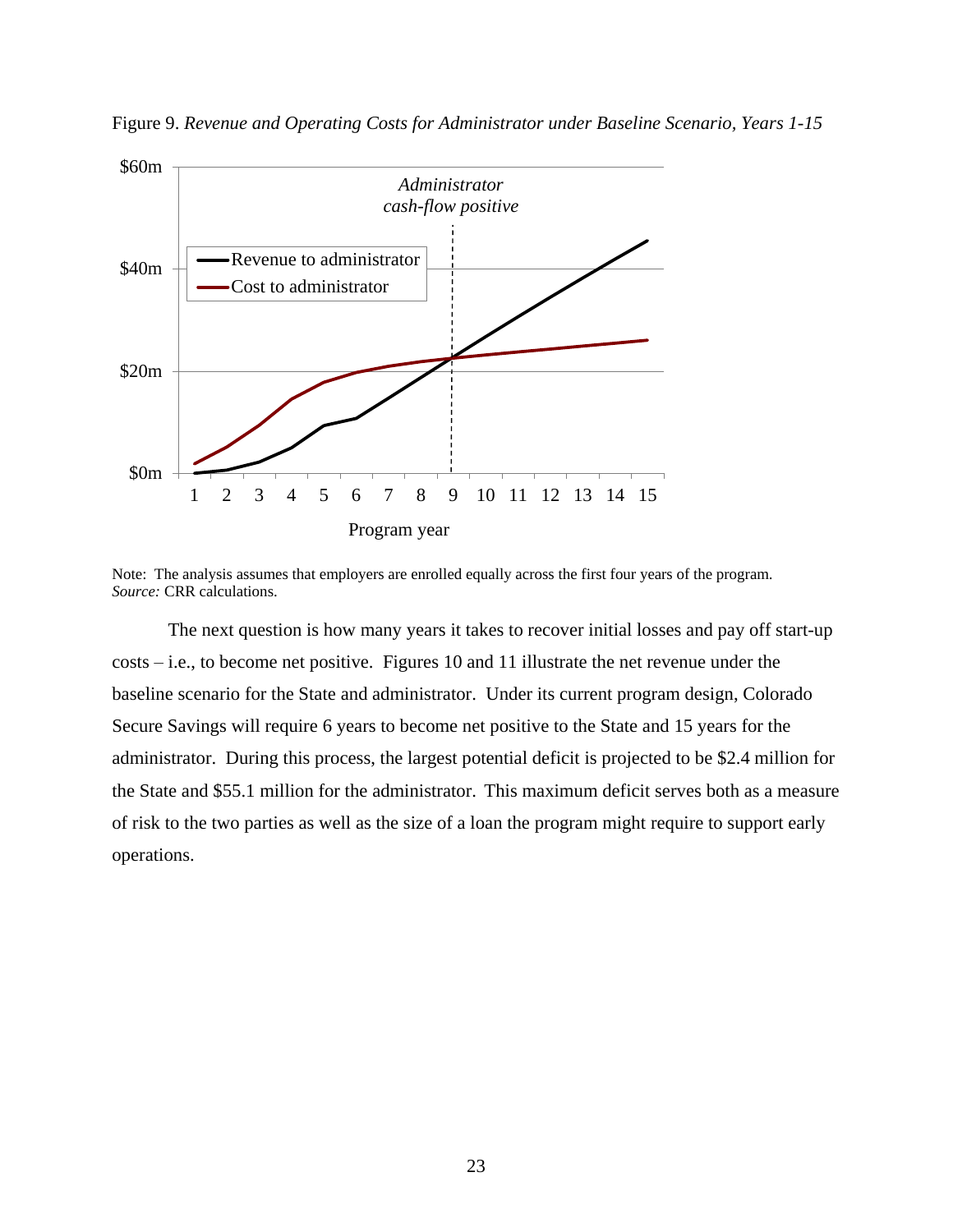Figure 9. *Revenue and Operating Costs for Administrator under Baseline Scenario, Years 1-15*

Note: The analysis assumes that employers are enrolled equally across the first four years of the program.
*Source:* CRR calculations.

The next question is how many years it takes to recover initial losses and pay off start-up costs – i.e., to become net positive. Figures 10 and 11 illustrate the net revenue under the baseline scenario for the State and administrator. Under its current program design, Colorado Secure Savings will require 6 years to become net positive to the State and 15 years for the administrator. During this process, the largest potential deficit is projected to be $2.4 million for the State and $55.1 million for the administrator. This maximum deficit serves both as a measure of risk to the two parties as well as the size of a loan the program might require to support early operations.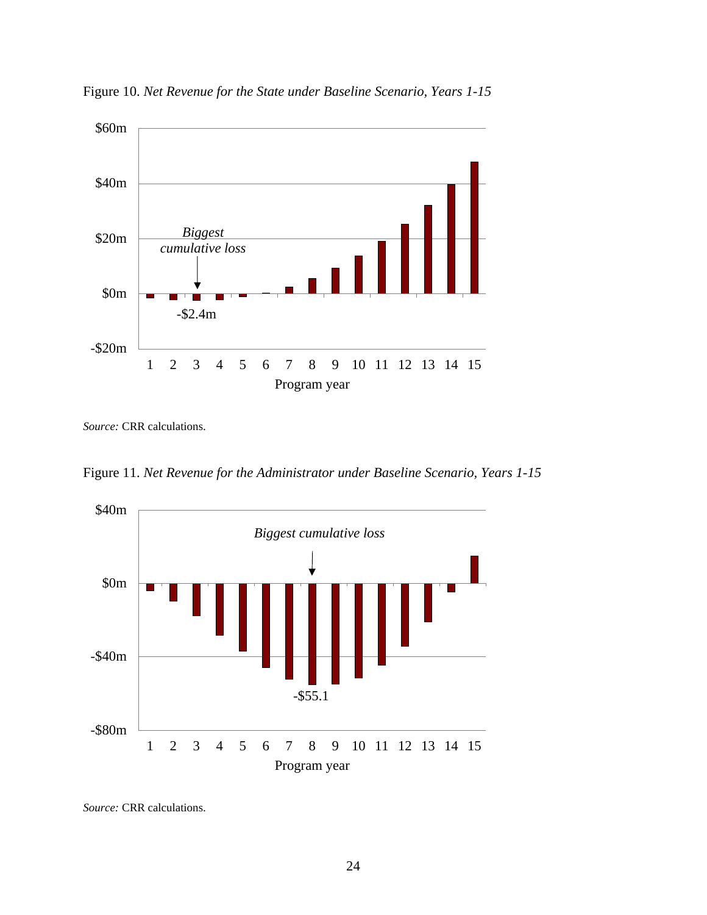Figure 10. *Net Revenue for the State under Baseline Scenario, Years 1-15*

*Source:* CRR calculations.

Figure 11. *Net Revenue for the Administrator under Baseline Scenario, Years 1-15*

*Source:* CRR calculations.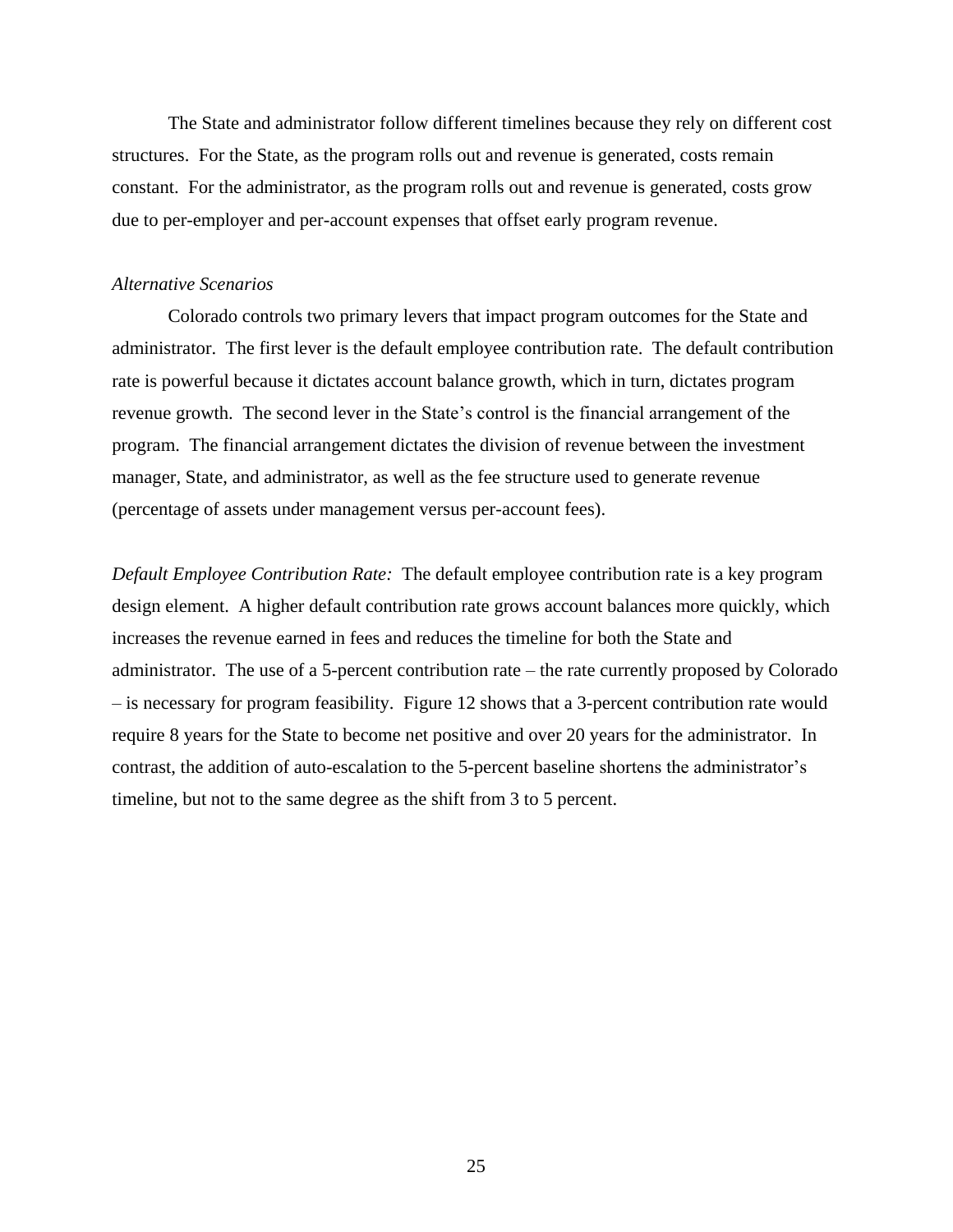The State and administrator follow different timelines because they rely on different cost structures. For the State, as the program rolls out and revenue is generated, costs remain constant. For the administrator, as the program rolls out and revenue is generated, costs grow due to per-employer and per-account expenses that offset early program revenue.

*Alternative Scenarios*

Colorado controls two primary levers that impact program outcomes for the State and administrator. The first lever is the default employee contribution rate. The default contribution rate is powerful because it dictates account balance growth, which in turn, dictates program revenue growth. The second lever in the State's control is the financial arrangement of the program. The financial arrangement dictates the division of revenue between the investment manager, State, and administrator, as well as the fee structure used to generate revenue (percentage of assets under management versus per-account fees).

*Default Employee Contribution Rate:* The default employee contribution rate is a key program design element. A higher default contribution rate grows account balances more quickly, which increases the revenue earned in fees and reduces the timeline for both the State and administrator. The use of a 5-percent contribution rate – the rate currently proposed by Colorado – is necessary for program feasibility. Figure 12 shows that a 3-percent contribution rate would require 8 years for the State to become net positive and over 20 years for the administrator. In contrast, the addition of auto-escalation to the 5-percent baseline shortens the administrator's timeline, but not to the same degree as the shift from 3 to 5 percent.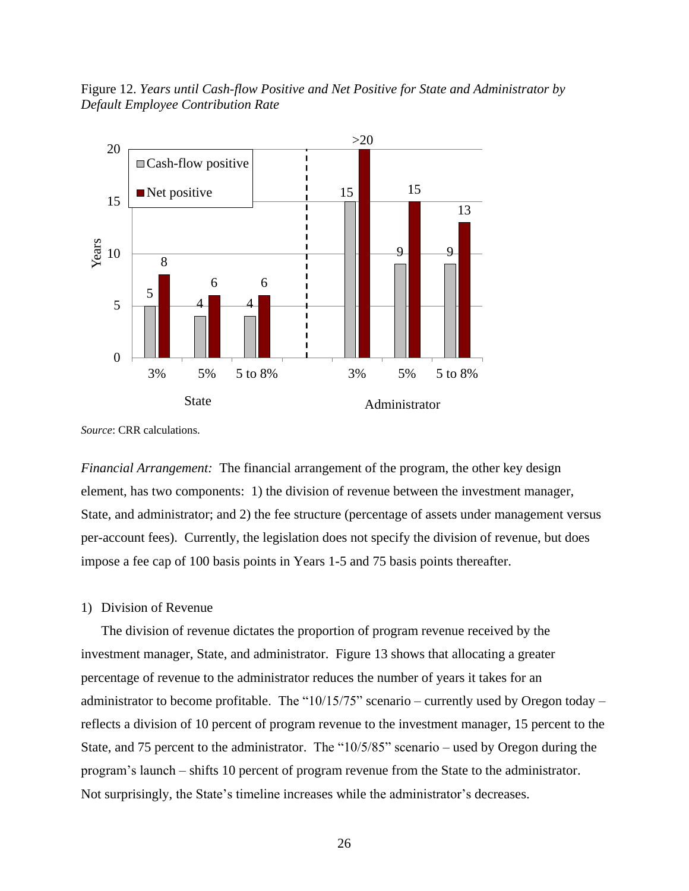Figure 12. *Years until Cash-flow Positive and Net Positive for State and Administrator by Default Employee Contribution Rate*

| | | Cash-flow positive | Net positive |
|---|---|---|---|
| State | 3% | 5 | 8 |
| | 5% | 4 | 6 |
| | 5 to 8% | 4 | 6 |
| Administrator | 3% | 15 | >20 |
| | 5% | 9 | 15 |
| | 5 to 8% | 9 | 13 |

*Source*: CRR calculations.

*Financial Arrangement:* The financial arrangement of the program, the other key design element, has two components: 1) the division of revenue between the investment manager, State, and administrator; and 2) the fee structure (percentage of assets under management versus per-account fees). Currently, the legislation does not specify the division of revenue, but does impose a fee cap of 100 basis points in Years 1-5 and 75 basis points thereafter.

1) Division of Revenue

The division of revenue dictates the proportion of program revenue received by the investment manager, State, and administrator. Figure 13 shows that allocating a greater percentage of revenue to the administrator reduces the number of years it takes for an administrator to become profitable. The "10/15/75" scenario – currently used by Oregon today – reflects a division of 10 percent of program revenue to the investment manager, 15 percent to the State, and 75 percent to the administrator. The "10/5/85" scenario – used by Oregon during the program's launch – shifts 10 percent of program revenue from the State to the administrator. Not surprisingly, the State's timeline increases while the administrator's decreases.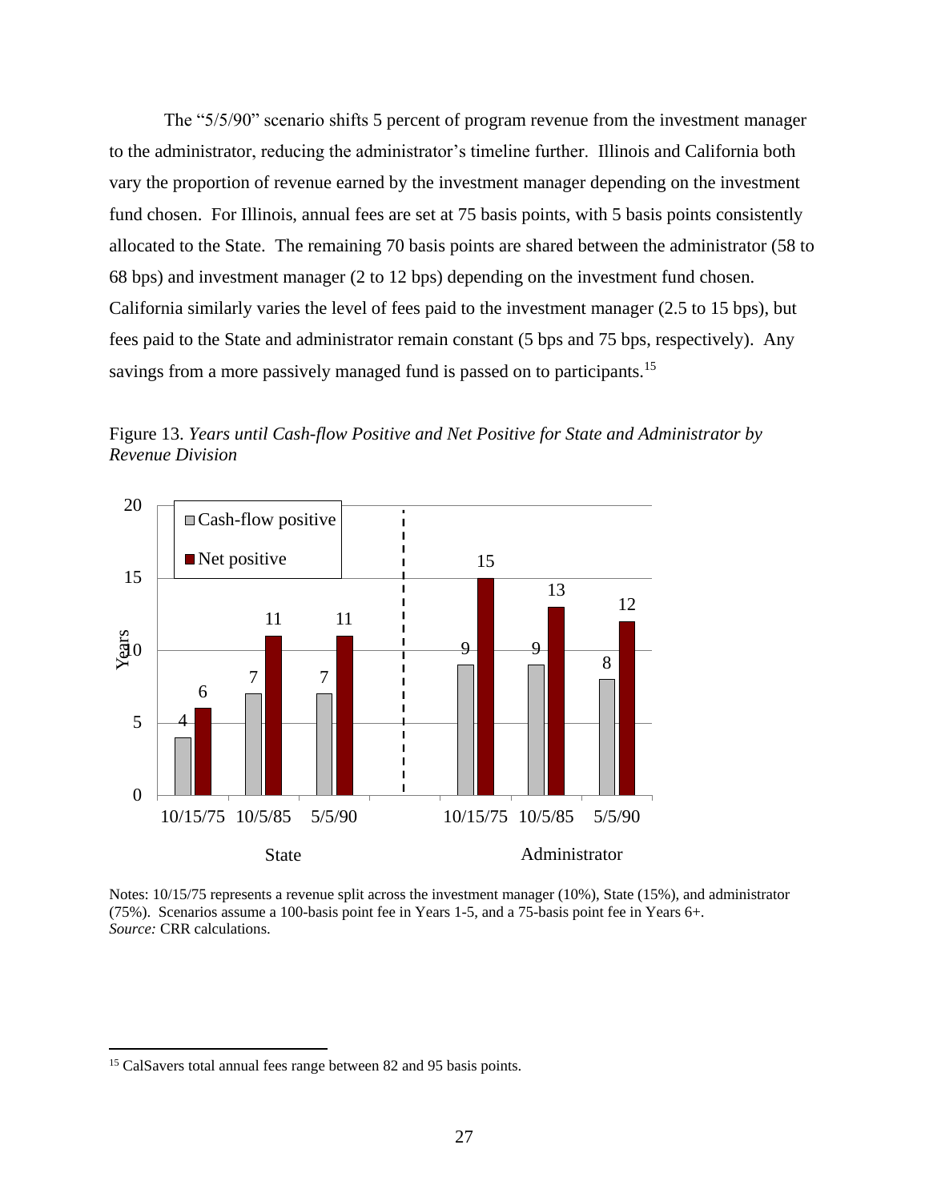The "5/5/90" scenario shifts 5 percent of program revenue from the investment manager to the administrator, reducing the administrator's timeline further. Illinois and California both vary the proportion of revenue earned by the investment manager depending on the investment fund chosen. For Illinois, annual fees are set at 75 basis points, with 5 basis points consistently allocated to the State. The remaining 70 basis points are shared between the administrator (58 to 68 bps) and investment manager (2 to 12 bps) depending on the investment fund chosen. California similarly varies the level of fees paid to the investment manager (2.5 to 15 bps), but fees paid to the State and administrator remain constant (5 bps and 75 bps, respectively). Any savings from a more passively managed fund is passed on to participants.[15]

Figure 13. *Years until Cash-flow Positive and Net Positive for State and Administrator by Revenue Division*

| | Scenario | Cash-flow positive (Years) | Net positive (Years) |
|---|---|---|---|
| State | 10/15/75 | 4 | 6 |
| State | 10/5/85 | 7 | 11 |
| State | 5/5/90 | 7 | 11 |
| Administrator | 10/15/75 | 9 | 15 |
| Administrator | 10/5/85 | 9 | 13 |
| Administrator | 5/5/90 | 8 | 12 |

Notes: 10/15/75 represents a revenue split across the investment manager (10%), State (15%), and administrator (75%). Scenarios assume a 100-basis point fee in Years 1-5, and a 75-basis point fee in Years 6+.
*Source:* CRR calculations.

[15] CalSavers total annual fees range between 82 and 95 basis points.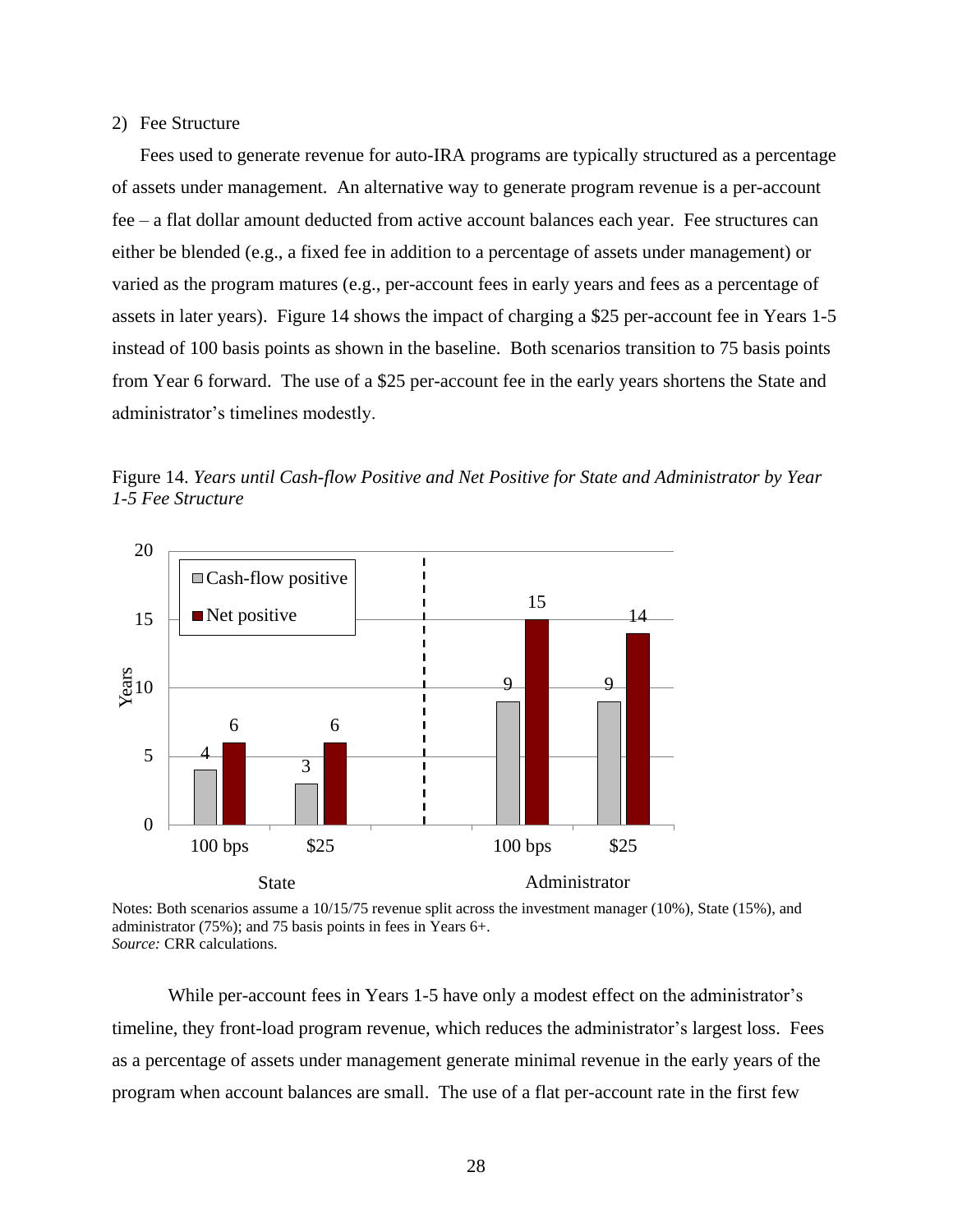2) Fee Structure

Fees used to generate revenue for auto-IRA programs are typically structured as a percentage of assets under management. An alternative way to generate program revenue is a per-account fee – a flat dollar amount deducted from active account balances each year. Fee structures can either be blended (e.g., a fixed fee in addition to a percentage of assets under management) or varied as the program matures (e.g., per-account fees in early years and fees as a percentage of assets in later years). Figure 14 shows the impact of charging a $25 per-account fee in Years 1-5 instead of 100 basis points as shown in the baseline. Both scenarios transition to 75 basis points from Year 6 forward. The use of a $25 per-account fee in the early years shortens the State and administrator's timelines modestly.

Figure 14. *Years until Cash-flow Positive and Net Positive for State and Administrator by Year 1-5 Fee Structure*

| | | Cash-flow positive | Net positive |
|---|---|---|---|
| State | 100 bps | 4 | 6 |
| State | $25 | 3 | 6 |
| Administrator | 100 bps | 9 | 15 |
| Administrator | $25 | 9 | 14 |

Notes: Both scenarios assume a 10/15/75 revenue split across the investment manager (10%), State (15%), and administrator (75%); and 75 basis points in fees in Years 6+.
*Source:* CRR calculations.

While per-account fees in Years 1-5 have only a modest effect on the administrator's timeline, they front-load program revenue, which reduces the administrator's largest loss. Fees as a percentage of assets under management generate minimal revenue in the early years of the program when account balances are small. The use of a flat per-account rate in the first few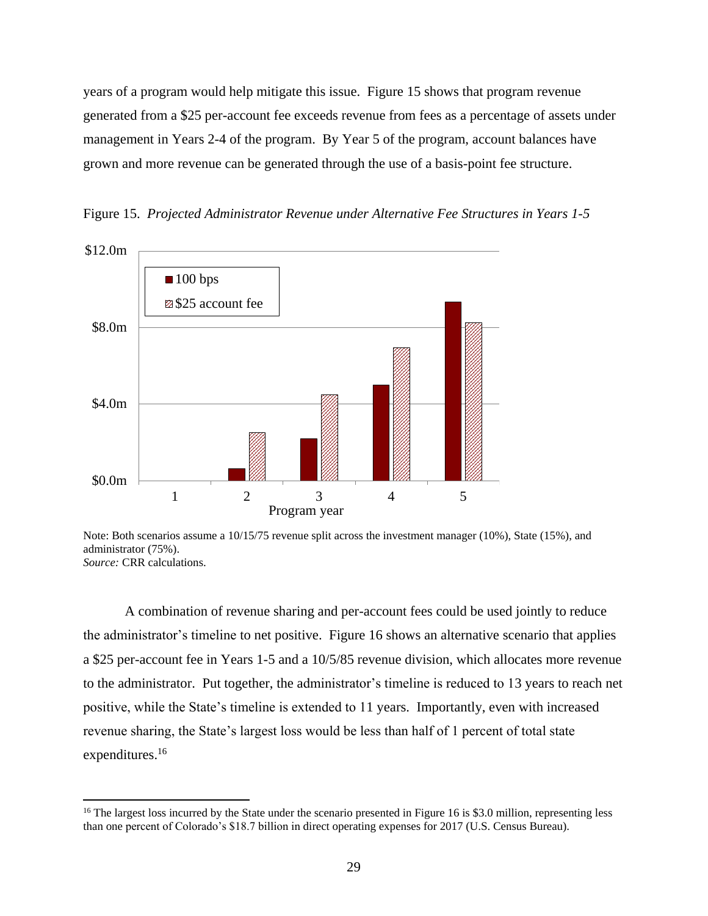years of a program would help mitigate this issue. Figure 15 shows that program revenue generated from a $25 per-account fee exceeds revenue from fees as a percentage of assets under management in Years 2-4 of the program. By Year 5 of the program, account balances have grown and more revenue can be generated through the use of a basis-point fee structure.

Figure 15. *Projected Administrator Revenue under Alternative Fee Structures in Years 1-5*

Note: Both scenarios assume a 10/15/75 revenue split across the investment manager (10%), State (15%), and administrator (75%).
*Source:* CRR calculations.

A combination of revenue sharing and per-account fees could be used jointly to reduce the administrator's timeline to net positive. Figure 16 shows an alternative scenario that applies a $25 per-account fee in Years 1-5 and a 10/5/85 revenue division, which allocates more revenue to the administrator. Put together, the administrator's timeline is reduced to 13 years to reach net positive, while the State's timeline is extended to 11 years. Importantly, even with increased revenue sharing, the State's largest loss would be less than half of 1 percent of total state expenditures.[16]

[16] The largest loss incurred by the State under the scenario presented in Figure 16 is $3.0 million, representing less than one percent of Colorado's $18.7 billion in direct operating expenses for 2017 (U.S. Census Bureau).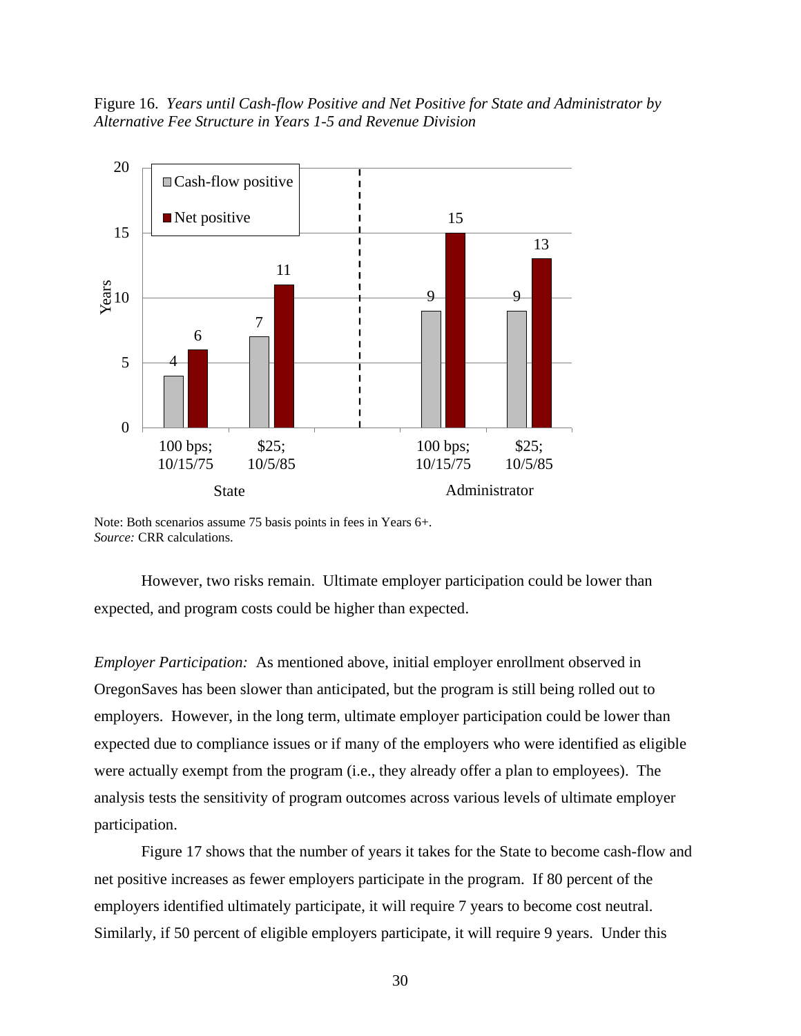Figure 16. *Years until Cash-flow Positive and Net Positive for State and Administrator by Alternative Fee Structure in Years 1-5 and Revenue Division*

| | State: 100 bps; 10/15/75 | State: $25; 10/5/85 | Administrator: 100 bps; 10/15/75 | Administrator: $25; 10/5/85 |
|---|---|---|---|---|
| Cash-flow positive | 4 | 7 | 9 | 9 |
| Net positive | 6 | 11 | 15 | 13 |

Note: Both scenarios assume 75 basis points in fees in Years 6+.
*Source:* CRR calculations.

However, two risks remain. Ultimate employer participation could be lower than expected, and program costs could be higher than expected.

*Employer Participation:* As mentioned above, initial employer enrollment observed in OregonSaves has been slower than anticipated, but the program is still being rolled out to employers. However, in the long term, ultimate employer participation could be lower than expected due to compliance issues or if many of the employers who were identified as eligible were actually exempt from the program (i.e., they already offer a plan to employees). The analysis tests the sensitivity of program outcomes across various levels of ultimate employer participation.

Figure 17 shows that the number of years it takes for the State to become cash-flow and net positive increases as fewer employers participate in the program. If 80 percent of the employers identified ultimately participate, it will require 7 years to become cost neutral. Similarly, if 50 percent of eligible employers participate, it will require 9 years. Under this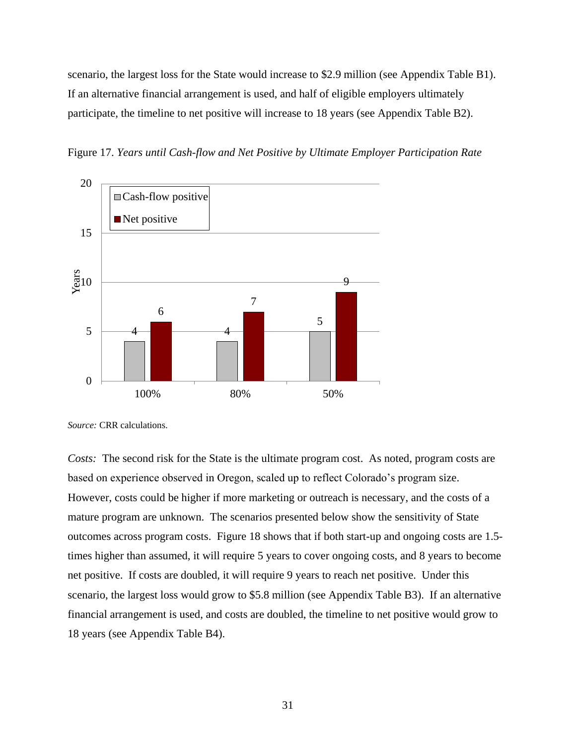scenario, the largest loss for the State would increase to $2.9 million (see Appendix Table B1). If an alternative financial arrangement is used, and half of eligible employers ultimately participate, the timeline to net positive will increase to 18 years (see Appendix Table B2).

Figure 17. *Years until Cash-flow and Net Positive by Ultimate Employer Participation Rate*

| Participation rate | Cash-flow positive | Net positive |
|---|---|---|
| 100% | 4 | 6 |
| 80% | 4 | 7 |
| 50% | 5 | 9 |

*Source:* CRR calculations.

*Costs:* The second risk for the State is the ultimate program cost. As noted, program costs are based on experience observed in Oregon, scaled up to reflect Colorado's program size. However, costs could be higher if more marketing or outreach is necessary, and the costs of a mature program are unknown. The scenarios presented below show the sensitivity of State outcomes across program costs. Figure 18 shows that if both start-up and ongoing costs are 1.5-times higher than assumed, it will require 5 years to cover ongoing costs, and 8 years to become net positive. If costs are doubled, it will require 9 years to reach net positive. Under this scenario, the largest loss would grow to $5.8 million (see Appendix Table B3). If an alternative financial arrangement is used, and costs are doubled, the timeline to net positive would grow to 18 years (see Appendix Table B4).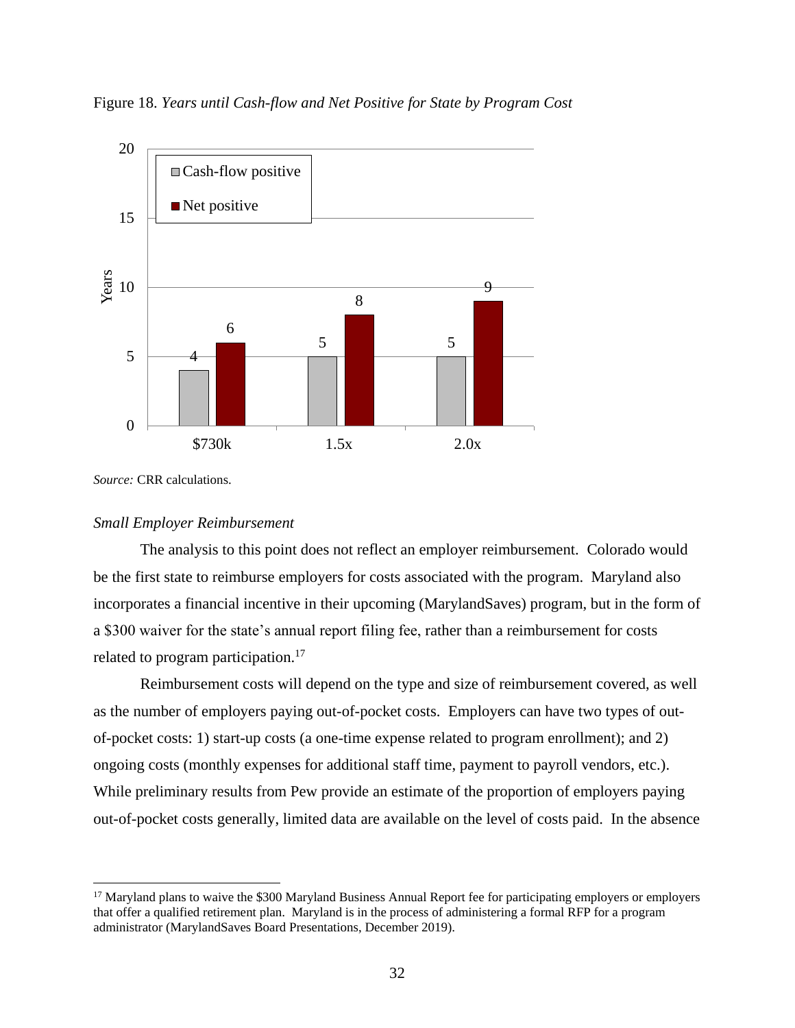Figure 18. *Years until Cash-flow and Net Positive for State by Program Cost*

| | Cash-flow positive | Net positive |
|---|---|---|
| $730k | 4 | 6 |
| 1.5x | 5 | 8 |
| 2.0x | 5 | 9 |

*Source:* CRR calculations.

*Small Employer Reimbursement*

The analysis to this point does not reflect an employer reimbursement. Colorado would be the first state to reimburse employers for costs associated with the program. Maryland also incorporates a financial incentive in their upcoming (MarylandSaves) program, but in the form of a $300 waiver for the state's annual report filing fee, rather than a reimbursement for costs related to program participation.[17]

Reimbursement costs will depend on the type and size of reimbursement covered, as well as the number of employers paying out-of-pocket costs. Employers can have two types of out-of-pocket costs: 1) start-up costs (a one-time expense related to program enrollment); and 2) ongoing costs (monthly expenses for additional staff time, payment to payroll vendors, etc.). While preliminary results from Pew provide an estimate of the proportion of employers paying out-of-pocket costs generally, limited data are available on the level of costs paid. In the absence

[17] Maryland plans to waive the $300 Maryland Business Annual Report fee for participating employers or employers that offer a qualified retirement plan. Maryland is in the process of administering a formal RFP for a program administrator (MarylandSaves Board Presentations, December 2019).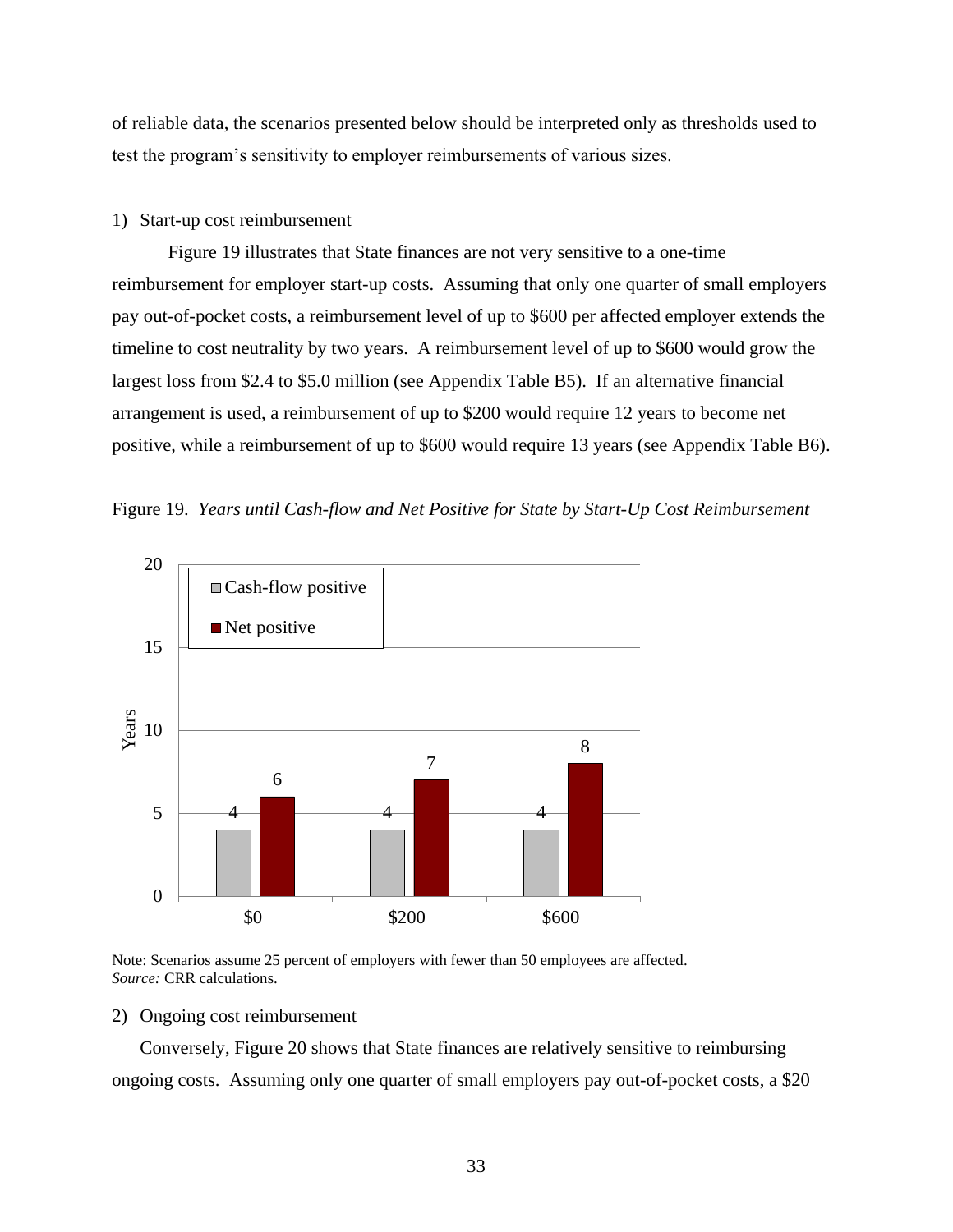of reliable data, the scenarios presented below should be interpreted only as thresholds used to test the program's sensitivity to employer reimbursements of various sizes.

1) Start-up cost reimbursement

Figure 19 illustrates that State finances are not very sensitive to a one-time reimbursement for employer start-up costs. Assuming that only one quarter of small employers pay out-of-pocket costs, a reimbursement level of up to $600 per affected employer extends the timeline to cost neutrality by two years. A reimbursement level of up to $600 would grow the largest loss from $2.4 to $5.0 million (see Appendix Table B5). If an alternative financial arrangement is used, a reimbursement of up to $200 would require 12 years to become net positive, while a reimbursement of up to $600 would require 13 years (see Appendix Table B6).

Figure 19. *Years until Cash-flow and Net Positive for State by Start-Up Cost Reimbursement*

| Reimbursement | Cash-flow positive | Net positive |
|---|---|---|
| $0 | 4 | 6 |
| $200 | 4 | 7 |
| $600 | 4 | 8 |

Note: Scenarios assume 25 percent of employers with fewer than 50 employees are affected.
*Source:* CRR calculations.

2) Ongoing cost reimbursement

Conversely, Figure 20 shows that State finances are relatively sensitive to reimbursing ongoing costs. Assuming only one quarter of small employers pay out-of-pocket costs, a $20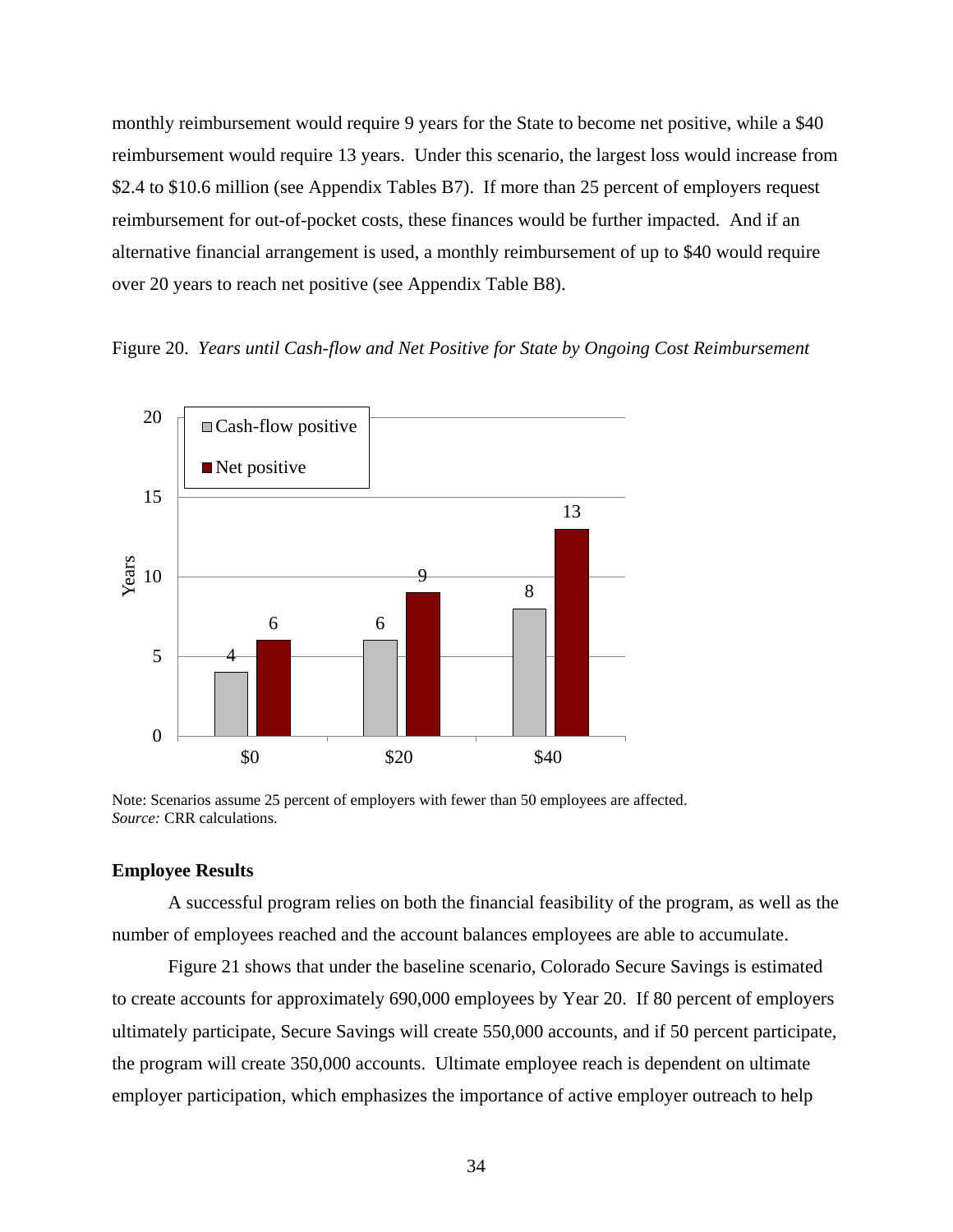monthly reimbursement would require 9 years for the State to become net positive, while a $40 reimbursement would require 13 years. Under this scenario, the largest loss would increase from $2.4 to $10.6 million (see Appendix Tables B7). If more than 25 percent of employers request reimbursement for out-of-pocket costs, these finances would be further impacted. And if an alternative financial arrangement is used, a monthly reimbursement of up to $40 would require over 20 years to reach net positive (see Appendix Table B8).

Figure 20. *Years until Cash-flow and Net Positive for State by Ongoing Cost Reimbursement*

| Reimbursement | Cash-flow positive | Net positive |
| --- | --- | --- |
| $0 | 4 | 6 |
| $20 | 6 | 9 |
| $40 | 8 | 13 |

Note: Scenarios assume 25 percent of employers with fewer than 50 employees are affected.
*Source:* CRR calculations.

**Employee Results**

A successful program relies on both the financial feasibility of the program, as well as the number of employees reached and the account balances employees are able to accumulate.

Figure 21 shows that under the baseline scenario, Colorado Secure Savings is estimated to create accounts for approximately 690,000 employees by Year 20. If 80 percent of employers ultimately participate, Secure Savings will create 550,000 accounts, and if 50 percent participate, the program will create 350,000 accounts. Ultimate employee reach is dependent on ultimate employer participation, which emphasizes the importance of active employer outreach to help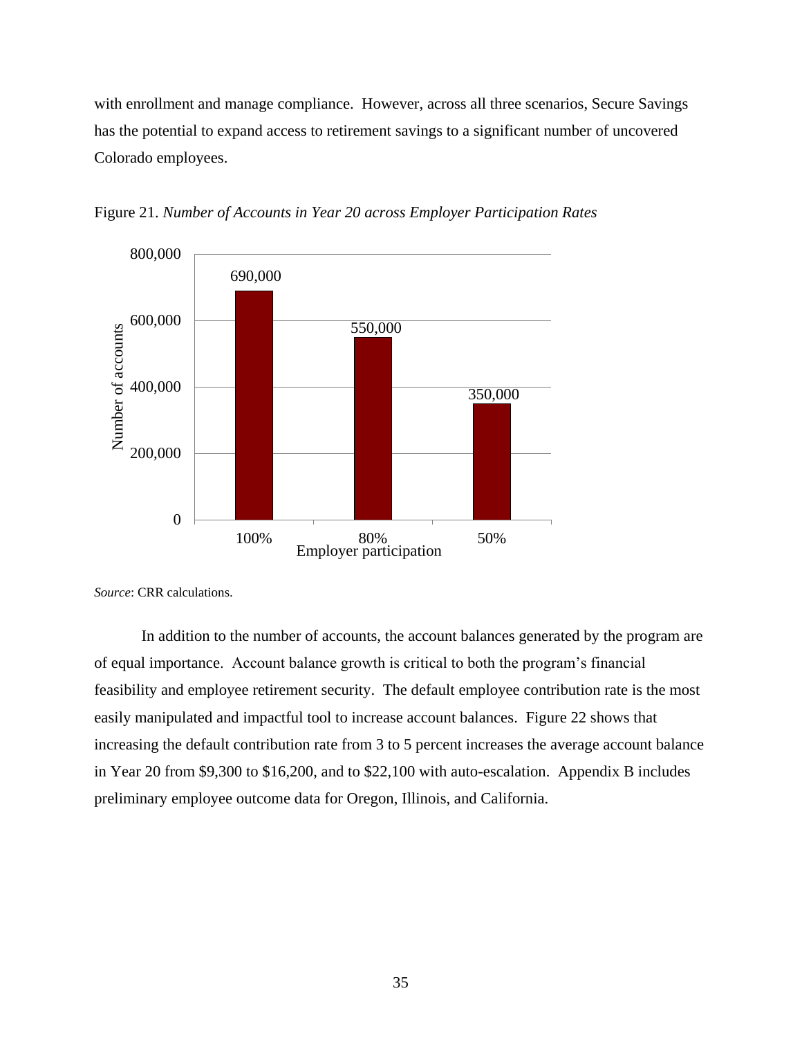with enrollment and manage compliance. However, across all three scenarios, Secure Savings has the potential to expand access to retirement savings to a significant number of uncovered Colorado employees.

Figure 21. *Number of Accounts in Year 20 across Employer Participation Rates*

| Employer participation | Number of accounts |
|---|---|
| 100% | 690,000 |
| 80% | 550,000 |
| 50% | 350,000 |

*Source*: CRR calculations.

In addition to the number of accounts, the account balances generated by the program are of equal importance. Account balance growth is critical to both the program's financial feasibility and employee retirement security. The default employee contribution rate is the most easily manipulated and impactful tool to increase account balances. Figure 22 shows that increasing the default contribution rate from 3 to 5 percent increases the average account balance in Year 20 from $9,300 to $16,200, and to $22,100 with auto-escalation. Appendix B includes preliminary employee outcome data for Oregon, Illinois, and California.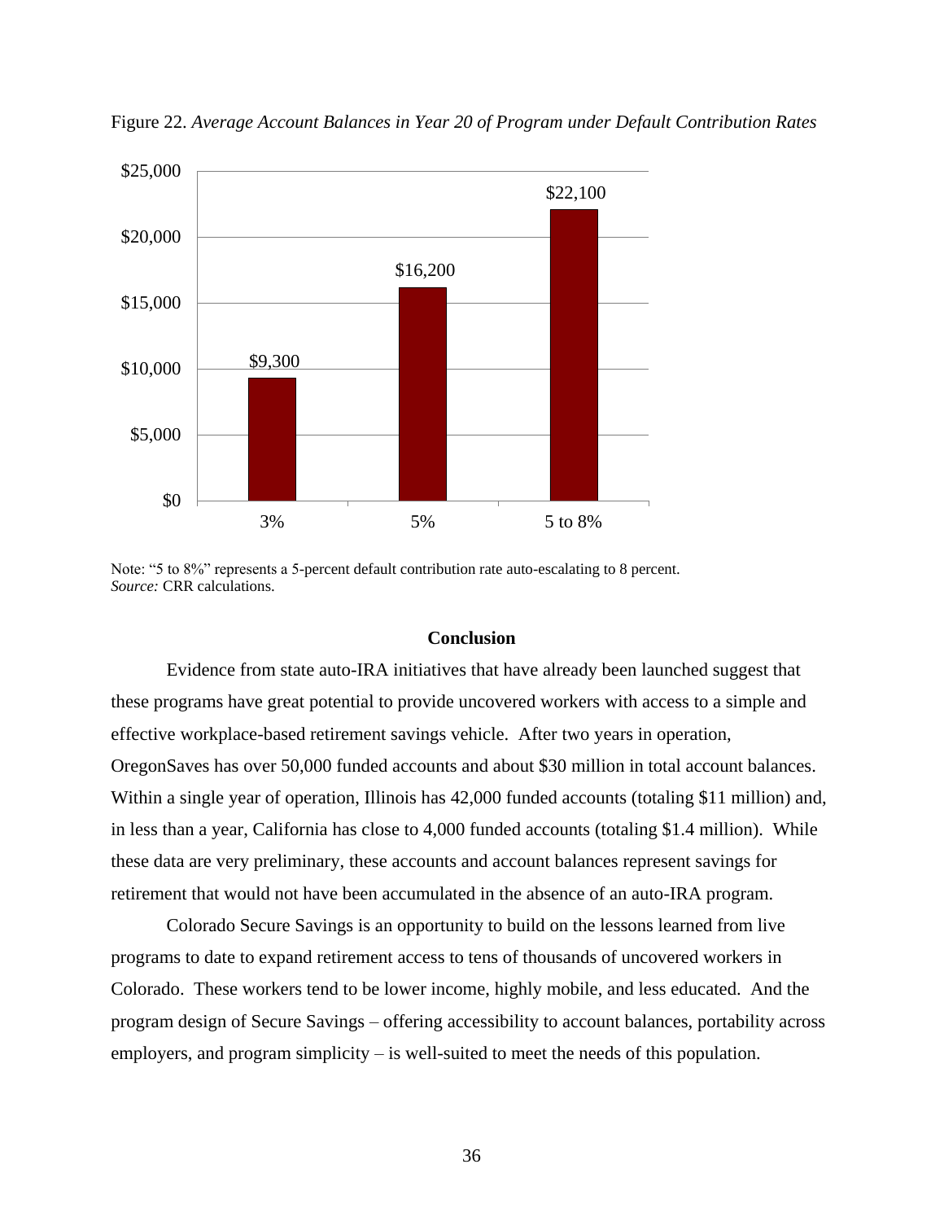Figure 22. *Average Account Balances in Year 20 of Program under Default Contribution Rates*

| Default contribution rate | Average account balance |
|---|---|
| 3% | $9,300 |
| 5% | $16,200 |
| 5 to 8% | $22,100 |

Note: "5 to 8%" represents a 5-percent default contribution rate auto-escalating to 8 percent.
*Source:* CRR calculations.

## Conclusion

Evidence from state auto-IRA initiatives that have already been launched suggest that these programs have great potential to provide uncovered workers with access to a simple and effective workplace-based retirement savings vehicle. After two years in operation, OregonSaves has over 50,000 funded accounts and about $30 million in total account balances. Within a single year of operation, Illinois has 42,000 funded accounts (totaling $11 million) and, in less than a year, California has close to 4,000 funded accounts (totaling $1.4 million). While these data are very preliminary, these accounts and account balances represent savings for retirement that would not have been accumulated in the absence of an auto-IRA program.

Colorado Secure Savings is an opportunity to build on the lessons learned from live programs to date to expand retirement access to tens of thousands of uncovered workers in Colorado. These workers tend to be lower income, highly mobile, and less educated. And the program design of Secure Savings – offering accessibility to account balances, portability across employers, and program simplicity – is well-suited to meet the needs of this population.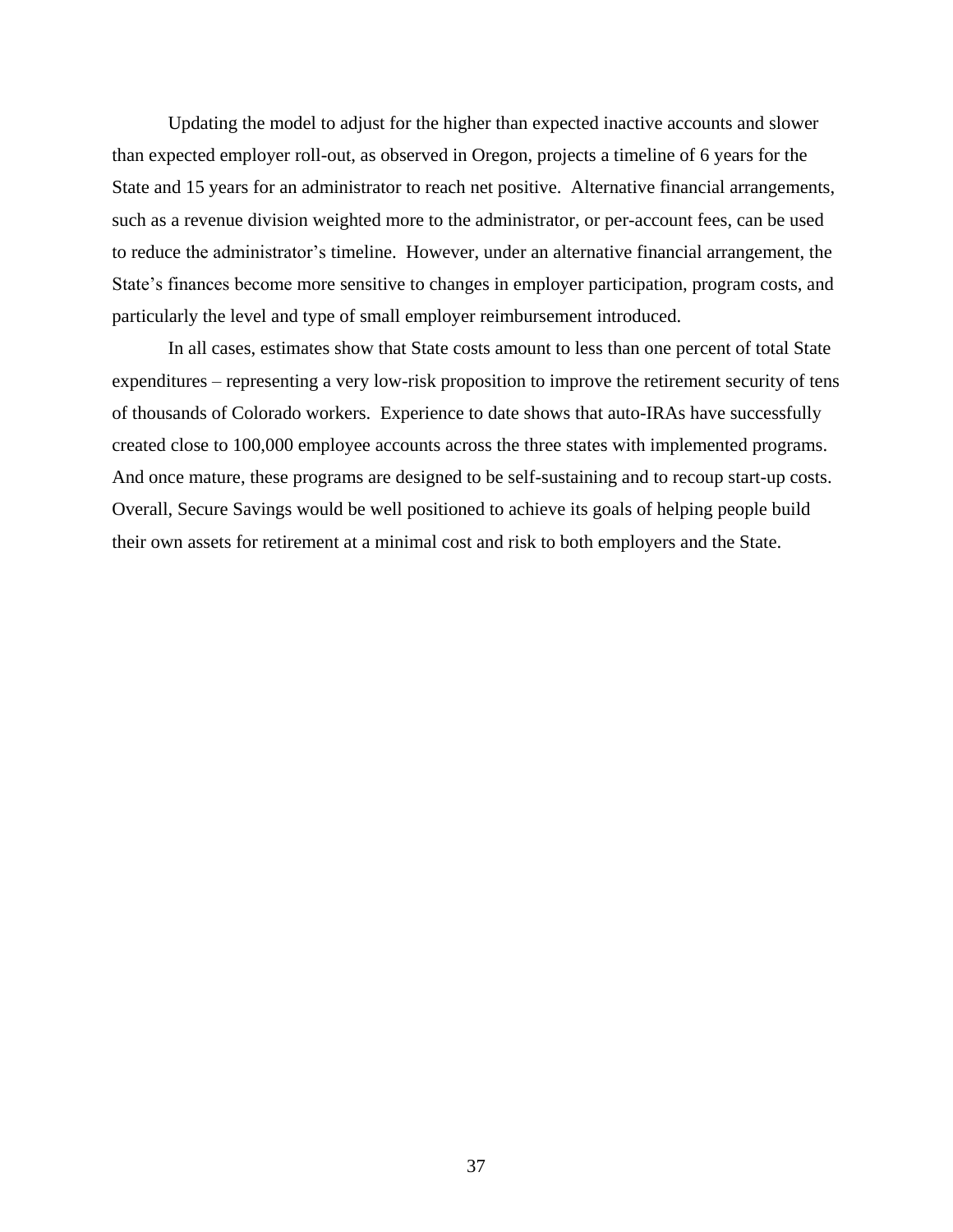Updating the model to adjust for the higher than expected inactive accounts and slower than expected employer roll-out, as observed in Oregon, projects a timeline of 6 years for the State and 15 years for an administrator to reach net positive. Alternative financial arrangements, such as a revenue division weighted more to the administrator, or per-account fees, can be used to reduce the administrator's timeline. However, under an alternative financial arrangement, the State's finances become more sensitive to changes in employer participation, program costs, and particularly the level and type of small employer reimbursement introduced.

In all cases, estimates show that State costs amount to less than one percent of total State expenditures – representing a very low-risk proposition to improve the retirement security of tens of thousands of Colorado workers. Experience to date shows that auto-IRAs have successfully created close to 100,000 employee accounts across the three states with implemented programs. And once mature, these programs are designed to be self-sustaining and to recoup start-up costs. Overall, Secure Savings would be well positioned to achieve its goals of helping people build their own assets for retirement at a minimal cost and risk to both employers and the State.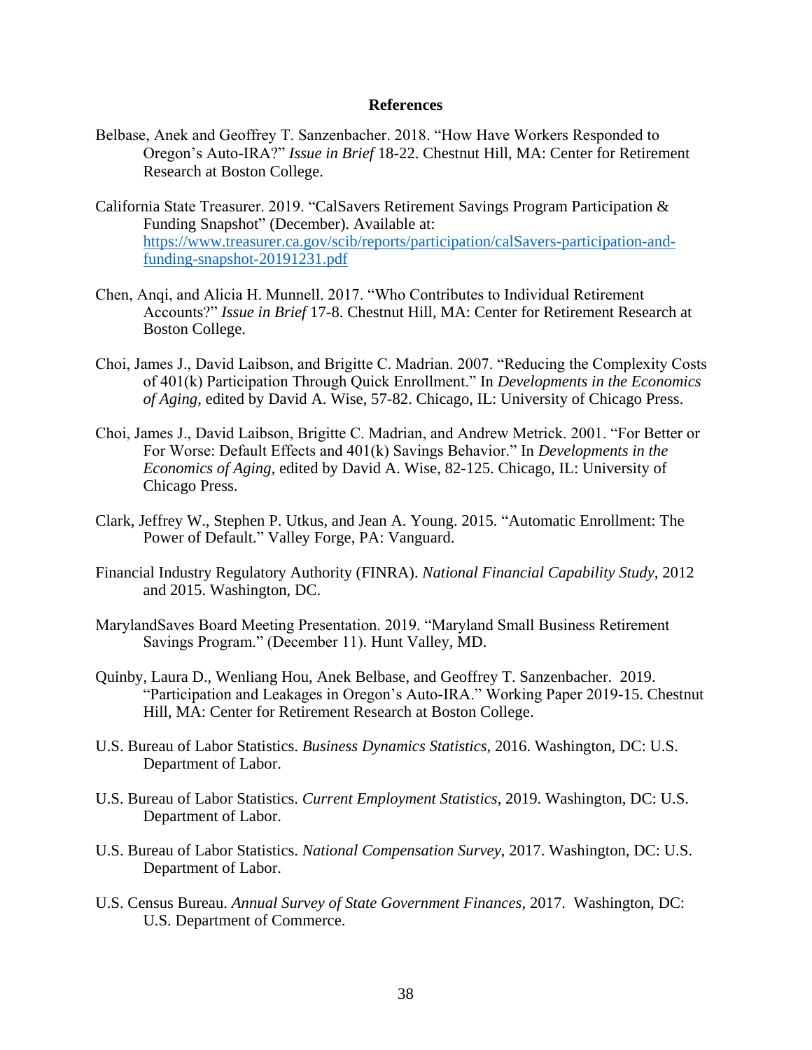# References

Belbase, Anek and Geoffrey T. Sanzenbacher. 2018. "How Have Workers Responded to Oregon's Auto-IRA?" *Issue in Brief* 18-22. Chestnut Hill, MA: Center for Retirement Research at Boston College.

California State Treasurer. 2019. "CalSavers Retirement Savings Program Participation & Funding Snapshot" (December). Available at: [https://www.treasurer.ca.gov/scib/reports/participation/calSavers-participation-and-funding-snapshot-20191231.pdf](https://www.treasurer.ca.gov/scib/reports/participation/calSavers-participation-and-funding-snapshot-20191231.pdf)

Chen, Anqi, and Alicia H. Munnell. 2017. "Who Contributes to Individual Retirement Accounts?" *Issue in Brief* 17-8. Chestnut Hill, MA: Center for Retirement Research at Boston College.

Choi, James J., David Laibson, and Brigitte C. Madrian. 2007. "Reducing the Complexity Costs of 401(k) Participation Through Quick Enrollment." In *Developments in the Economics of Aging,* edited by David A. Wise, 57-82. Chicago, IL: University of Chicago Press.

Choi, James J., David Laibson, Brigitte C. Madrian, and Andrew Metrick. 2001. "For Better or For Worse: Default Effects and 401(k) Savings Behavior." In *Developments in the Economics of Aging,* edited by David A. Wise, 82-125. Chicago, IL: University of Chicago Press.

Clark, Jeffrey W., Stephen P. Utkus, and Jean A. Young. 2015. "Automatic Enrollment: The Power of Default." Valley Forge, PA: Vanguard.

Financial Industry Regulatory Authority (FINRA). *National Financial Capability Study,* 2012 and 2015. Washington, DC.

MarylandSaves Board Meeting Presentation. 2019. "Maryland Small Business Retirement Savings Program." (December 11). Hunt Valley, MD.

Quinby, Laura D., Wenliang Hou, Anek Belbase, and Geoffrey T. Sanzenbacher. 2019. "Participation and Leakages in Oregon's Auto-IRA." Working Paper 2019-15. Chestnut Hill, MA: Center for Retirement Research at Boston College.

U.S. Bureau of Labor Statistics. *Business Dynamics Statistics*, 2016. Washington, DC: U.S. Department of Labor.

U.S. Bureau of Labor Statistics. *Current Employment Statistics*, 2019. Washington, DC: U.S. Department of Labor.

U.S. Bureau of Labor Statistics. *National Compensation Survey*, 2017. Washington, DC: U.S. Department of Labor.

U.S. Census Bureau. *Annual Survey of State Government Finances*, 2017. Washington, DC: U.S. Department of Commerce.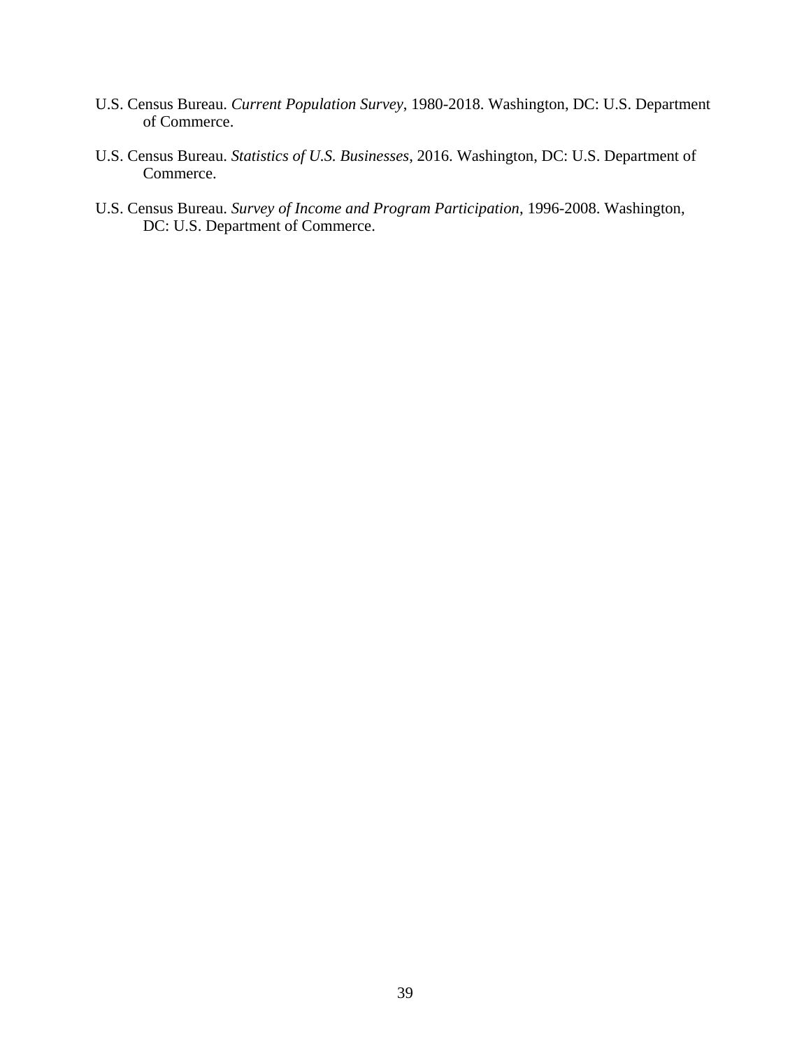U.S. Census Bureau. *Current Population Survey*, 1980-2018. Washington, DC: U.S. Department of Commerce.

U.S. Census Bureau. *Statistics of U.S. Businesses*, 2016. Washington, DC: U.S. Department of Commerce.

U.S. Census Bureau. *Survey of Income and Program Participation*, 1996-2008. Washington, DC: U.S. Department of Commerce.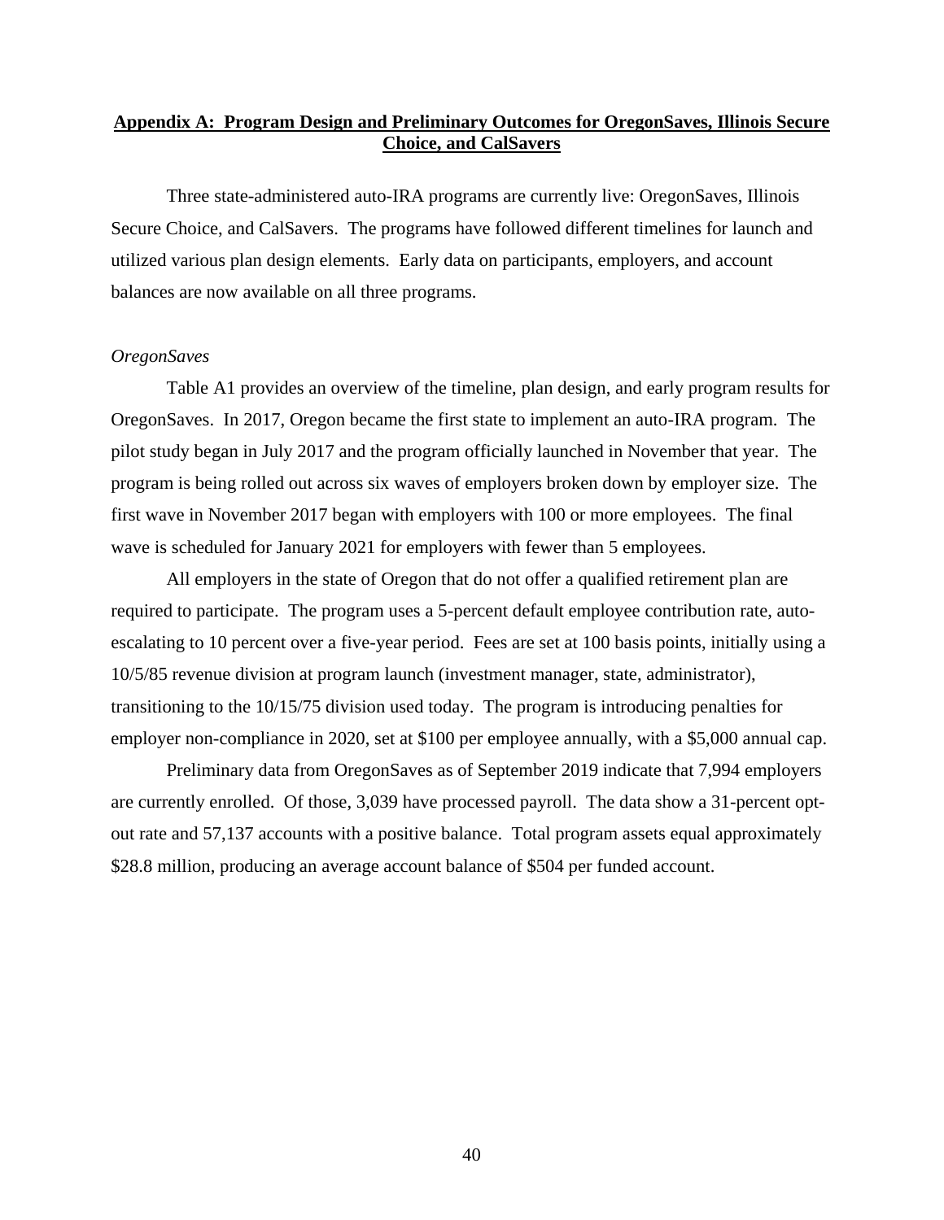## Appendix A: Program Design and Preliminary Outcomes for OregonSaves, Illinois Secure Choice, and CalSavers

Three state-administered auto-IRA programs are currently live: OregonSaves, Illinois Secure Choice, and CalSavers. The programs have followed different timelines for launch and utilized various plan design elements. Early data on participants, employers, and account balances are now available on all three programs.

*OregonSaves*

Table A1 provides an overview of the timeline, plan design, and early program results for OregonSaves. In 2017, Oregon became the first state to implement an auto-IRA program. The pilot study began in July 2017 and the program officially launched in November that year. The program is being rolled out across six waves of employers broken down by employer size. The first wave in November 2017 began with employers with 100 or more employees. The final wave is scheduled for January 2021 for employers with fewer than 5 employees.

All employers in the state of Oregon that do not offer a qualified retirement plan are required to participate. The program uses a 5-percent default employee contribution rate, auto-escalating to 10 percent over a five-year period. Fees are set at 100 basis points, initially using a 10/5/85 revenue division at program launch (investment manager, state, administrator), transitioning to the 10/15/75 division used today. The program is introducing penalties for employer non-compliance in 2020, set at $100 per employee annually, with a $5,000 annual cap.

Preliminary data from OregonSaves as of September 2019 indicate that 7,994 employers are currently enrolled. Of those, 3,039 have processed payroll. The data show a 31-percent opt-out rate and 57,137 accounts with a positive balance. Total program assets equal approximately $28.8 million, producing an average account balance of $504 per funded account.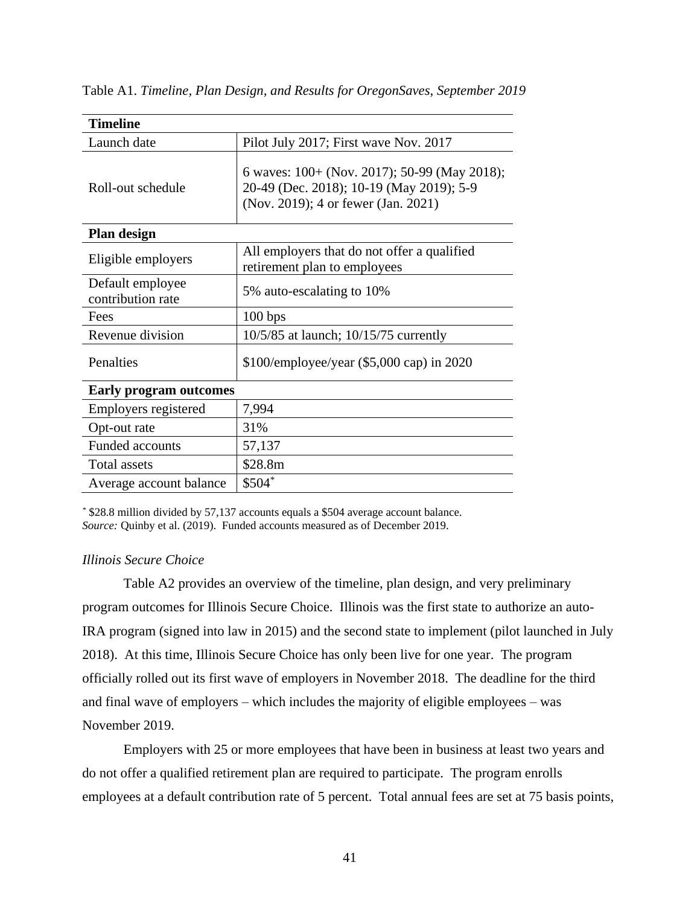Table A1. *Timeline, Plan Design, and Results for OregonSaves, September 2019*

| **Timeline** | |
|---|---|
| Launch date | Pilot July 2017; First wave Nov. 2017 |
| Roll-out schedule | 6 waves: 100+ (Nov. 2017); 50-99 (May 2018); 20-49 (Dec. 2018); 10-19 (May 2019); 5-9 (Nov. 2019); 4 or fewer (Jan. 2021) |
| **Plan design** | |
| Eligible employers | All employers that do not offer a qualified retirement plan to employees |
| Default employee contribution rate | 5% auto-escalating to 10% |
| Fees | 100 bps |
| Revenue division | 10/5/85 at launch; 10/15/75 currently |
| Penalties | $100/employee/year ($5,000 cap) in 2020 |
| **Early program outcomes** | |
| Employers registered | 7,994 |
| Opt-out rate | 31% |
| Funded accounts | 57,137 |
| Total assets | $28.8m |
| Average account balance | $504* |

* $28.8 million divided by 57,137 accounts equals a $504 average account balance.
*Source:* Quinby et al. (2019). Funded accounts measured as of December 2019.

*Illinois Secure Choice*

Table A2 provides an overview of the timeline, plan design, and very preliminary program outcomes for Illinois Secure Choice. Illinois was the first state to authorize an auto-IRA program (signed into law in 2015) and the second state to implement (pilot launched in July 2018). At this time, Illinois Secure Choice has only been live for one year. The program officially rolled out its first wave of employers in November 2018. The deadline for the third and final wave of employers – which includes the majority of eligible employees – was November 2019.

Employers with 25 or more employees that have been in business at least two years and do not offer a qualified retirement plan are required to participate. The program enrolls employees at a default contribution rate of 5 percent. Total annual fees are set at 75 basis points,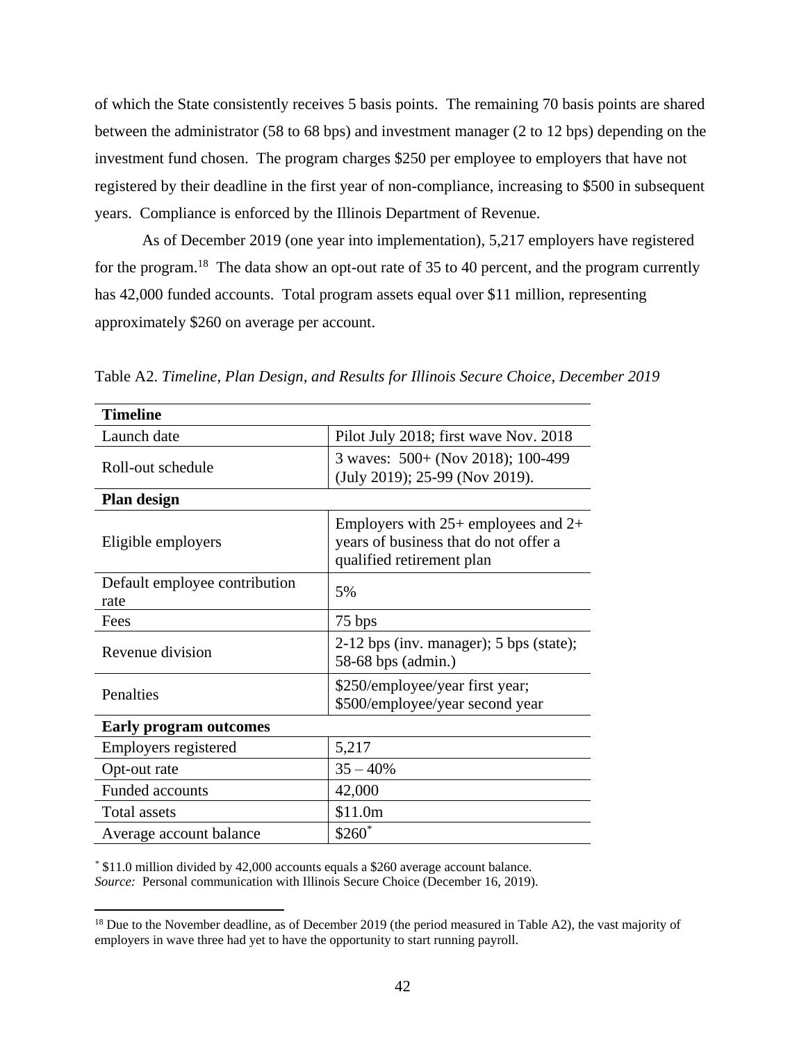of which the State consistently receives 5 basis points. The remaining 70 basis points are shared between the administrator (58 to 68 bps) and investment manager (2 to 12 bps) depending on the investment fund chosen. The program charges $250 per employee to employers that have not registered by their deadline in the first year of non-compliance, increasing to $500 in subsequent years. Compliance is enforced by the Illinois Department of Revenue.

As of December 2019 (one year into implementation), 5,217 employers have registered for the program.[18] The data show an opt-out rate of 35 to 40 percent, and the program currently has 42,000 funded accounts. Total program assets equal over $11 million, representing approximately $260 on average per account.

Table A2. *Timeline, Plan Design, and Results for Illinois Secure Choice, December 2019*

| **Timeline** | |
|---|---|
| Launch date | Pilot July 2018; first wave Nov. 2018 |
| Roll-out schedule | 3 waves: 500+ (Nov 2018); 100-499 (July 2019); 25-99 (Nov 2019). |
| **Plan design** | |
| Eligible employers | Employers with 25+ employees and 2+ years of business that do not offer a qualified retirement plan |
| Default employee contribution rate | 5% |
| Fees | 75 bps |
| Revenue division | 2-12 bps (inv. manager); 5 bps (state); 58-68 bps (admin.) |
| Penalties | $250/employee/year first year; $500/employee/year second year |
| **Early program outcomes** | |
| Employers registered | 5,217 |
| Opt-out rate | 35 – 40% |
| Funded accounts | 42,000 |
| Total assets | $11.0m |
| Average account balance | $260* |

\* $11.0 million divided by 42,000 accounts equals a $260 average account balance.
*Source:* Personal communication with Illinois Secure Choice (December 16, 2019).

[18] Due to the November deadline, as of December 2019 (the period measured in Table A2), the vast majority of employers in wave three had yet to have the opportunity to start running payroll.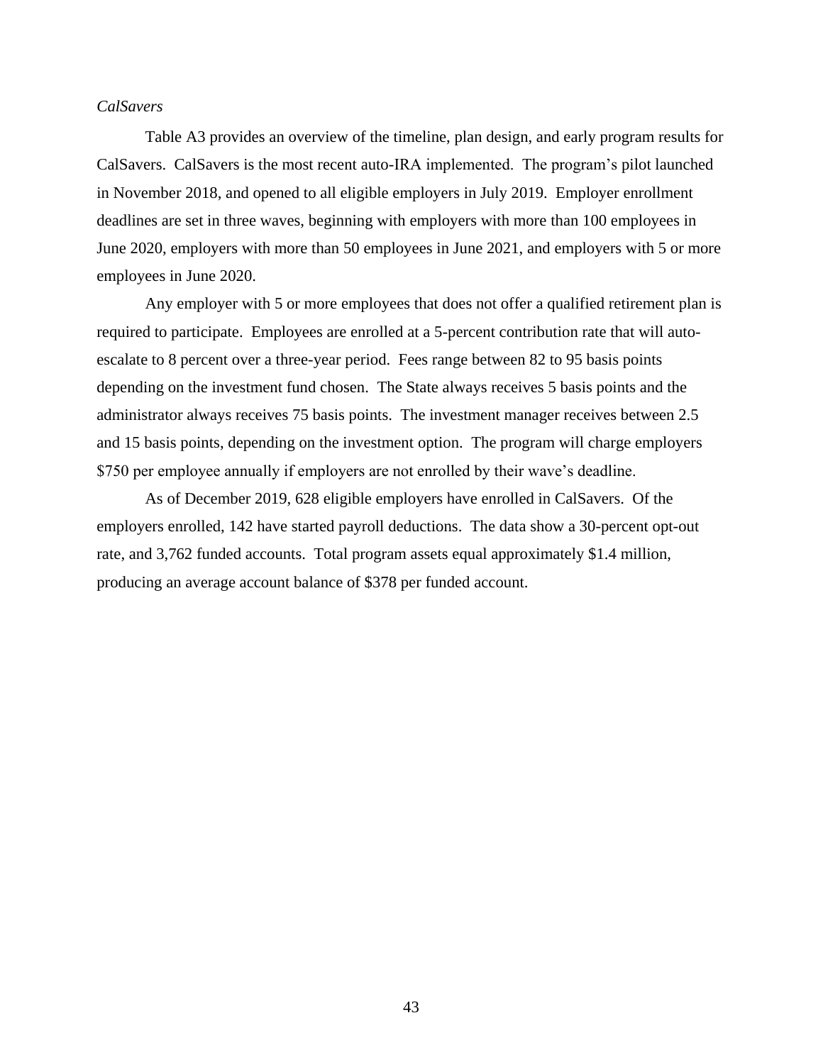*CalSavers*

Table A3 provides an overview of the timeline, plan design, and early program results for CalSavers. CalSavers is the most recent auto-IRA implemented. The program's pilot launched in November 2018, and opened to all eligible employers in July 2019. Employer enrollment deadlines are set in three waves, beginning with employers with more than 100 employees in June 2020, employers with more than 50 employees in June 2021, and employers with 5 or more employees in June 2020.

Any employer with 5 or more employees that does not offer a qualified retirement plan is required to participate. Employees are enrolled at a 5-percent contribution rate that will auto-escalate to 8 percent over a three-year period. Fees range between 82 to 95 basis points depending on the investment fund chosen. The State always receives 5 basis points and the administrator always receives 75 basis points. The investment manager receives between 2.5 and 15 basis points, depending on the investment option. The program will charge employers $750 per employee annually if employers are not enrolled by their wave's deadline.

As of December 2019, 628 eligible employers have enrolled in CalSavers. Of the employers enrolled, 142 have started payroll deductions. The data show a 30-percent opt-out rate, and 3,762 funded accounts. Total program assets equal approximately $1.4 million, producing an average account balance of $378 per funded account.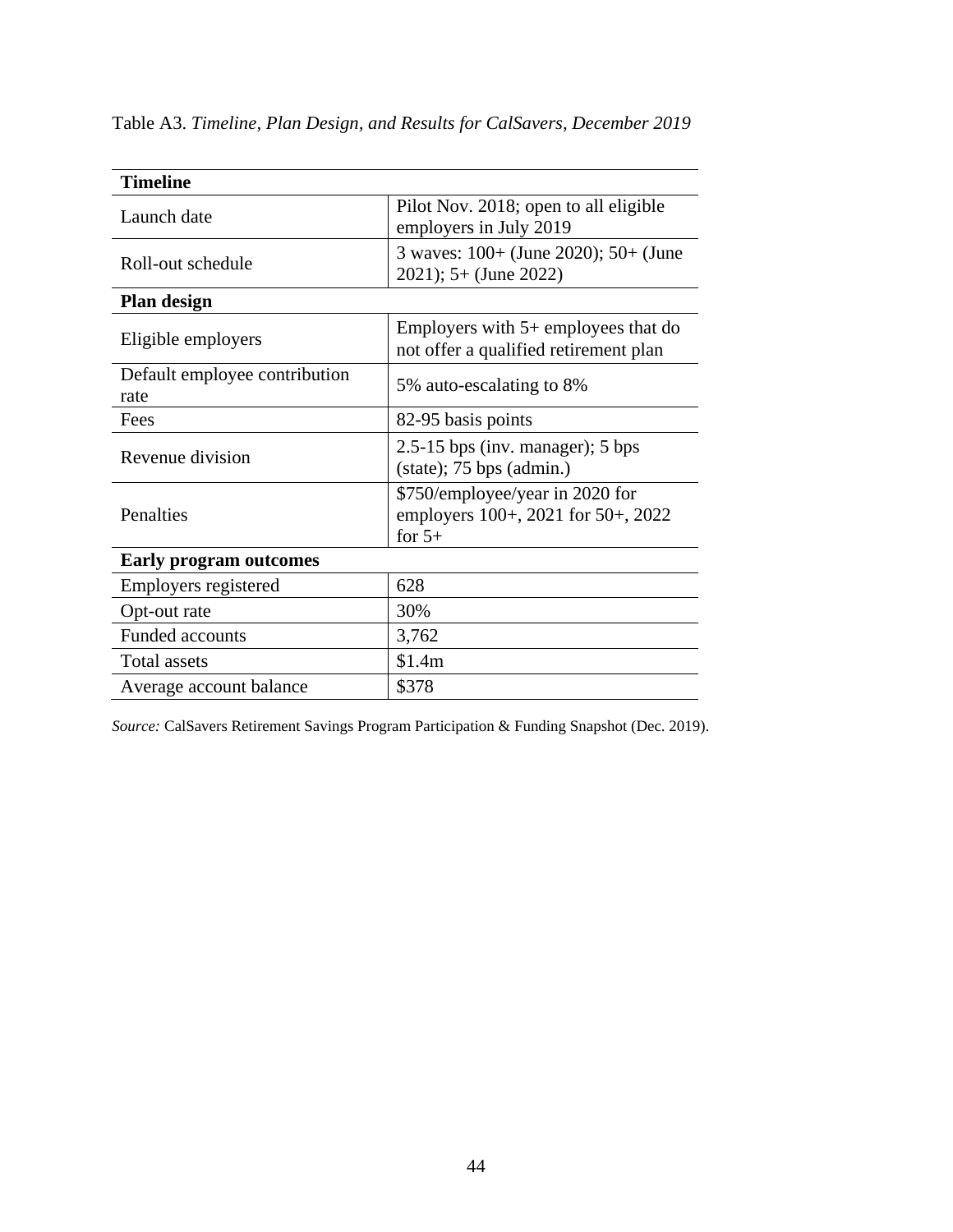Table A3. *Timeline, Plan Design, and Results for CalSavers, December 2019*

| **Timeline** | |
|---|---|
| Launch date | Pilot Nov. 2018; open to all eligible employers in July 2019 |
| Roll-out schedule | 3 waves: 100+ (June 2020); 50+ (June 2021); 5+ (June 2022) |
| **Plan design** | |
| Eligible employers | Employers with 5+ employees that do not offer a qualified retirement plan |
| Default employee contribution rate | 5% auto-escalating to 8% |
| Fees | 82-95 basis points |
| Revenue division | 2.5-15 bps (inv. manager); 5 bps (state); 75 bps (admin.) |
| Penalties | $750/employee/year in 2020 for employers 100+, 2021 for 50+, 2022 for 5+ |
| **Early program outcomes** | |
| Employers registered | 628 |
| Opt-out rate | 30% |
| Funded accounts | 3,762 |
| Total assets | $1.4m |
| Average account balance | $378 |

*Source:* CalSavers Retirement Savings Program Participation & Funding Snapshot (Dec. 2019).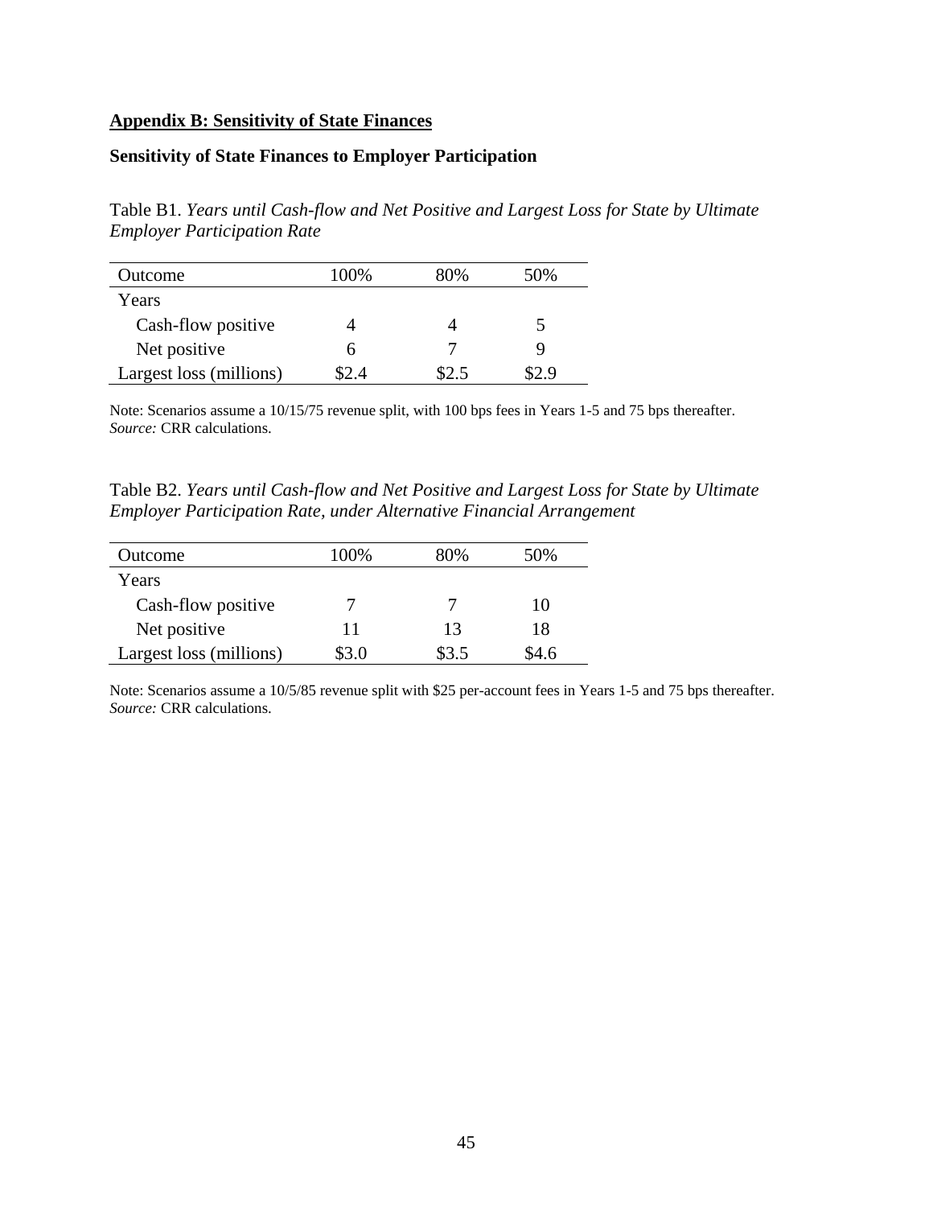## Appendix B: Sensitivity of State Finances

### Sensitivity of State Finances to Employer Participation

Table B1. *Years until Cash-flow and Net Positive and Largest Loss for State by Ultimate Employer Participation Rate*

| Outcome | 100% | 80% | 50% |
|---|---|---|---|
| Years | | | |
| Cash-flow positive | 4 | 4 | 5 |
| Net positive | 6 | 7 | 9 |
| Largest loss (millions) | $2.4 | $2.5 | $2.9 |

Note: Scenarios assume a 10/15/75 revenue split, with 100 bps fees in Years 1-5 and 75 bps thereafter.
*Source:* CRR calculations.

Table B2. *Years until Cash-flow and Net Positive and Largest Loss for State by Ultimate Employer Participation Rate, under Alternative Financial Arrangement*

| Outcome | 100% | 80% | 50% |
|---|---|---|---|
| Years | | | |
| Cash-flow positive | 7 | 7 | 10 |
| Net positive | 11 | 13 | 18 |
| Largest loss (millions) | $3.0 | $3.5 | $4.6 |

Note: Scenarios assume a 10/5/85 revenue split with $25 per-account fees in Years 1-5 and 75 bps thereafter.
*Source:* CRR calculations.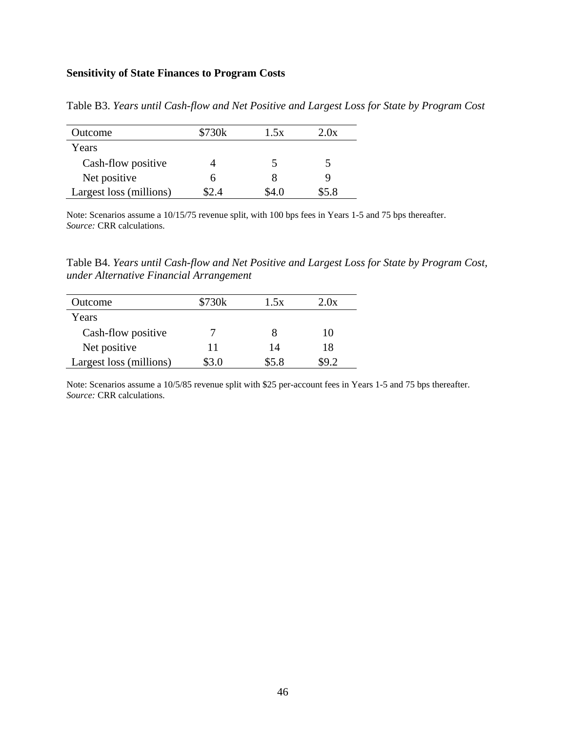**Sensitivity of State Finances to Program Costs**

Table B3. *Years until Cash-flow and Net Positive and Largest Loss for State by Program Cost*

| Outcome | \$730k | 1.5x | 2.0x |
|---|---|---|---|
| Years | | | |
| Cash-flow positive | 4 | 5 | 5 |
| Net positive | 6 | 8 | 9 |
| Largest loss (millions) | \$2.4 | \$4.0 | \$5.8 |

Note: Scenarios assume a 10/15/75 revenue split, with 100 bps fees in Years 1-5 and 75 bps thereafter.
*Source:* CRR calculations.

Table B4. *Years until Cash-flow and Net Positive and Largest Loss for State by Program Cost, under Alternative Financial Arrangement*

| Outcome | \$730k | 1.5x | 2.0x |
|---|---|---|---|
| Years | | | |
| Cash-flow positive | 7 | 8 | 10 |
| Net positive | 11 | 14 | 18 |
| Largest loss (millions) | \$3.0 | \$5.8 | \$9.2 |

Note: Scenarios assume a 10/5/85 revenue split with \$25 per-account fees in Years 1-5 and 75 bps thereafter.
*Source:* CRR calculations.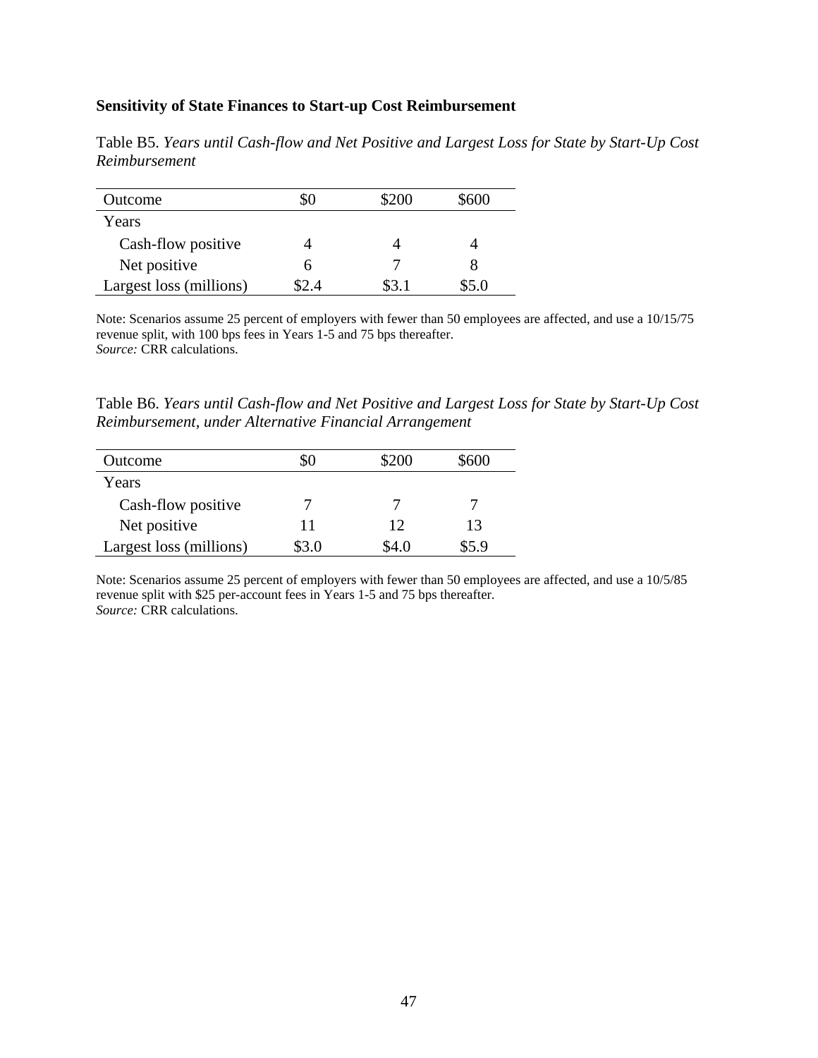### Sensitivity of State Finances to Start-up Cost Reimbursement

Table B5. *Years until Cash-flow and Net Positive and Largest Loss for State by Start-Up Cost Reimbursement*

| Outcome | \$0 | \$200 | \$600 |
|---|---|---|---|
| Years | | | |
| Cash-flow positive | 4 | 4 | 4 |
| Net positive | 6 | 7 | 8 |
| Largest loss (millions) | \$2.4 | \$3.1 | \$5.0 |

Note: Scenarios assume 25 percent of employers with fewer than 50 employees are affected, and use a 10/15/75 revenue split, with 100 bps fees in Years 1-5 and 75 bps thereafter.
*Source:* CRR calculations.

Table B6. *Years until Cash-flow and Net Positive and Largest Loss for State by Start-Up Cost Reimbursement, under Alternative Financial Arrangement*

| Outcome | \$0 | \$200 | \$600 |
|---|---|---|---|
| Years | | | |
| Cash-flow positive | 7 | 7 | 7 |
| Net positive | 11 | 12 | 13 |
| Largest loss (millions) | \$3.0 | \$4.0 | \$5.9 |

Note: Scenarios assume 25 percent of employers with fewer than 50 employees are affected, and use a 10/5/85 revenue split with \$25 per-account fees in Years 1-5 and 75 bps thereafter.
*Source:* CRR calculations.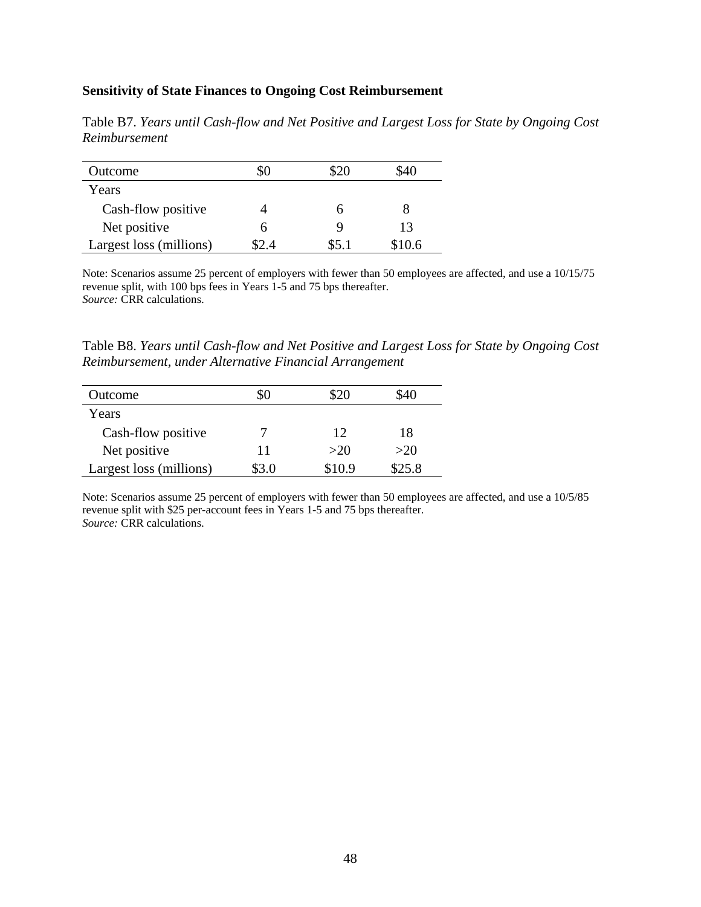**Sensitivity of State Finances to Ongoing Cost Reimbursement**

Table B7. *Years until Cash-flow and Net Positive and Largest Loss for State by Ongoing Cost Reimbursement*

| Outcome | $0 | $20 | $40 |
|---|---|---|---|
| Years | | | |
| Cash-flow positive | 4 | 6 | 8 |
| Net positive | 6 | 9 | 13 |
| Largest loss (millions) | $2.4 | $5.1 | $10.6 |

Note: Scenarios assume 25 percent of employers with fewer than 50 employees are affected, and use a 10/15/75 revenue split, with 100 bps fees in Years 1-5 and 75 bps thereafter.
*Source:* CRR calculations.

Table B8. *Years until Cash-flow and Net Positive and Largest Loss for State by Ongoing Cost Reimbursement, under Alternative Financial Arrangement*

| Outcome | $0 | $20 | $40 |
|---|---|---|---|
| Years | | | |
| Cash-flow positive | 7 | 12 | 18 |
| Net positive | 11 | >20 | >20 |
| Largest loss (millions) | $3.0 | $10.9 | $25.8 |

Note: Scenarios assume 25 percent of employers with fewer than 50 employees are affected, and use a 10/5/85 revenue split with $25 per-account fees in Years 1-5 and 75 bps thereafter.
*Source:* CRR calculations.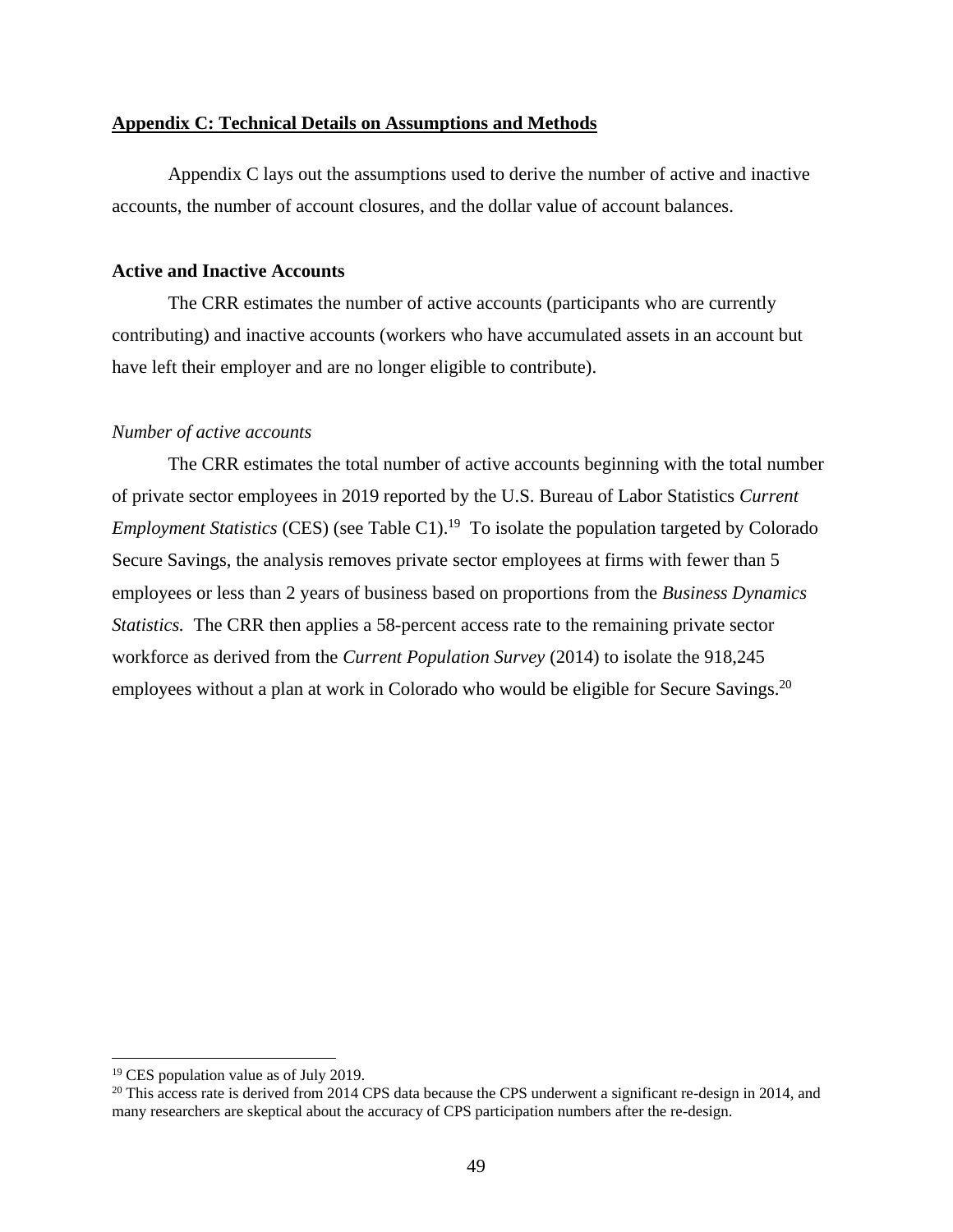## Appendix C: Technical Details on Assumptions and Methods

Appendix C lays out the assumptions used to derive the number of active and inactive accounts, the number of account closures, and the dollar value of account balances.

### Active and Inactive Accounts

The CRR estimates the number of active accounts (participants who are currently contributing) and inactive accounts (workers who have accumulated assets in an account but have left their employer and are no longer eligible to contribute).

#### *Number of active accounts*

The CRR estimates the total number of active accounts beginning with the total number of private sector employees in 2019 reported by the U.S. Bureau of Labor Statistics *Current Employment Statistics* (CES) (see Table C1).[19] To isolate the population targeted by Colorado Secure Savings, the analysis removes private sector employees at firms with fewer than 5 employees or less than 2 years of business based on proportions from the *Business Dynamics Statistics.* The CRR then applies a 58-percent access rate to the remaining private sector workforce as derived from the *Current Population Survey* (2014) to isolate the 918,245 employees without a plan at work in Colorado who would be eligible for Secure Savings.[20]

---

[19] CES population value as of July 2019.

[20] This access rate is derived from 2014 CPS data because the CPS underwent a significant re-design in 2014, and many researchers are skeptical about the accuracy of CPS participation numbers after the re-design.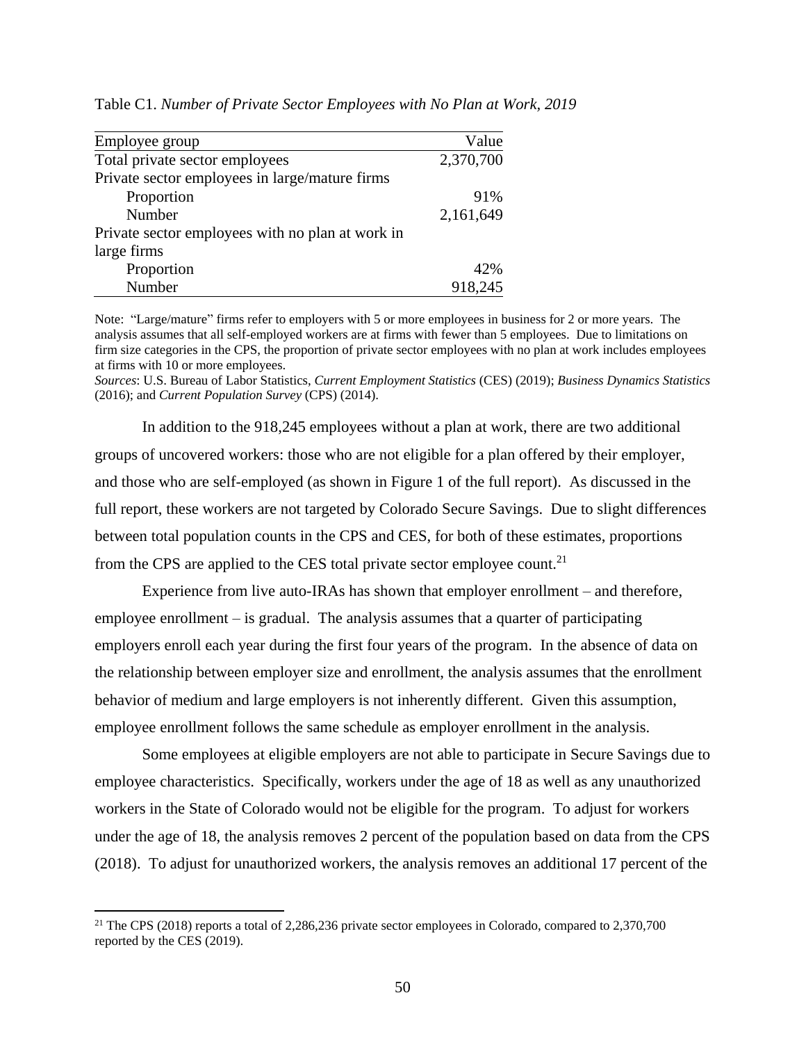Table C1. *Number of Private Sector Employees with No Plan at Work, 2019*

| Employee group | Value |
|---|---|
| Total private sector employees | 2,370,700 |
| Private sector employees in large/mature firms | |
| Proportion | 91% |
| Number | 2,161,649 |
| Private sector employees with no plan at work in large firms | |
| Proportion | 42% |
| Number | 918,245 |

Note: "Large/mature" firms refer to employers with 5 or more employees in business for 2 or more years. The analysis assumes that all self-employed workers are at firms with fewer than 5 employees. Due to limitations on firm size categories in the CPS, the proportion of private sector employees with no plan at work includes employees at firms with 10 or more employees.

*Sources*: U.S. Bureau of Labor Statistics, *Current Employment Statistics* (CES) (2019); *Business Dynamics Statistics* (2016); and *Current Population Survey* (CPS) (2014).

In addition to the 918,245 employees without a plan at work, there are two additional groups of uncovered workers: those who are not eligible for a plan offered by their employer, and those who are self-employed (as shown in Figure 1 of the full report). As discussed in the full report, these workers are not targeted by Colorado Secure Savings. Due to slight differences between total population counts in the CPS and CES, for both of these estimates, proportions from the CPS are applied to the CES total private sector employee count.[21]

Experience from live auto-IRAs has shown that employer enrollment – and therefore, employee enrollment – is gradual. The analysis assumes that a quarter of participating employers enroll each year during the first four years of the program. In the absence of data on the relationship between employer size and enrollment, the analysis assumes that the enrollment behavior of medium and large employers is not inherently different. Given this assumption, employee enrollment follows the same schedule as employer enrollment in the analysis.

Some employees at eligible employers are not able to participate in Secure Savings due to employee characteristics. Specifically, workers under the age of 18 as well as any unauthorized workers in the State of Colorado would not be eligible for the program. To adjust for workers under the age of 18, the analysis removes 2 percent of the population based on data from the CPS (2018). To adjust for unauthorized workers, the analysis removes an additional 17 percent of the

[21] The CPS (2018) reports a total of 2,286,236 private sector employees in Colorado, compared to 2,370,700 reported by the CES (2019).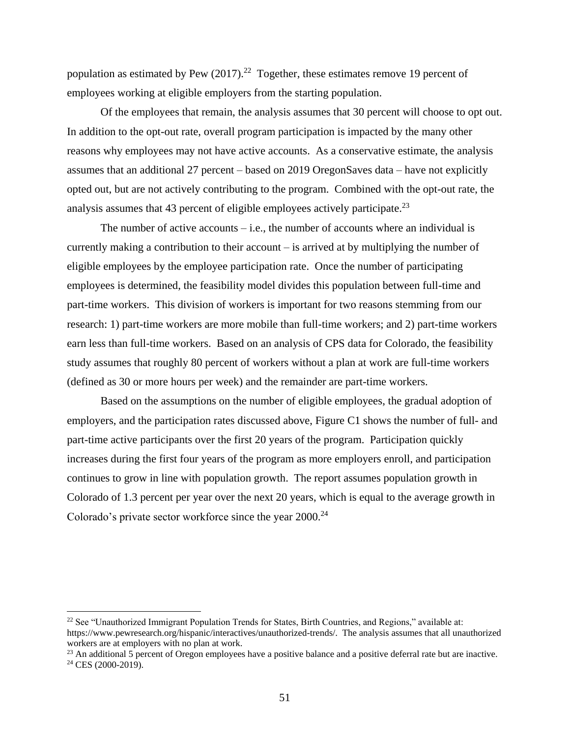population as estimated by Pew (2017).[22] Together, these estimates remove 19 percent of employees working at eligible employers from the starting population.

Of the employees that remain, the analysis assumes that 30 percent will choose to opt out. In addition to the opt-out rate, overall program participation is impacted by the many other reasons why employees may not have active accounts. As a conservative estimate, the analysis assumes that an additional 27 percent – based on 2019 OregonSaves data – have not explicitly opted out, but are not actively contributing to the program. Combined with the opt-out rate, the analysis assumes that 43 percent of eligible employees actively participate.[23]

The number of active accounts – i.e., the number of accounts where an individual is currently making a contribution to their account – is arrived at by multiplying the number of eligible employees by the employee participation rate. Once the number of participating employees is determined, the feasibility model divides this population between full-time and part-time workers. This division of workers is important for two reasons stemming from our research: 1) part-time workers are more mobile than full-time workers; and 2) part-time workers earn less than full-time workers. Based on an analysis of CPS data for Colorado, the feasibility study assumes that roughly 80 percent of workers without a plan at work are full-time workers (defined as 30 or more hours per week) and the remainder are part-time workers.

Based on the assumptions on the number of eligible employees, the gradual adoption of employers, and the participation rates discussed above, Figure C1 shows the number of full- and part-time active participants over the first 20 years of the program. Participation quickly increases during the first four years of the program as more employers enroll, and participation continues to grow in line with population growth. The report assumes population growth in Colorado of 1.3 percent per year over the next 20 years, which is equal to the average growth in Colorado's private sector workforce since the year 2000.[24]

---

[22] See "Unauthorized Immigrant Population Trends for States, Birth Countries, and Regions," available at: https://www.pewresearch.org/hispanic/interactives/unauthorized-trends/. The analysis assumes that all unauthorized workers are at employers with no plan at work.

[23] An additional 5 percent of Oregon employees have a positive balance and a positive deferral rate but are inactive.

[24] CES (2000-2019).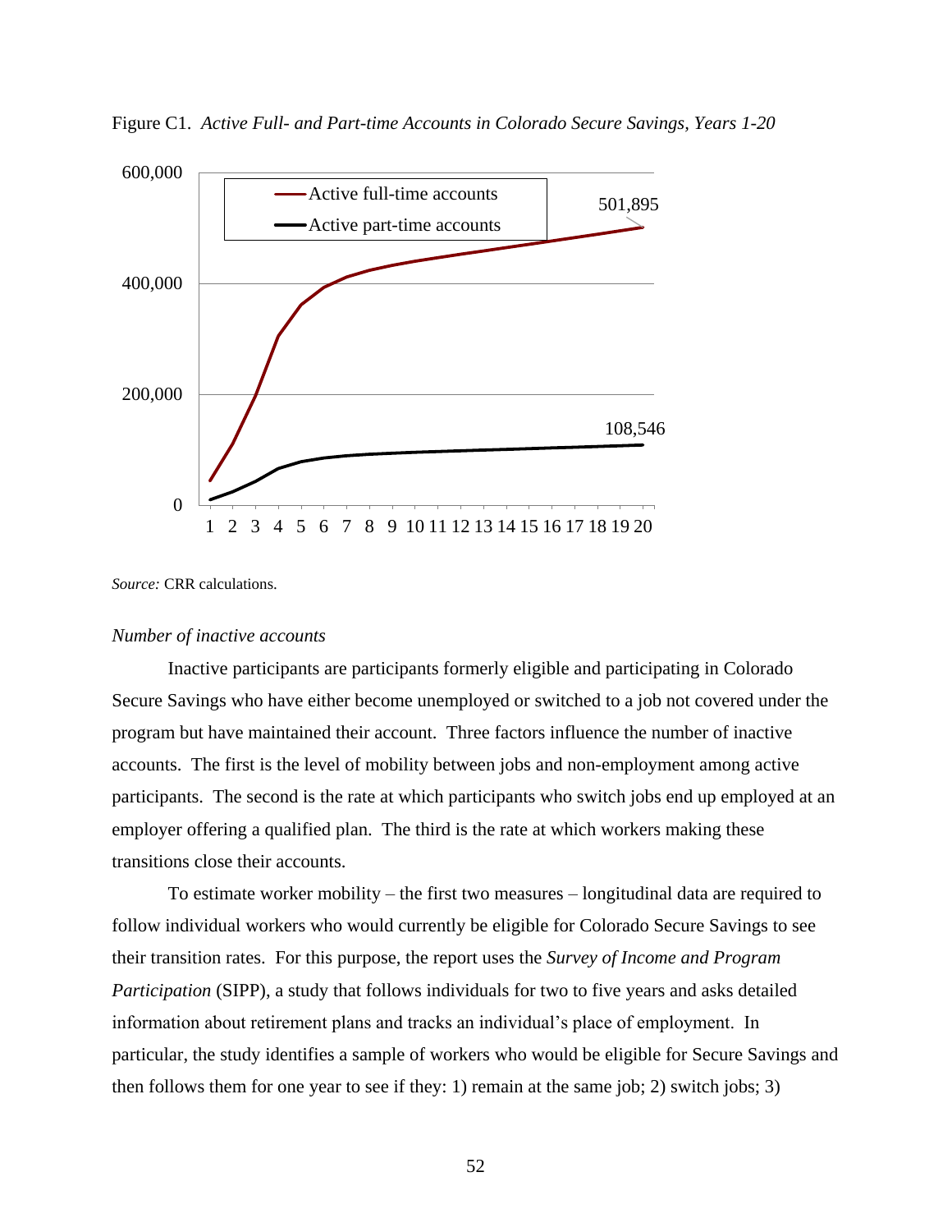Figure C1. *Active Full- and Part-time Accounts in Colorado Secure Savings, Years 1-20*

*Source:* CRR calculations.

*Number of inactive accounts*

Inactive participants are participants formerly eligible and participating in Colorado Secure Savings who have either become unemployed or switched to a job not covered under the program but have maintained their account. Three factors influence the number of inactive accounts. The first is the level of mobility between jobs and non-employment among active participants. The second is the rate at which participants who switch jobs end up employed at an employer offering a qualified plan. The third is the rate at which workers making these transitions close their accounts.

To estimate worker mobility – the first two measures – longitudinal data are required to follow individual workers who would currently be eligible for Colorado Secure Savings to see their transition rates. For this purpose, the report uses the *Survey of Income and Program Participation* (SIPP), a study that follows individuals for two to five years and asks detailed information about retirement plans and tracks an individual's place of employment. In particular, the study identifies a sample of workers who would be eligible for Secure Savings and then follows them for one year to see if they: 1) remain at the same job; 2) switch jobs; 3)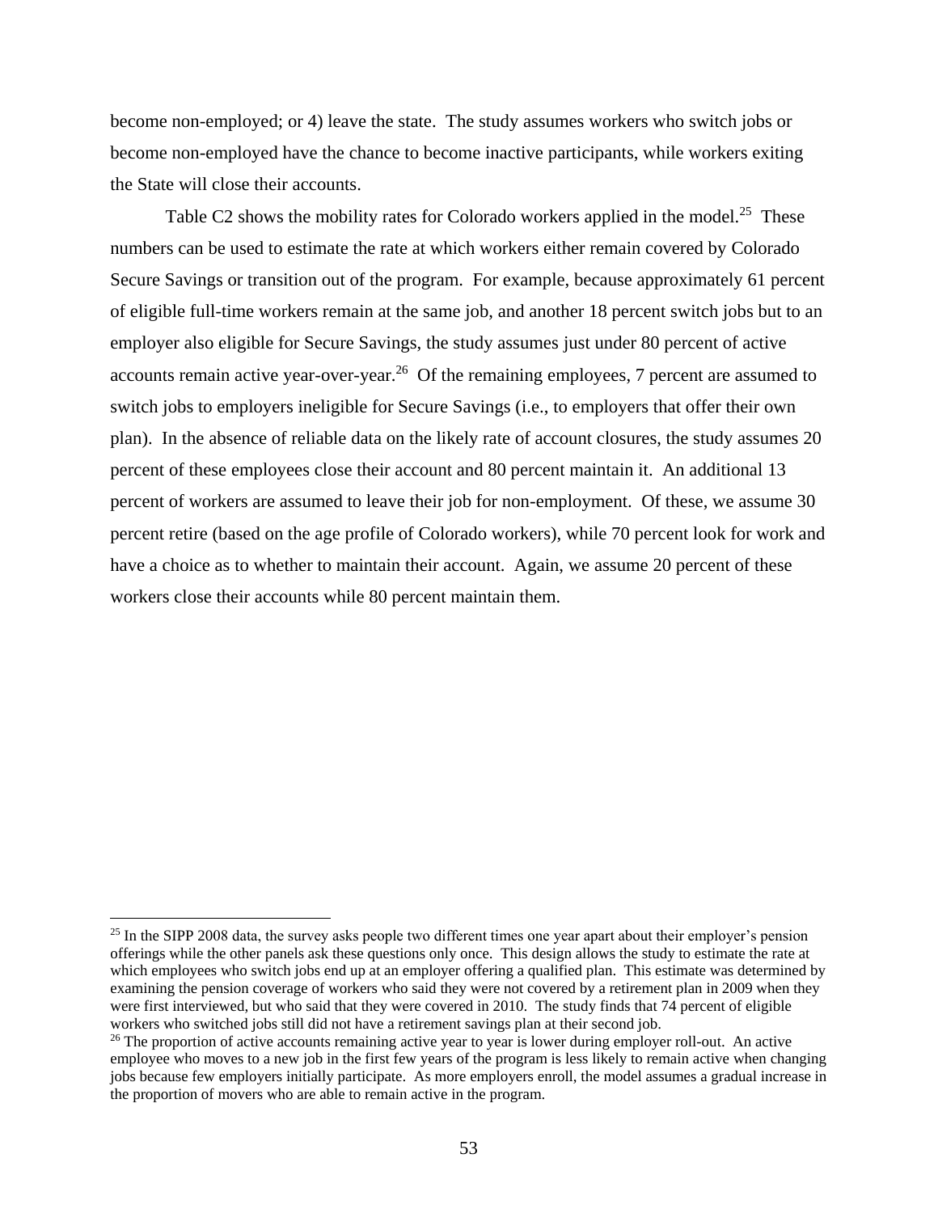become non-employed; or 4) leave the state. The study assumes workers who switch jobs or become non-employed have the chance to become inactive participants, while workers exiting the State will close their accounts.

Table C2 shows the mobility rates for Colorado workers applied in the model.[25] These numbers can be used to estimate the rate at which workers either remain covered by Colorado Secure Savings or transition out of the program. For example, because approximately 61 percent of eligible full-time workers remain at the same job, and another 18 percent switch jobs but to an employer also eligible for Secure Savings, the study assumes just under 80 percent of active accounts remain active year-over-year.[26] Of the remaining employees, 7 percent are assumed to switch jobs to employers ineligible for Secure Savings (i.e., to employers that offer their own plan). In the absence of reliable data on the likely rate of account closures, the study assumes 20 percent of these employees close their account and 80 percent maintain it. An additional 13 percent of workers are assumed to leave their job for non-employment. Of these, we assume 30 percent retire (based on the age profile of Colorado workers), while 70 percent look for work and have a choice as to whether to maintain their account. Again, we assume 20 percent of these workers close their accounts while 80 percent maintain them.

---

[25] In the SIPP 2008 data, the survey asks people two different times one year apart about their employer's pension offerings while the other panels ask these questions only once. This design allows the study to estimate the rate at which employees who switch jobs end up at an employer offering a qualified plan. This estimate was determined by examining the pension coverage of workers who said they were not covered by a retirement plan in 2009 when they were first interviewed, but who said that they were covered in 2010. The study finds that 74 percent of eligible workers who switched jobs still did not have a retirement savings plan at their second job.

[26] The proportion of active accounts remaining active year to year is lower during employer roll-out. An active employee who moves to a new job in the first few years of the program is less likely to remain active when changing jobs because few employers initially participate. As more employers enroll, the model assumes a gradual increase in the proportion of movers who are able to remain active in the program.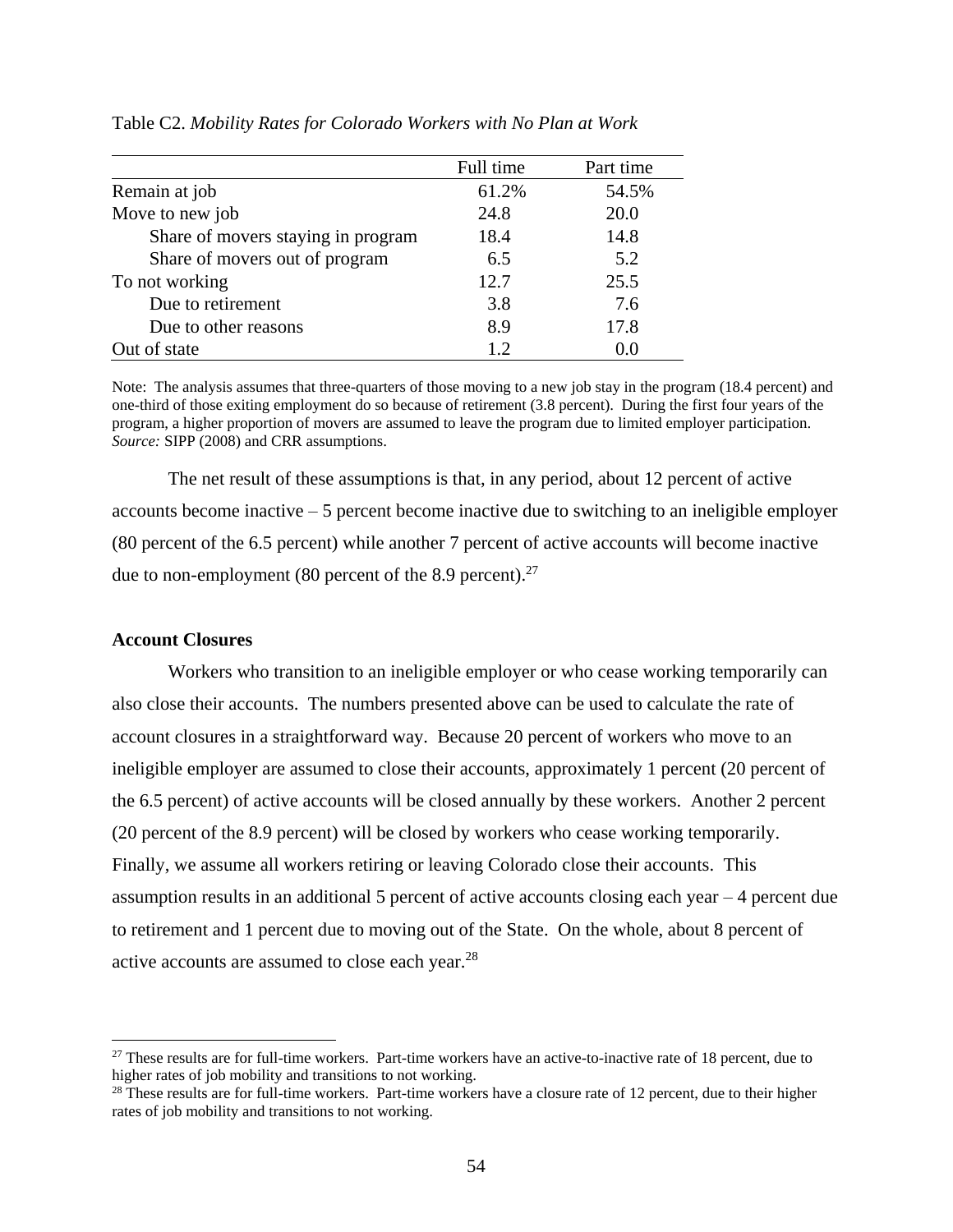Table C2. *Mobility Rates for Colorado Workers with No Plan at Work*

| | Full time | Part time |
|---|---|---|
| Remain at job | 61.2% | 54.5% |
| Move to new job | 24.8 | 20.0 |
| Share of movers staying in program | 18.4 | 14.8 |
| Share of movers out of program | 6.5 | 5.2 |
| To not working | 12.7 | 25.5 |
| Due to retirement | 3.8 | 7.6 |
| Due to other reasons | 8.9 | 17.8 |
| Out of state | 1.2 | 0.0 |

Note: The analysis assumes that three-quarters of those moving to a new job stay in the program (18.4 percent) and one-third of those exiting employment do so because of retirement (3.8 percent). During the first four years of the program, a higher proportion of movers are assumed to leave the program due to limited employer participation.
*Source:* SIPP (2008) and CRR assumptions.

The net result of these assumptions is that, in any period, about 12 percent of active accounts become inactive – 5 percent become inactive due to switching to an ineligible employer (80 percent of the 6.5 percent) while another 7 percent of active accounts will become inactive due to non-employment (80 percent of the 8.9 percent).[27]

**Account Closures**

Workers who transition to an ineligible employer or who cease working temporarily can also close their accounts. The numbers presented above can be used to calculate the rate of account closures in a straightforward way. Because 20 percent of workers who move to an ineligible employer are assumed to close their accounts, approximately 1 percent (20 percent of the 6.5 percent) of active accounts will be closed annually by these workers. Another 2 percent (20 percent of the 8.9 percent) will be closed by workers who cease working temporarily. Finally, we assume all workers retiring or leaving Colorado close their accounts. This assumption results in an additional 5 percent of active accounts closing each year – 4 percent due to retirement and 1 percent due to moving out of the State. On the whole, about 8 percent of active accounts are assumed to close each year.[28]

[27] These results are for full-time workers. Part-time workers have an active-to-inactive rate of 18 percent, due to higher rates of job mobility and transitions to not working.

[28] These results are for full-time workers. Part-time workers have a closure rate of 12 percent, due to their higher rates of job mobility and transitions to not working.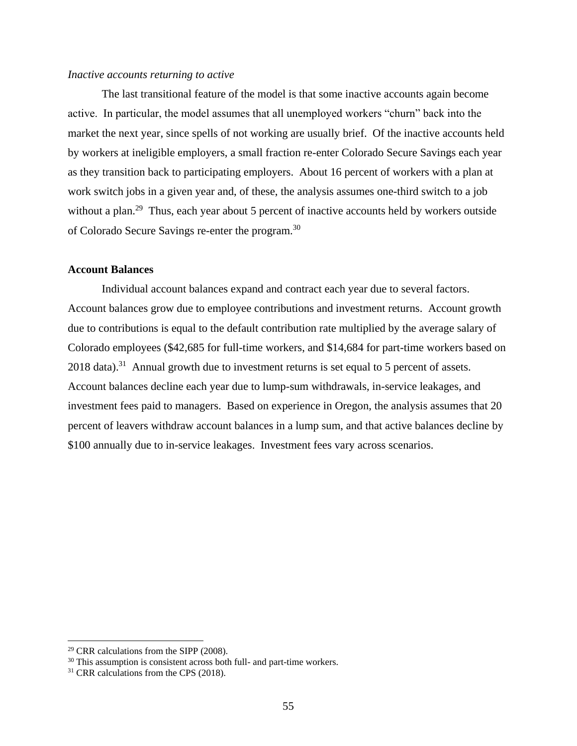*Inactive accounts returning to active*

The last transitional feature of the model is that some inactive accounts again become active. In particular, the model assumes that all unemployed workers "churn" back into the market the next year, since spells of not working are usually brief. Of the inactive accounts held by workers at ineligible employers, a small fraction re-enter Colorado Secure Savings each year as they transition back to participating employers. About 16 percent of workers with a plan at work switch jobs in a given year and, of these, the analysis assumes one-third switch to a job without a plan.[29] Thus, each year about 5 percent of inactive accounts held by workers outside of Colorado Secure Savings re-enter the program.[30]

**Account Balances**

Individual account balances expand and contract each year due to several factors. Account balances grow due to employee contributions and investment returns. Account growth due to contributions is equal to the default contribution rate multiplied by the average salary of Colorado employees ($42,685 for full-time workers, and $14,684 for part-time workers based on 2018 data).[31] Annual growth due to investment returns is set equal to 5 percent of assets. Account balances decline each year due to lump-sum withdrawals, in-service leakages, and investment fees paid to managers. Based on experience in Oregon, the analysis assumes that 20 percent of leavers withdraw account balances in a lump sum, and that active balances decline by $100 annually due to in-service leakages. Investment fees vary across scenarios.

---

[29] CRR calculations from the SIPP (2008).

[30] This assumption is consistent across both full- and part-time workers.

[31] CRR calculations from the CPS (2018).